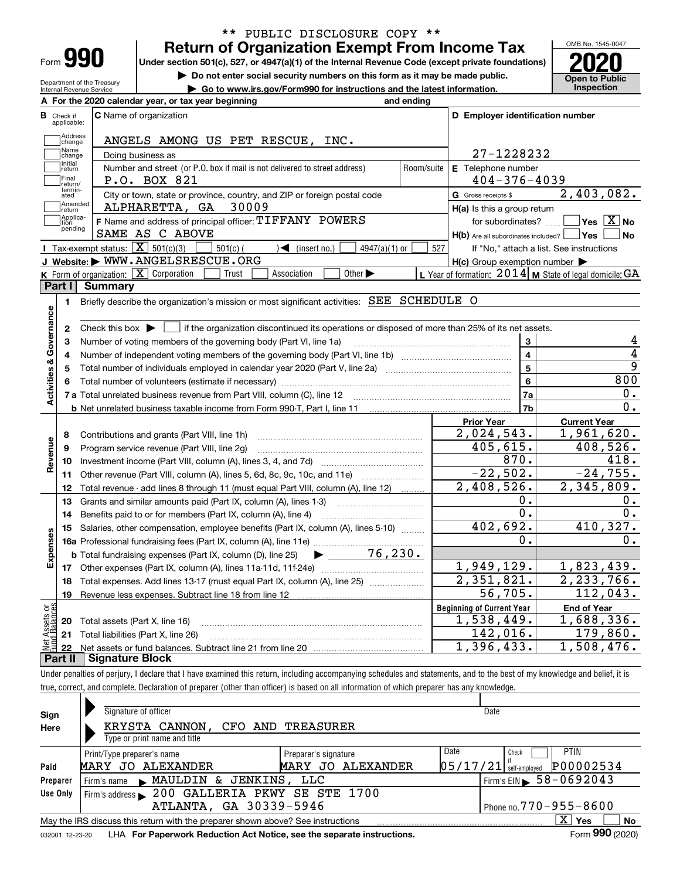\*\* PUBLIC DISCLOSURE COPY \*\*

# Form 990 — Return of Organization Exempt From Income Tax

Under section 501(c), 527, or 4947(a)(1) of the Internal Revenue Code (except private foundations)

▶ Do not enter social security numbers on this form as it may be made public.

▶ Go to www.irs.gov/Form990 for instructions and the latest information.

Department of the Treasury, Internal Revenue Service

OMB No. 1545-0047

**2020** — Open to Public Inspection

**A** For the 2020 calendar year, or tax year beginning and ending

**B** Check if applicable: Address change, Name change, Initial return, Final return/terminated, Amended return, Application pending

**C** Name of organization: ANGELS AMONG US PET RESCUE, INC.

Doing business as

Number and street (or P.O. box if mail is not delivered to street address): P.O. BOX 821 — Room/suite

City or town, state or province, country, and ZIP or foreign postal code: ALPHARETTA, GA 30009

**D** Employer identification number: 27-1228232

**E** Telephone number: 404-376-4039

**G** Gross receipts $ 2,403,082.

**F** Name and address of principal officer: TIFFANY POWERS, SAME AS C ABOVE

**H(a)** Is this a group return for subordinates? ☐ Yes ☒ No

**H(b)** Are all subordinates included? ☐ Yes ☐ No — If "No," attach a list. See instructions

**H(c)** Group exemption number ▶

**I** Tax-exempt status: ☒ 501(c)(3) ☐ 501(c) ( ) ◀ (insert no.) ☐ 4947(a)(1) or ☐ 527

**J** Website: ▶ WWW.ANGELSRESCUE.ORG

**K** Form of organization: ☒ Corporation ☐ Trust ☐ Association ☐ Other ▶

**L** Year of formation: 2014 **M** State of legal domicile: GA

## Part I Summary

**Activities & Governance**

1. Briefly describe the organization's mission or most significant activities: SEE SCHEDULE O
2. Check this box ▶ ☐ if the organization discontinued its operations or disposed of more than 25% of its net assets.

| | | Line | Value |
|---|---|---|---|
| 3 | Number of voting members of the governing body (Part VI, line 1a) | 3 | 4 |
| 4 | Number of independent voting members of the governing body (Part VI, line 1b) | 4 | 4 |
| 5 | Total number of individuals employed in calendar year 2020 (Part V, line 2a) | 5 | 9 |
| 6 | Total number of volunteers (estimate if necessary) | 6 | 800 |
| 7a | Total unrelated business revenue from Part VIII, column (C), line 12 | 7a | 0. |
| 7b | Net unrelated business taxable income from Form 990-T, Part I, line 11 | 7b | 0. |

| | | Prior Year | Current Year |
|---|---|---|---|
| **Revenue** | | | |
| 8 | Contributions and grants (Part VIII, line 1h) | 2,024,543. | 1,961,620. |
| 9 | Program service revenue (Part VIII, line 2g) | 405,615. | 408,526. |
| 10 | Investment income (Part VIII, column (A), lines 3, 4, and 7d) | 870. | 418. |
| 11 | Other revenue (Part VIII, column (A), lines 5, 6d, 8c, 9c, 10c, and 11e) | -22,502. | -24,755. |
| 12 | Total revenue - add lines 8 through 11 (must equal Part VIII, column (A), line 12) | 2,408,526. | 2,345,809. |
| **Expenses** | | | |
| 13 | Grants and similar amounts paid (Part IX, column (A), lines 1-3) | 0. | 0. |
| 14 | Benefits paid to or for members (Part IX, column (A), line 4) | 0. | 0. |
| 15 | Salaries, other compensation, employee benefits (Part IX, column (A), lines 5-10) | 402,692. | 410,327. |
| 16a | Professional fundraising fees (Part IX, column (A), line 11e) | 0. | 0. |
| b | Total fundraising expenses (Part IX, column (D), line 25) ▶ 76,230. | | |
| 17 | Other expenses (Part IX, column (A), lines 11a-11d, 11f-24e) | 1,949,129. | 1,823,439. |
| 18 | Total expenses. Add lines 13-17 (must equal Part IX, column (A), line 25) | 2,351,821. | 2,233,766. |
| 19 | Revenue less expenses. Subtract line 18 from line 12 | 56,705. | 112,043. |
| **Net Assets or Fund Balances** | | **Beginning of Current Year** | **End of Year** |
| 20 | Total assets (Part X, line 16) | 1,538,449. | 1,688,336. |
| 21 | Total liabilities (Part X, line 26) | 142,016. | 179,860. |
| 22 | Net assets or fund balances. Subtract line 21 from line 20 | 1,396,433. | 1,508,476. |

## Part II Signature Block

Under penalties of perjury, I declare that I have examined this return, including accompanying schedules and statements, and to the best of my knowledge and belief, it is true, correct, and complete. Declaration of preparer (other than officer) is based on all information of which preparer has any knowledge.

**Sign Here**

Signature of officer — Date

KRYSTA CANNON, CFO AND TREASURER

Type or print name and title

**Paid Preparer Use Only**

| Print/Type preparer's name | Preparer's signature | Date | Check if self-employed | PTIN |
|---|---|---|---|---|
| MARY JO ALEXANDER | MARY JO ALEXANDER | 05/17/21 | ☐ | P00002534 |

Firm's name ▶ MAULDIN & JENKINS, LLC — Firm's EIN ▶ 58-0692043

Firm's address ▶ 200 GALLERIA PKWY SE STE 1700, ATLANTA, GA 30339-5946 — Phone no. 770-955-8600

May the IRS discuss this return with the preparer shown above? See instructions ☒ Yes ☐ No

032001 12-23-20 LHA For Paperwork Reduction Act Notice, see the separate instructions. Form **990** (2020)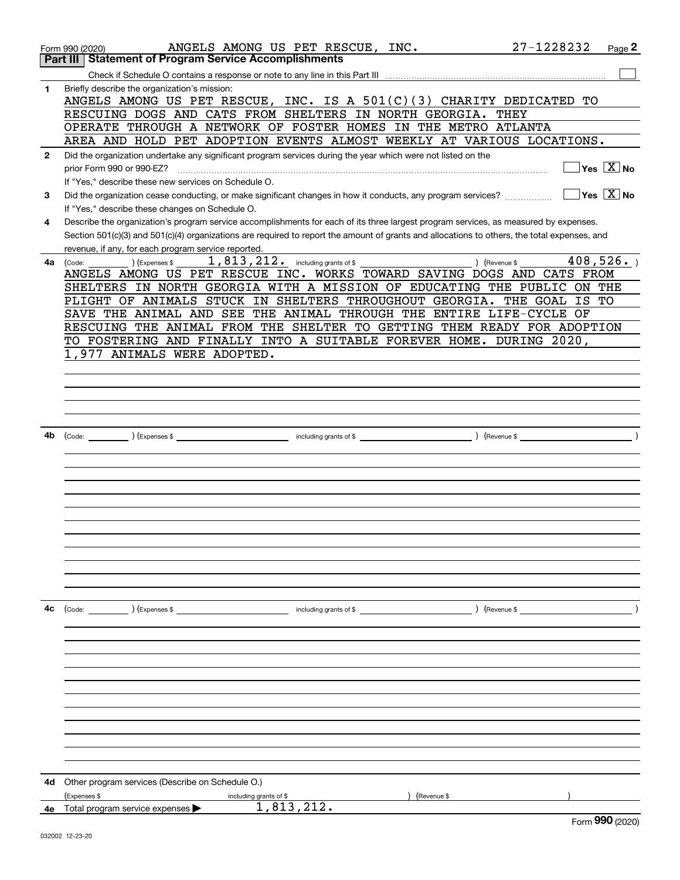Form 990 (2020) ANGELS AMONG US PET RESCUE, INC. 27-1228232 Page 2

## Part III Statement of Program Service Accomplishments

Check if Schedule O contains a response or note to any line in this Part III

**1** Briefly describe the organization's mission:

ANGELS AMONG US PET RESCUE, INC. IS A 501(C)(3) CHARITY DEDICATED TO RESCUING DOGS AND CATS FROM SHELTERS IN NORTH GEORGIA. THEY OPERATE THROUGH A NETWORK OF FOSTER HOMES IN THE METRO ATLANTA AREA AND HOLD PET ADOPTION EVENTS ALMOST WEEKLY AT VARIOUS LOCATIONS.

**2** Did the organization undertake any significant program services during the year which were not listed on the prior Form 990 or 990-EZ? Yes [ ] No [X]

If "Yes," describe these new services on Schedule O.

**3** Did the organization cease conducting, or make significant changes in how it conducts, any program services? Yes [ ] No [X]

If "Yes," describe these changes on Schedule O.

**4** Describe the organization's program service accomplishments for each of its three largest program services, as measured by expenses. Section 501(c)(3) and 501(c)(4) organizations are required to report the amount of grants and allocations to others, the total expenses, and revenue, if any, for each program service reported.

**4a** (Code: ) (Expenses $ 1,813,212. including grants of $ ) (Revenue $ 408,526. )

ANGELS AMONG US PET RESCUE INC. WORKS TOWARD SAVING DOGS AND CATS FROM SHELTERS IN NORTH GEORGIA WITH A MISSION OF EDUCATING THE PUBLIC ON THE PLIGHT OF ANIMALS STUCK IN SHELTERS THROUGHOUT GEORGIA. THE GOAL IS TO SAVE THE ANIMAL AND SEE THE ANIMAL THROUGH THE ENTIRE LIFE-CYCLE OF RESCUING THE ANIMAL FROM THE SHELTER TO GETTING THEM READY FOR ADOPTION TO FOSTERING AND FINALLY INTO A SUITABLE FOREVER HOME. DURING 2020, 1,977 ANIMALS WERE ADOPTED.

**4b** (Code: ) (Expenses $ including grants of $ ) (Revenue $ )

**4c** (Code: ) (Expenses $ including grants of $ ) (Revenue $ )

**4d** Other program services (Describe on Schedule O.)

(Expenses $ including grants of $ ) (Revenue $ )

**4e** Total program service expenses ▶ 1,813,212.

Form 990 (2020)

032002 12-23-20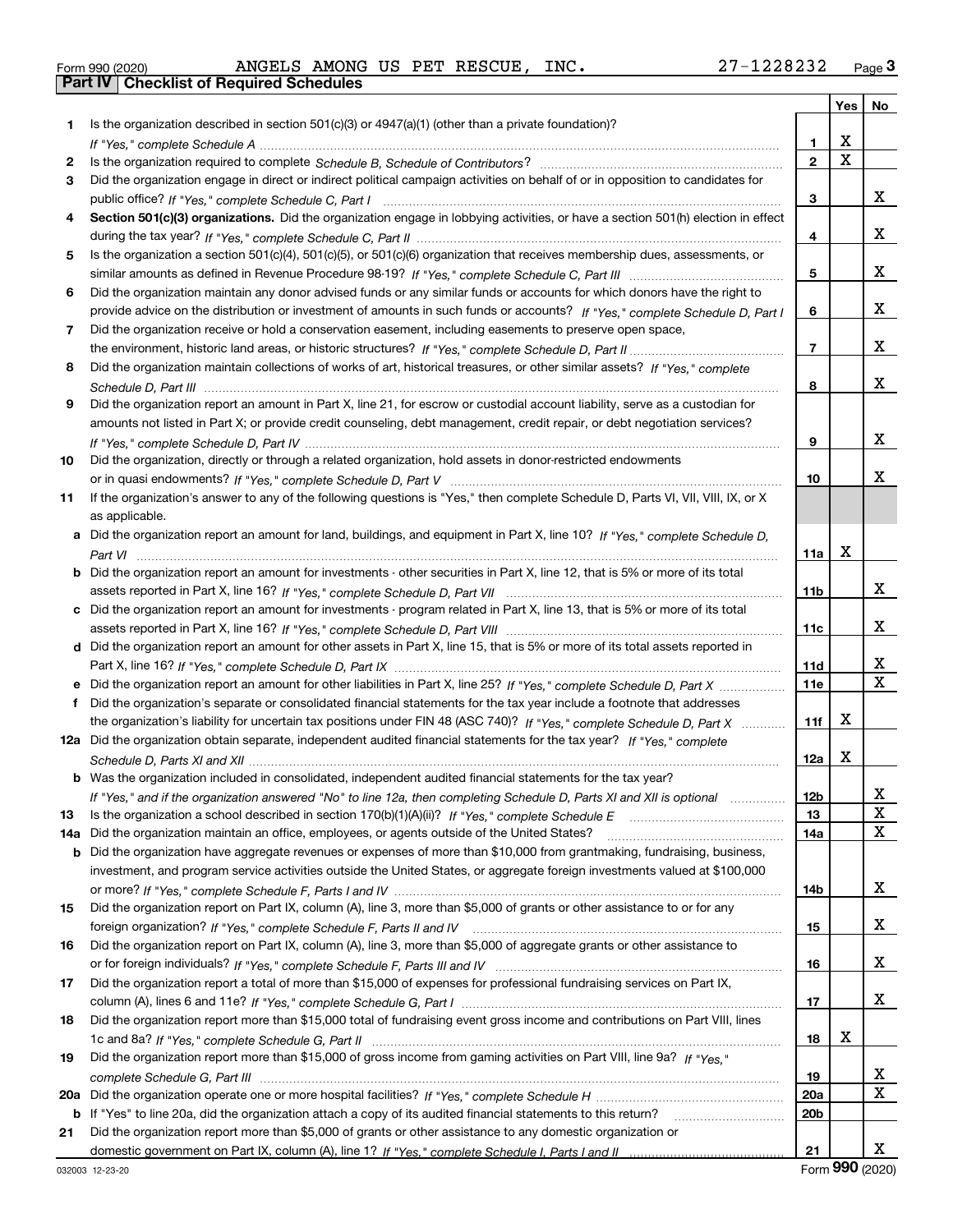Form 990 (2020) ANGELS AMONG US PET RESCUE, INC. 27-1228232 Page 3

## Part IV Checklist of Required Schedules

| | | | Yes | No |
|---|---|---|---|---|
| 1 | Is the organization described in section 501(c)(3) or 4947(a)(1) (other than a private foundation)? *If "Yes," complete Schedule A* | 1 | X | |
| 2 | Is the organization required to complete *Schedule B, Schedule of Contributors*? | 2 | X | |
| 3 | Did the organization engage in direct or indirect political campaign activities on behalf of or in opposition to candidates for public office? *If "Yes," complete Schedule C, Part I* | 3 | | X |
| 4 | **Section 501(c)(3) organizations.** Did the organization engage in lobbying activities, or have a section 501(h) election in effect during the tax year? *If "Yes," complete Schedule C, Part II* | 4 | | X |
| 5 | Is the organization a section 501(c)(4), 501(c)(5), or 501(c)(6) organization that receives membership dues, assessments, or similar amounts as defined in Revenue Procedure 98-19? *If "Yes," complete Schedule C, Part III* | 5 | | X |
| 6 | Did the organization maintain any donor advised funds or any similar funds or accounts for which donors have the right to provide advice on the distribution or investment of amounts in such funds or accounts? *If "Yes," complete Schedule D, Part I* | 6 | | X |
| 7 | Did the organization receive or hold a conservation easement, including easements to preserve open space, the environment, historic land areas, or historic structures? *If "Yes," complete Schedule D, Part II* | 7 | | X |
| 8 | Did the organization maintain collections of works of art, historical treasures, or other similar assets? *If "Yes," complete Schedule D, Part III* | 8 | | X |
| 9 | Did the organization report an amount in Part X, line 21, for escrow or custodial account liability, serve as a custodian for amounts not listed in Part X; or provide credit counseling, debt management, credit repair, or debt negotiation services? *If "Yes," complete Schedule D, Part IV* | 9 | | X |
| 10 | Did the organization, directly or through a related organization, hold assets in donor-restricted endowments or in quasi endowments? *If "Yes," complete Schedule D, Part V* | 10 | | X |
| 11 | If the organization's answer to any of the following questions is "Yes," then complete Schedule D, Parts VI, VII, VIII, IX, or X as applicable. | | | |
| a | Did the organization report an amount for land, buildings, and equipment in Part X, line 10? *If "Yes," complete Schedule D, Part VI* | 11a | X | |
| b | Did the organization report an amount for investments - other securities in Part X, line 12, that is 5% or more of its total assets reported in Part X, line 16? *If "Yes," complete Schedule D, Part VII* | 11b | | X |
| c | Did the organization report an amount for investments - program related in Part X, line 13, that is 5% or more of its total assets reported in Part X, line 16? *If "Yes," complete Schedule D, Part VIII* | 11c | | X |
| d | Did the organization report an amount for other assets in Part X, line 15, that is 5% or more of its total assets reported in Part X, line 16? *If "Yes," complete Schedule D, Part IX* | 11d | | X |
| e | Did the organization report an amount for other liabilities in Part X, line 25? *If "Yes," complete Schedule D, Part X* | 11e | | X |
| f | Did the organization's separate or consolidated financial statements for the tax year include a footnote that addresses the organization's liability for uncertain tax positions under FIN 48 (ASC 740)? *If "Yes," complete Schedule D, Part X* | 11f | X | |
| 12a | Did the organization obtain separate, independent audited financial statements for the tax year? *If "Yes," complete Schedule D, Parts XI and XII* | 12a | X | |
| b | Was the organization included in consolidated, independent audited financial statements for the tax year? *If "Yes," and if the organization answered "No" to line 12a, then completing Schedule D, Parts XI and XII is optional* | 12b | | X |
| 13 | Is the organization a school described in section 170(b)(1)(A)(ii)? *If "Yes," complete Schedule E* | 13 | | X |
| 14a | Did the organization maintain an office, employees, or agents outside of the United States? | 14a | | X |
| b | Did the organization have aggregate revenues or expenses of more than $10,000 from grantmaking, fundraising, business, investment, and program service activities outside the United States, or aggregate foreign investments valued at $100,000 or more? *If "Yes," complete Schedule F, Parts I and IV* | 14b | | X |
| 15 | Did the organization report on Part IX, column (A), line 3, more than $5,000 of grants or other assistance to or for any foreign organization? *If "Yes," complete Schedule F, Parts II and IV* | 15 | | X |
| 16 | Did the organization report on Part IX, column (A), line 3, more than $5,000 of aggregate grants or other assistance to or for foreign individuals? *If "Yes," complete Schedule F, Parts III and IV* | 16 | | X |
| 17 | Did the organization report a total of more than $15,000 of expenses for professional fundraising services on Part IX, column (A), lines 6 and 11e? *If "Yes," complete Schedule G, Part I* | 17 | | X |
| 18 | Did the organization report more than $15,000 total of fundraising event gross income and contributions on Part VIII, lines 1c and 8a? *If "Yes," complete Schedule G, Part II* | 18 | X | |
| 19 | Did the organization report more than $15,000 of gross income from gaming activities on Part VIII, line 9a? *If "Yes," complete Schedule G, Part III* | 19 | | X |
| 20a | Did the organization operate one or more hospital facilities? *If "Yes," complete Schedule H* | 20a | | X |
| b | If "Yes" to line 20a, did the organization attach a copy of its audited financial statements to this return? | 20b | | |
| 21 | Did the organization report more than $5,000 of grants or other assistance to any domestic organization or domestic government on Part IX, column (A), line 1? *If "Yes," complete Schedule I, Parts I and II* | 21 | | X |

032003 12-23-20 Form 990 (2020)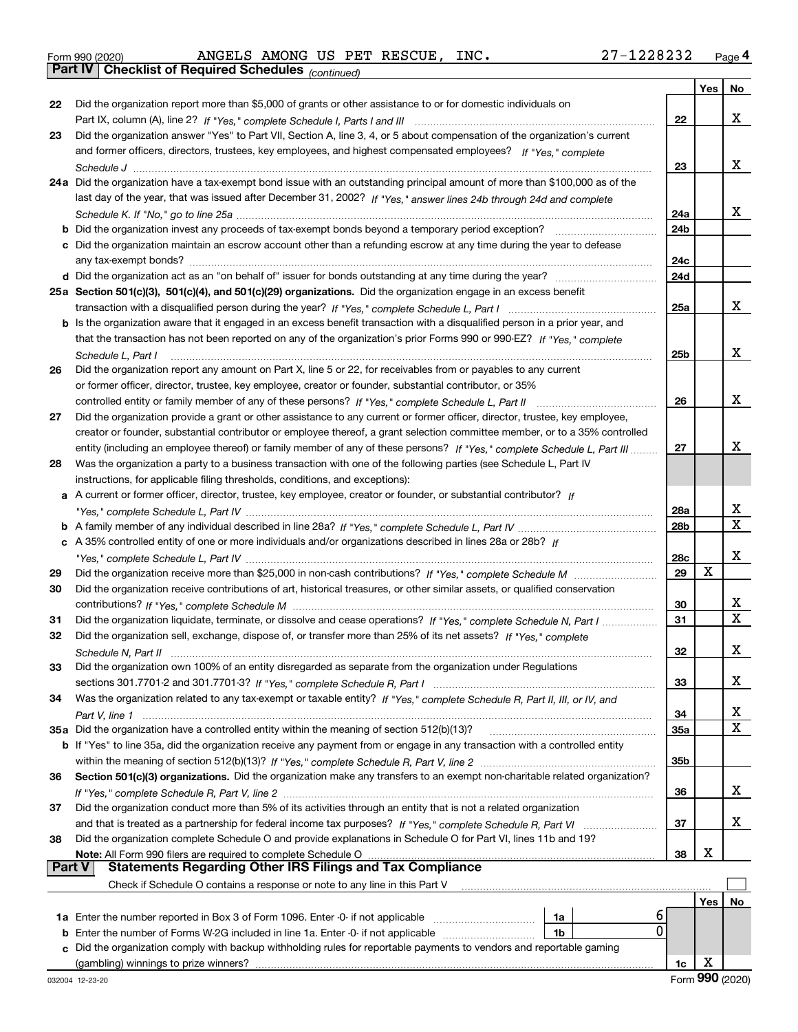Form 990 (2020) ANGELS AMONG US PET RESCUE, INC. 27-1228232 Page 4

**Part IV | Checklist of Required Schedules** *(continued)*

| | | | Yes | No |
|---|---|---|---|---|
| 22 | Did the organization report more than $5,000 of grants or other assistance to or for domestic individuals on Part IX, column (A), line 2? *If "Yes," complete Schedule I, Parts I and III* | 22 | | X |
| 23 | Did the organization answer "Yes" to Part VII, Section A, line 3, 4, or 5 about compensation of the organization's current and former officers, directors, trustees, key employees, and highest compensated employees? *If "Yes," complete Schedule J* | 23 | | X |
| 24a | Did the organization have a tax-exempt bond issue with an outstanding principal amount of more than $100,000 as of the last day of the year, that was issued after December 31, 2002? *If "Yes," answer lines 24b through 24d and complete Schedule K. If "No," go to line 25a* | 24a | | X |
| b | Did the organization invest any proceeds of tax-exempt bonds beyond a temporary period exception? | 24b | | |
| c | Did the organization maintain an escrow account other than a refunding escrow at any time during the year to defease any tax-exempt bonds? | 24c | | |
| d | Did the organization act as an "on behalf of" issuer for bonds outstanding at any time during the year? | 24d | | |
| 25a | **Section 501(c)(3), 501(c)(4), and 501(c)(29) organizations.** Did the organization engage in an excess benefit transaction with a disqualified person during the year? *If "Yes," complete Schedule L, Part I* | 25a | | X |
| b | Is the organization aware that it engaged in an excess benefit transaction with a disqualified person in a prior year, and that the transaction has not been reported on any of the organization's prior Forms 990 or 990-EZ? *If "Yes," complete Schedule L, Part I* | 25b | | X |
| 26 | Did the organization report any amount on Part X, line 5 or 22, for receivables from or payables to any current or former officer, director, trustee, key employee, creator or founder, substantial contributor, or 35% controlled entity or family member of any of these persons? *If "Yes," complete Schedule L, Part II* | 26 | | X |
| 27 | Did the organization provide a grant or other assistance to any current or former officer, director, trustee, key employee, creator or founder, substantial contributor or employee thereof, a grant selection committee member, or to a 35% controlled entity (including an employee thereof) or family member of any of these persons? *If "Yes," complete Schedule L, Part III* | 27 | | X |
| 28 | Was the organization a party to a business transaction with one of the following parties (see Schedule L, Part IV instructions, for applicable filing thresholds, conditions, and exceptions): | | | |
| a | A current or former officer, director, trustee, key employee, creator or founder, or substantial contributor? *If "Yes," complete Schedule L, Part IV* | 28a | | X |
| b | A family member of any individual described in line 28a? *If "Yes," complete Schedule L, Part IV* | 28b | | X |
| c | A 35% controlled entity of one or more individuals and/or organizations described in lines 28a or 28b? *If "Yes," complete Schedule L, Part IV* | 28c | | X |
| 29 | Did the organization receive more than $25,000 in non-cash contributions? *If "Yes," complete Schedule M* | 29 | X | |
| 30 | Did the organization receive contributions of art, historical treasures, or other similar assets, or qualified conservation contributions? *If "Yes," complete Schedule M* | 30 | | X |
| 31 | Did the organization liquidate, terminate, or dissolve and cease operations? *If "Yes," complete Schedule N, Part I* | 31 | | X |
| 32 | Did the organization sell, exchange, dispose of, or transfer more than 25% of its net assets? *If "Yes," complete Schedule N, Part II* | 32 | | X |
| 33 | Did the organization own 100% of an entity disregarded as separate from the organization under Regulations sections 301.7701-2 and 301.7701-3? *If "Yes," complete Schedule R, Part I* | 33 | | X |
| 34 | Was the organization related to any tax-exempt or taxable entity? *If "Yes," complete Schedule R, Part II, III, or IV, and Part V, line 1* | 34 | | X |
| 35a | Did the organization have a controlled entity within the meaning of section 512(b)(13)? | 35a | | X |
| b | If "Yes" to line 35a, did the organization receive any payment from or engage in any transaction with a controlled entity within the meaning of section 512(b)(13)? *If "Yes," complete Schedule R, Part V, line 2* | 35b | | |
| 36 | **Section 501(c)(3) organizations.** Did the organization make any transfers to an exempt non-charitable related organization? *If "Yes," complete Schedule R, Part V, line 2* | 36 | | X |
| 37 | Did the organization conduct more than 5% of its activities through an entity that is not a related organization and that is treated as a partnership for federal income tax purposes? *If "Yes," complete Schedule R, Part VI* | 37 | | X |
| 38 | Did the organization complete Schedule O and provide explanations in Schedule O for Part VI, lines 11b and 19? **Note:** All Form 990 filers are required to complete Schedule O | 38 | X | |

**Part V | Statements Regarding Other IRS Filings and Tax Compliance**

Check if Schedule O contains a response or note to any line in this Part V ☐

| | | | | | Yes | No |
|---|---|---|---|---|---|---|
| 1a | Enter the number reported in Box 3 of Form 1096. Enter -0- if not applicable | 1a | 6 | | | |
| b | Enter the number of Forms W-2G included in line 1a. Enter -0- if not applicable | 1b | 0 | | | |
| c | Did the organization comply with backup withholding rules for reportable payments to vendors and reportable gaming (gambling) winnings to prize winners? | | | 1c | X | |

032004 12-23-20 Form **990** (2020)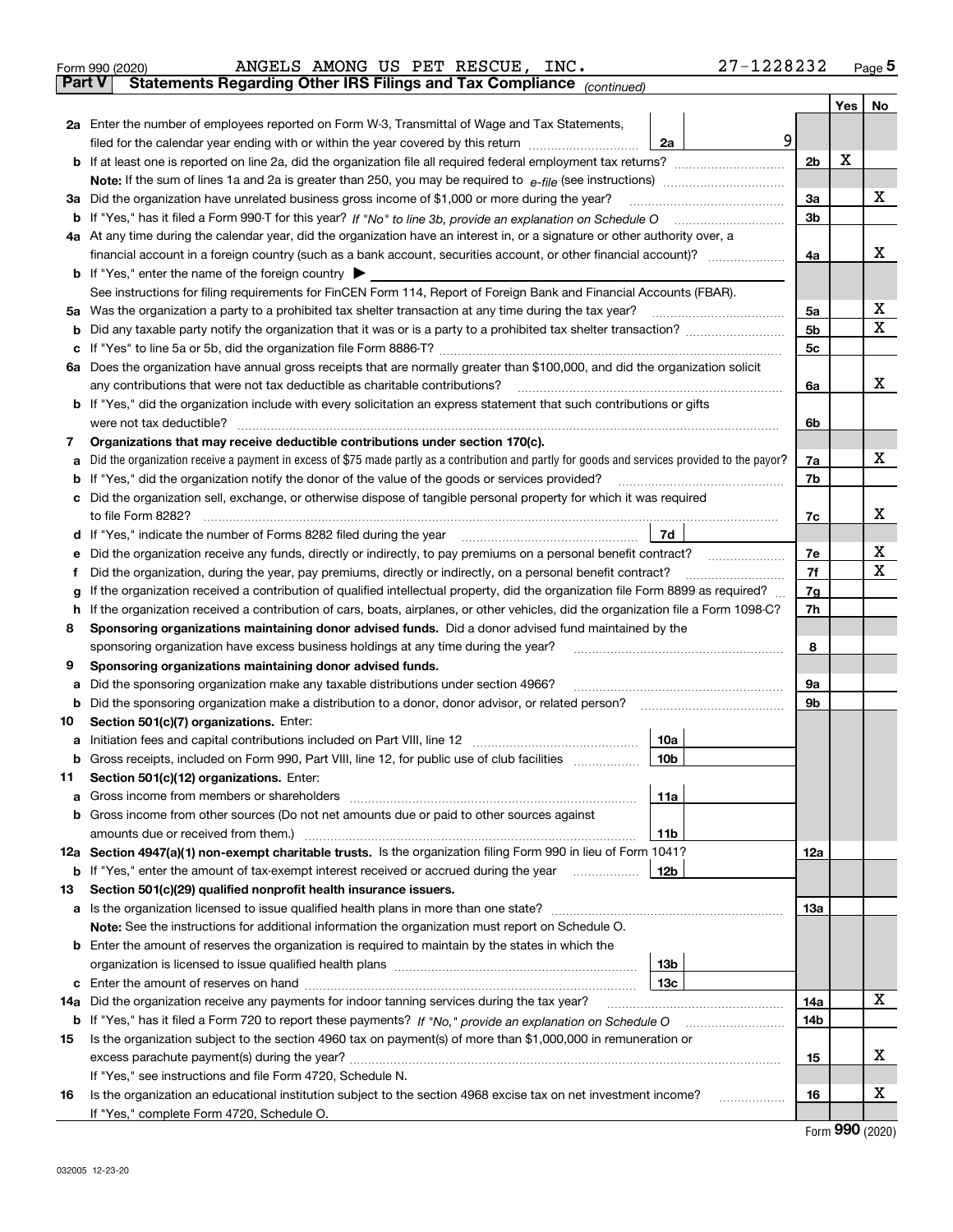Form 990 (2020) ANGELS AMONG US PET RESCUE, INC. 27-1228232

## Part V Statements Regarding Other IRS Filings and Tax Compliance *(continued)*

| | | | | Line | Yes | No |
|---|---|---|---|---|---|---|
| 2a | Enter the number of employees reported on Form W-3, Transmittal of Wage and Tax Statements, filed for the calendar year ending with or within the year covered by this return | 2a | 9 | | | |
| b | If at least one is reported on line 2a, did the organization file all required federal employment tax returns? | | | 2b | X | |
| | Note: If the sum of lines 1a and 2a is greater than 250, you may be required to *e-file* (see instructions) | | | | | |
| 3a | Did the organization have unrelated business gross income of $1,000 or more during the year? | | | 3a | | X |
| b | If "Yes," has it filed a Form 990-T for this year? *If "No" to line 3b, provide an explanation on Schedule O* | | | 3b | | |
| 4a | At any time during the calendar year, did the organization have an interest in, or a signature or other authority over, a financial account in a foreign country (such as a bank account, securities account, or other financial account)? | | | 4a | | X |
| b | If "Yes," enter the name of the foreign country ▶ | | | | | |
| | See instructions for filing requirements for FinCEN Form 114, Report of Foreign Bank and Financial Accounts (FBAR). | | | | | |
| 5a | Was the organization a party to a prohibited tax shelter transaction at any time during the tax year? | | | 5a | | X |
| b | Did any taxable party notify the organization that it was or is a party to a prohibited tax shelter transaction? | | | 5b | | X |
| c | If "Yes" to line 5a or 5b, did the organization file Form 8886-T? | | | 5c | | |
| 6a | Does the organization have annual gross receipts that are normally greater than $100,000, and did the organization solicit any contributions that were not tax deductible as charitable contributions? | | | 6a | | X |
| b | If "Yes," did the organization include with every solicitation an express statement that such contributions or gifts were not tax deductible? | | | 6b | | |
| 7 | **Organizations that may receive deductible contributions under section 170(c).** | | | | | |
| a | Did the organization receive a payment in excess of $75 made partly as a contribution and partly for goods and services provided to the payor? | | | 7a | | X |
| b | If "Yes," did the organization notify the donor of the value of the goods or services provided? | | | 7b | | |
| c | Did the organization sell, exchange, or otherwise dispose of tangible personal property for which it was required to file Form 8282? | | | 7c | | X |
| d | If "Yes," indicate the number of Forms 8282 filed during the year | 7d | | | | |
| e | Did the organization receive any funds, directly or indirectly, to pay premiums on a personal benefit contract? | | | 7e | | X |
| f | Did the organization, during the year, pay premiums, directly or indirectly, on a personal benefit contract? | | | 7f | | X |
| g | If the organization received a contribution of qualified intellectual property, did the organization file Form 8899 as required? | | | 7g | | |
| h | If the organization received a contribution of cars, boats, airplanes, or other vehicles, did the organization file a Form 1098-C? | | | 7h | | |
| 8 | **Sponsoring organizations maintaining donor advised funds.** Did a donor advised fund maintained by the sponsoring organization have excess business holdings at any time during the year? | | | 8 | | |
| 9 | **Sponsoring organizations maintaining donor advised funds.** | | | | | |
| a | Did the sponsoring organization make any taxable distributions under section 4966? | | | 9a | | |
| b | Did the sponsoring organization make a distribution to a donor, donor advisor, or related person? | | | 9b | | |
| 10 | **Section 501(c)(7) organizations.** Enter: | | | | | |
| a | Initiation fees and capital contributions included on Part VIII, line 12 | 10a | | | | |
| b | Gross receipts, included on Form 990, Part VIII, line 12, for public use of club facilities | 10b | | | | |
| 11 | **Section 501(c)(12) organizations.** Enter: | | | | | |
| a | Gross income from members or shareholders | 11a | | | | |
| b | Gross income from other sources (Do not net amounts due or paid to other sources against amounts due or received from them.) | 11b | | | | |
| 12a | **Section 4947(a)(1) non-exempt charitable trusts.** Is the organization filing Form 990 in lieu of Form 1041? | | | 12a | | |
| b | If "Yes," enter the amount of tax-exempt interest received or accrued during the year | 12b | | | | |
| 13 | **Section 501(c)(29) qualified nonprofit health insurance issuers.** | | | | | |
| a | Is the organization licensed to issue qualified health plans in more than one state? | | | 13a | | |
| | **Note:** See the instructions for additional information the organization must report on Schedule O. | | | | | |
| b | Enter the amount of reserves the organization is required to maintain by the states in which the organization is licensed to issue qualified health plans | 13b | | | | |
| c | Enter the amount of reserves on hand | 13c | | | | |
| 14a | Did the organization receive any payments for indoor tanning services during the tax year? | | | 14a | | X |
| b | If "Yes," has it filed a Form 720 to report these payments? *If "No," provide an explanation on Schedule O* | | | 14b | | |
| 15 | Is the organization subject to the section 4960 tax on payment(s) of more than $1,000,000 in remuneration or excess parachute payment(s) during the year? | | | 15 | | X |
| | If "Yes," see instructions and file Form 4720, Schedule N. | | | | | |
| 16 | Is the organization an educational institution subject to the section 4968 excise tax on net investment income? | | | 16 | | X |
| | If "Yes," complete Form 4720, Schedule O. | | | | | |

Form **990** (2020)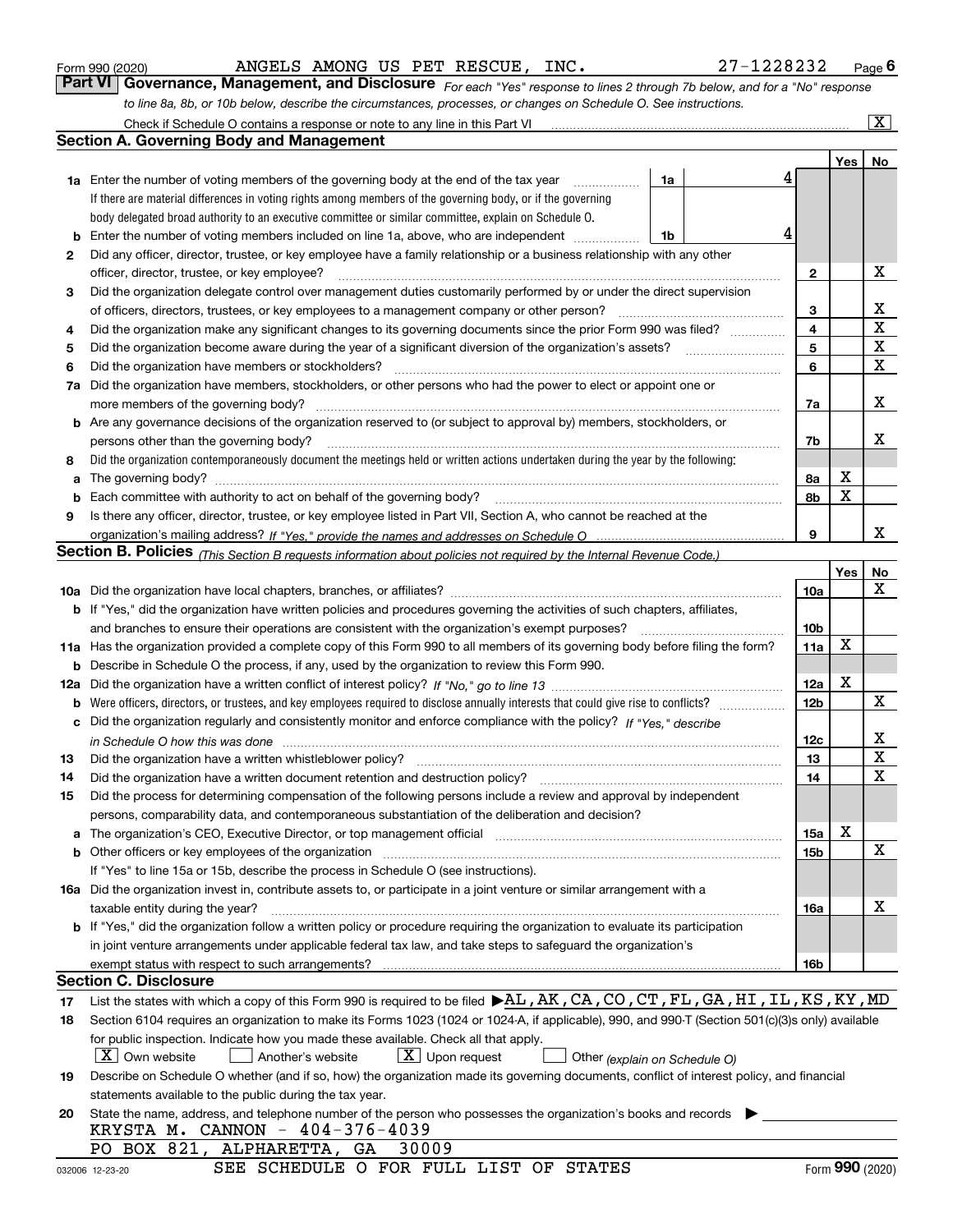Form 990 (2020) ANGELS AMONG US PET RESCUE, INC. 27-1228232 Page 6

**Part VI Governance, Management, and Disclosure** *For each "Yes" response to lines 2 through 7b below, and for a "No" response to line 8a, 8b, or 10b below, describe the circumstances, processes, or changes on Schedule O. See instructions.*

Check if Schedule O contains a response or note to any line in this Part VI ..... [X]

## Section A. Governing Body and Management

| | | | | Yes | No |
|---|---|---|---|---|---|
| **1a** | Enter the number of voting members of the governing body at the end of the tax year ..... **1a** 4 | | | | |
| | If there are material differences in voting rights among members of the governing body, or if the governing body delegated broad authority to an executive committee or similar committee, explain on Schedule O. | | | | |
| **b** | Enter the number of voting members included on line 1a, above, who are independent ..... **1b** 4 | | | | |
| **2** | Did any officer, director, trustee, or key employee have a family relationship or a business relationship with any other officer, director, trustee, or key employee? | | **2** | | X |
| **3** | Did the organization delegate control over management duties customarily performed by or under the direct supervision of officers, directors, trustees, or key employees to a management company or other person? | | **3** | | X |
| **4** | Did the organization make any significant changes to its governing documents since the prior Form 990 was filed? | | **4** | | X |
| **5** | Did the organization become aware during the year of a significant diversion of the organization's assets? | | **5** | | X |
| **6** | Did the organization have members or stockholders? | | **6** | | X |
| **7a** | Did the organization have members, stockholders, or other persons who had the power to elect or appoint one or more members of the governing body? | | **7a** | | X |
| **b** | Are any governance decisions of the organization reserved to (or subject to approval by) members, stockholders, or persons other than the governing body? | | **7b** | | X |
| **8** | Did the organization contemporaneously document the meetings held or written actions undertaken during the year by the following: | | | | |
| **a** | The governing body? | | **8a** | X | |
| **b** | Each committee with authority to act on behalf of the governing body? | | **8b** | X | |
| **9** | Is there any officer, director, trustee, or key employee listed in Part VII, Section A, who cannot be reached at the organization's mailing address? *If "Yes," provide the names and addresses on Schedule O* | | **9** | | X |

## Section B. Policies *(This Section B requests information about policies not required by the Internal Revenue Code.)*

| | | | Yes | No |
|---|---|---|---|---|
| **10a** | Did the organization have local chapters, branches, or affiliates? | **10a** | | X |
| **b** | If "Yes," did the organization have written policies and procedures governing the activities of such chapters, affiliates, and branches to ensure their operations are consistent with the organization's exempt purposes? | **10b** | | |
| **11a** | Has the organization provided a complete copy of this Form 990 to all members of its governing body before filing the form? | **11a** | X | |
| **b** | Describe in Schedule O the process, if any, used by the organization to review this Form 990. | | | |
| **12a** | Did the organization have a written conflict of interest policy? *If "No," go to line 13* | **12a** | X | |
| **b** | Were officers, directors, or trustees, and key employees required to disclose annually interests that could give rise to conflicts? | **12b** | | X |
| **c** | Did the organization regularly and consistently monitor and enforce compliance with the policy? *If "Yes," describe in Schedule O how this was done* | **12c** | | X |
| **13** | Did the organization have a written whistleblower policy? | **13** | | X |
| **14** | Did the organization have a written document retention and destruction policy? | **14** | | X |
| **15** | Did the process for determining compensation of the following persons include a review and approval by independent persons, comparability data, and contemporaneous substantiation of the deliberation and decision? | | | |
| **a** | The organization's CEO, Executive Director, or top management official | **15a** | X | |
| **b** | Other officers or key employees of the organization | **15b** | | X |
| | If "Yes" to line 15a or 15b, describe the process in Schedule O (see instructions). | | | |
| **16a** | Did the organization invest in, contribute assets to, or participate in a joint venture or similar arrangement with a taxable entity during the year? | **16a** | | X |
| **b** | If "Yes," did the organization follow a written policy or procedure requiring the organization to evaluate its participation in joint venture arrangements under applicable federal tax law, and take steps to safeguard the organization's exempt status with respect to such arrangements? | **16b** | | |

## Section C. Disclosure

**17** List the states with which a copy of this Form 990 is required to be filed ▶AL,AK,CA,CO,CT,FL,GA,HI,IL,KS,KY,MD

**18** Section 6104 requires an organization to make its Forms 1023 (1024 or 1024-A, if applicable), 990, and 990-T (Section 501(c)(3)s only) available for public inspection. Indicate how you made these available. Check all that apply.

[X] Own website [ ] Another's website [X] Upon request [ ] Other *(explain on Schedule O)*

**19** Describe on Schedule O whether (and if so, how) the organization made its governing documents, conflict of interest policy, and financial statements available to the public during the tax year.

**20** State the name, address, and telephone number of the person who possesses the organization's books and records ▶

KRYSTA M. CANNON - 404-376-4039
PO BOX 821, ALPHARETTA, GA 30009

SEE SCHEDULE O FOR FULL LIST OF STATES

032006 12-23-20 Form **990** (2020)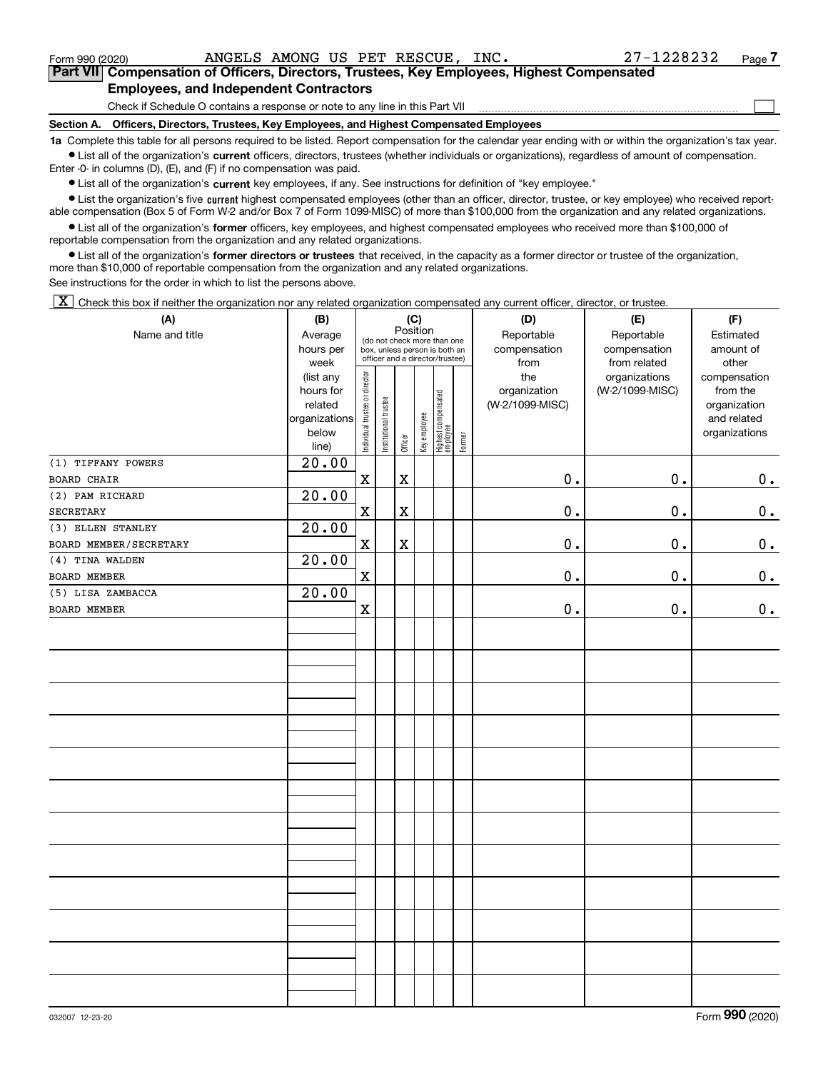Form 990 (2020) ANGELS AMONG US PET RESCUE, INC. 27-1228232 Page 7

## Part VII Compensation of Officers, Directors, Trustees, Key Employees, Highest Compensated Employees, and Independent Contractors

Check if Schedule O contains a response or note to any line in this Part VII

### Section A. Officers, Directors, Trustees, Key Employees, and Highest Compensated Employees

**1a** Complete this table for all persons required to be listed. Report compensation for the calendar year ending with or within the organization's tax year.

- List all of the organization's **current** officers, directors, trustees (whether individuals or organizations), regardless of amount of compensation. Enter -0- in columns (D), (E), and (F) if no compensation was paid.
- List all of the organization's **current** key employees, if any. See instructions for definition of "key employee."
- List the organization's five **current** highest compensated employees (other than an officer, director, trustee, or key employee) who received reportable compensation (Box 5 of Form W-2 and/or Box 7 of Form 1099-MISC) of more than $100,000 from the organization and any related organizations.
- List all of the organization's **former** officers, key employees, and highest compensated employees who received more than $100,000 of reportable compensation from the organization and any related organizations.
- List all of the organization's **former directors or trustees** that received, in the capacity as a former director or trustee of the organization, more than $10,000 of reportable compensation from the organization and any related organizations.

See instructions for the order in which to list the persons above.

[X] Check this box if neither the organization nor any related organization compensated any current officer, director, or trustee.

| (A) Name and title | (B) Average hours per week (list any hours for related organizations below line) | (C) Position: Individual trustee or director | Institutional trustee | Officer | Key employee | Highest compensated employee | Former | (D) Reportable compensation from the organization (W-2/1099-MISC) | (E) Reportable compensation from related organizations (W-2/1099-MISC) | (F) Estimated amount of other compensation from the organization and related organizations |
|---|---|---|---|---|---|---|---|---|---|---|
| (1) TIFFANY POWERS<br>BOARD CHAIR | 20.00 | X | | X | | | | 0. | 0. | 0. |
| (2) PAM RICHARD<br>SECRETARY | 20.00 | X | | X | | | | 0. | 0. | 0. |
| (3) ELLEN STANLEY<br>BOARD MEMBER/SECRETARY | 20.00 | X | | X | | | | 0. | 0. | 0. |
| (4) TINA WALDEN<br>BOARD MEMBER | 20.00 | X | | | | | | 0. | 0. | 0. |
| (5) LISA ZAMBACCA<br>BOARD MEMBER | 20.00 | X | | | | | | 0. | 0. | 0. |

032007 12-23-20 Form 990 (2020)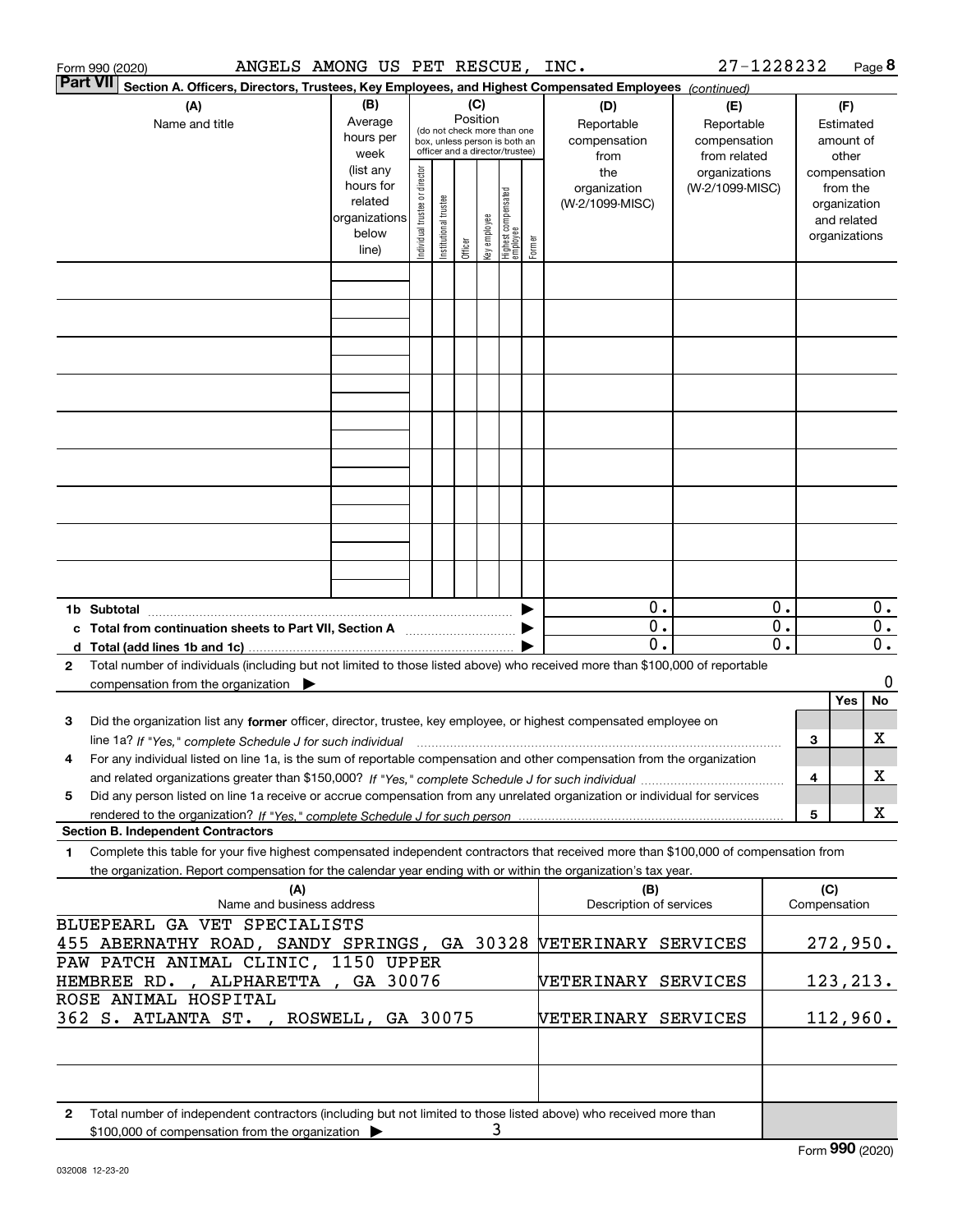Form 990 (2020) ANGELS AMONG US PET RESCUE, INC. 27-1228232 Page **8**

**Part VII** Section A. Officers, Directors, Trustees, Key Employees, and Highest Compensated Employees *(continued)*

| (A) Name and title | (B) Average hours per week (list any hours for related organizations below line) | (C) Position (do not check more than one box, unless person is both an officer and a director/trustee): Individual trustee or director | Institutional trustee | Officer | Key employee | Highest compensated employee | Former | (D) Reportable compensation from the organization (W-2/1099-MISC) | (E) Reportable compensation from related organizations (W-2/1099-MISC) | (F) Estimated amount of other compensation from the organization and related organizations |
|---|---|---|---|---|---|---|---|---|---|---|
| | | | | | | | | | | |
| | | | | | | | | | | |
| | | | | | | | | | | |
| | | | | | | | | | | |
| | | | | | | | | | | |
| | | | | | | | | | | |
| | | | | | | | | | | |
| | | | | | | | | | | |
| | | | | | | | | | | |
| **1b Subtotal** | | | | | | | ▶ | 0. | 0. | 0. |
| **c Total from continuation sheets to Part VII, Section A** | | | | | | | ▶ | 0. | 0. | 0. |
| **d Total (add lines 1b and 1c)** | | | | | | | ▶ | 0. | 0. | 0. |

**2** Total number of individuals (including but not limited to those listed above) who received more than $100,000 of reportable compensation from the organization ▶ 0

| | | Yes | No |
|---|---|---|---|
| **3** Did the organization list any **former** officer, director, trustee, key employee, or highest compensated employee on line 1a? *If "Yes," complete Schedule J for such individual* | 3 | | X |
| **4** For any individual listed on line 1a, is the sum of reportable compensation and other compensation from the organization and related organizations greater than $150,000? *If "Yes," complete Schedule J for such individual* | 4 | | X |
| **5** Did any person listed on line 1a receive or accrue compensation from any unrelated organization or individual for services rendered to the organization? *If "Yes," complete Schedule J for such person* | 5 | | X |

**Section B. Independent Contractors**

**1** Complete this table for your five highest compensated independent contractors that received more than $100,000 of compensation from the organization. Report compensation for the calendar year ending with or within the organization's tax year.

| (A) Name and business address | (B) Description of services | (C) Compensation |
|---|---|---|
| BLUEPEARL GA VET SPECIALISTS 455 ABERNATHY ROAD, SANDY SPRINGS, GA 30328 | VETERINARY SERVICES | 272,950. |
| PAW PATCH ANIMAL CLINIC, 1150 UPPER HEMBREE RD. , ALPHARETTA , GA 30076 | VETERINARY SERVICES | 123,213. |
| ROSE ANIMAL HOSPITAL 362 S. ATLANTA ST. , ROSWELL, GA 30075 | VETERINARY SERVICES | 112,960. |
| | | |
| | | |

**2** Total number of independent contractors (including but not limited to those listed above) who received more than $100,000 of compensation from the organization ▶ 3

032008 12-23-20 Form **990** (2020)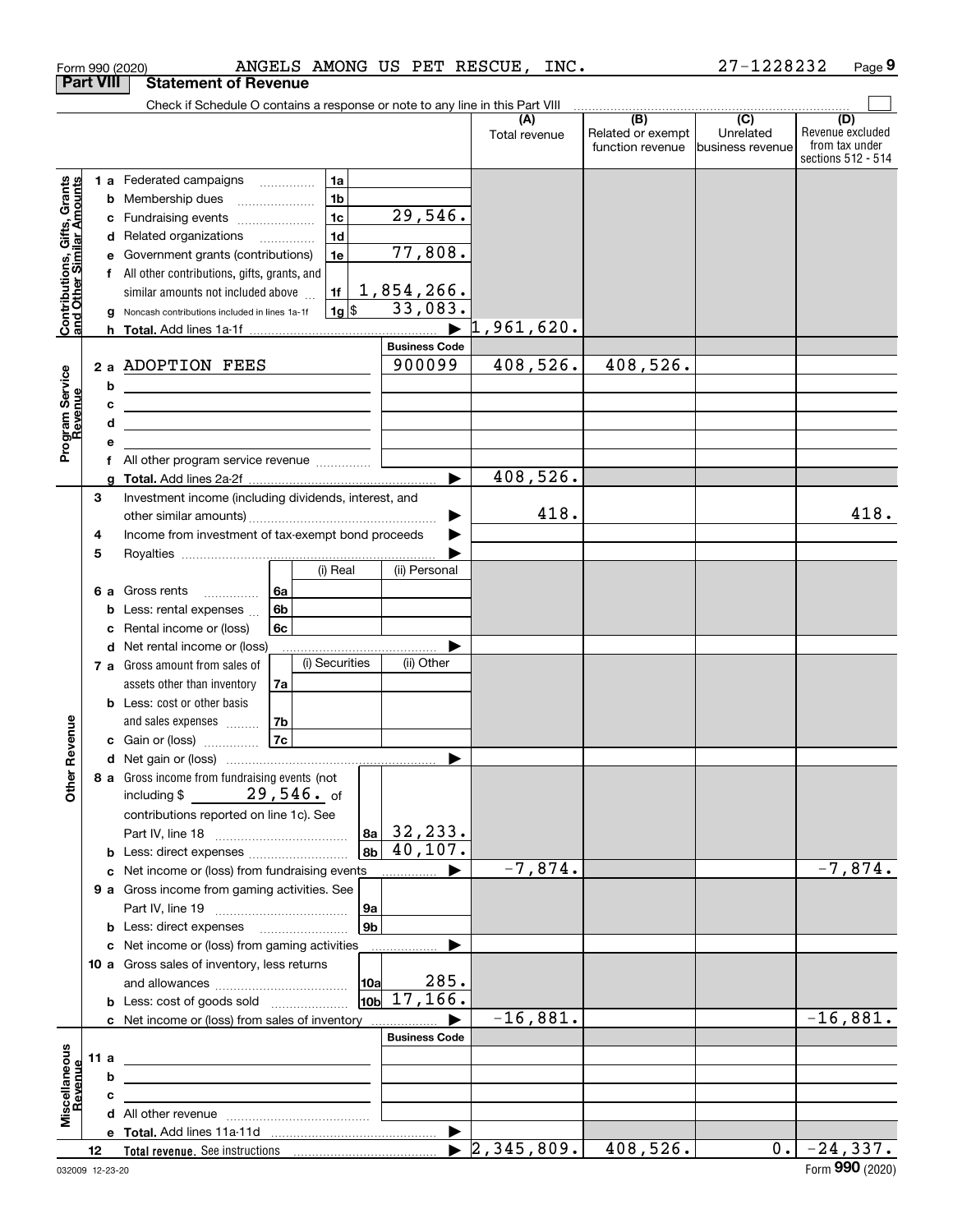Form 990 (2020) ANGELS AMONG US PET RESCUE, INC. 27-1228232 Page 9

## Part VIII Statement of Revenue

Check if Schedule O contains a response or note to any line in this Part VIII

| | | | (A) Total revenue | (B) Related or exempt function revenue | (C) Unrelated business revenue | (D) Revenue excluded from tax under sections 512 - 514 |
|---|---|---|---|---|---|---|
| **Contributions, Gifts, Grants and Other Similar Amounts** | 1 a Federated campaigns | 1a | | | | |
| | b Membership dues | 1b | | | | |
| | c Fundraising events | 1c 29,546. | | | | |
| | d Related organizations | 1d | | | | |
| | e Government grants (contributions) | 1e 77,808. | | | | |
| | f All other contributions, gifts, grants, and similar amounts not included above | 1f 1,854,266. | | | | |
| | g Noncash contributions included in lines 1a-1f | 1g $ 33,083. | | | | |
| | h **Total.** Add lines 1a-1f | | 1,961,620. | | | |
| **Program Service Revenue** | | **Business Code** | | | | |
| | 2 a ADOPTION FEES | 900099 | 408,526. | 408,526. | | |
| | b | | | | | |
| | c | | | | | |
| | d | | | | | |
| | e | | | | | |
| | f All other program service revenue | | | | | |
| | g **Total.** Add lines 2a-2f | | 408,526. | | | |
| **Other Revenue** | 3 Investment income (including dividends, interest, and other similar amounts) | | 418. | | | 418. |
| | 4 Income from investment of tax-exempt bond proceeds | | | | | |
| | 5 Royalties | | | | | |
| | | (i) Real / (ii) Personal | | | | |
| | 6 a Gross rents | 6a | | | | |
| | b Less: rental expenses | 6b | | | | |
| | c Rental income or (loss) | 6c | | | | |
| | d Net rental income or (loss) | | | | | |
| | | (i) Securities / (ii) Other | | | | |
| | 7 a Gross amount from sales of assets other than inventory | 7a | | | | |
| | b Less: cost or other basis and sales expenses | 7b | | | | |
| | c Gain or (loss) | 7c | | | | |
| | d Net gain or (loss) | | | | | |
| | 8 a Gross income from fundraising events (not including $ 29,546. of contributions reported on line 1c). See Part IV, line 18 | 8a 32,233. | | | | |
| | b Less: direct expenses | 8b 40,107. | | | | |
| | c Net income or (loss) from fundraising events | | -7,874. | | | -7,874. |
| | 9 a Gross income from gaming activities. See Part IV, line 19 | 9a | | | | |
| | b Less: direct expenses | 9b | | | | |
| | c Net income or (loss) from gaming activities | | | | | |
| | 10 a Gross sales of inventory, less returns and allowances | 10a 285. | | | | |
| | b Less: cost of goods sold | 10b 17,166. | | | | |
| | c Net income or (loss) from sales of inventory | | -16,881. | | | -16,881. |
| **Miscellaneous Revenue** | | **Business Code** | | | | |
| | 11 a | | | | | |
| | b | | | | | |
| | c | | | | | |
| | d All other revenue | | | | | |
| | e **Total.** Add lines 11a-11d | | | | | |
| | 12 **Total revenue.** See instructions | | 2,345,809. | 408,526. | 0. | -24,337. |

032009 12-23-20 Form **990** (2020)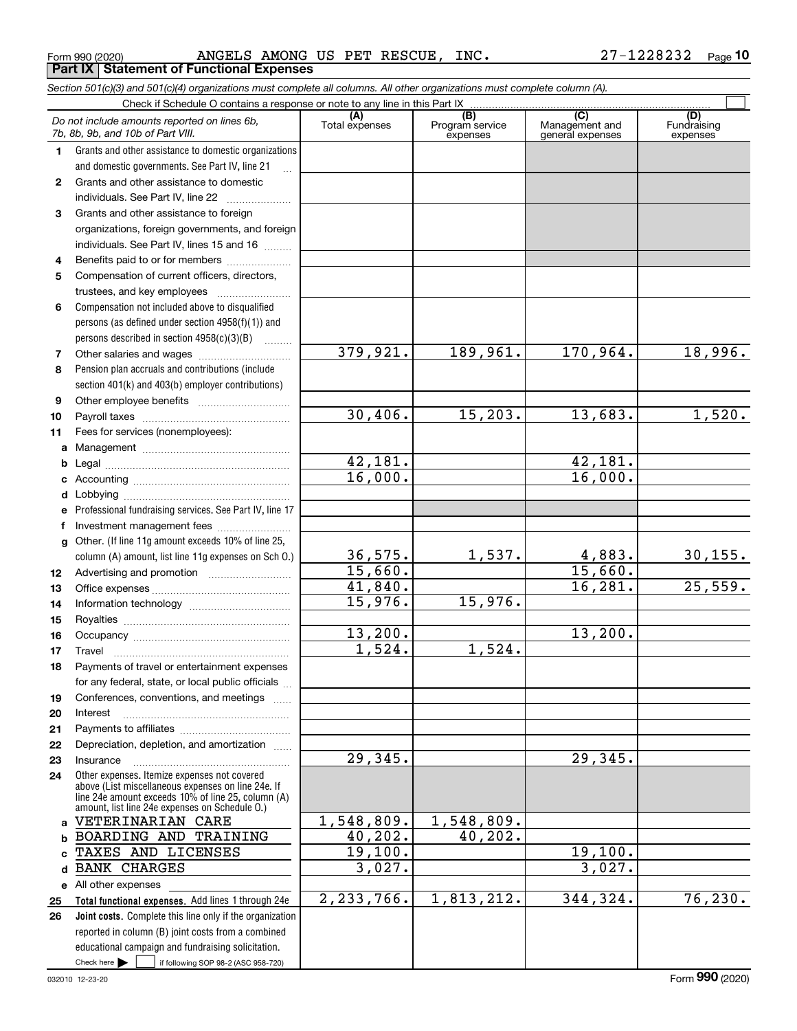Form 990 (2020) ANGELS AMONG US PET RESCUE, INC. 27-1228232

**Part IX Statement of Functional Expenses**

*Section 501(c)(3) and 501(c)(4) organizations must complete all columns. All other organizations must complete column (A).*

Check if Schedule O contains a response or note to any line in this Part IX ☐

| | *Do not include amounts reported on lines 6b, 7b, 8b, 9b, and 10b of Part VIII.* | (A) Total expenses | (B) Program service expenses | (C) Management and general expenses | (D) Fundraising expenses |
|---|---|---|---|---|---|
| 1 | Grants and other assistance to domestic organizations and domestic governments. See Part IV, line 21 | | | | |
| 2 | Grants and other assistance to domestic individuals. See Part IV, line 22 | | | | |
| 3 | Grants and other assistance to foreign organizations, foreign governments, and foreign individuals. See Part IV, lines 15 and 16 | | | | |
| 4 | Benefits paid to or for members | | | | |
| 5 | Compensation of current officers, directors, trustees, and key employees | | | | |
| 6 | Compensation not included above to disqualified persons (as defined under section 4958(f)(1)) and persons described in section 4958(c)(3)(B) | | | | |
| 7 | Other salaries and wages | 379,921. | 189,961. | 170,964. | 18,996. |
| 8 | Pension plan accruals and contributions (include section 401(k) and 403(b) employer contributions) | | | | |
| 9 | Other employee benefits | | | | |
| 10 | Payroll taxes | 30,406. | 15,203. | 13,683. | 1,520. |
| 11 | Fees for services (nonemployees): | | | | |
| a | Management | | | | |
| b | Legal | 42,181. | | 42,181. | |
| c | Accounting | 16,000. | | 16,000. | |
| d | Lobbying | | | | |
| e | Professional fundraising services. See Part IV, line 17 | | | | |
| f | Investment management fees | | | | |
| g | Other. (If line 11g amount exceeds 10% of line 25, column (A) amount, list line 11g expenses on Sch O.) | 36,575. | 1,537. | 4,883. | 30,155. |
| 12 | Advertising and promotion | 15,660. | | 15,660. | |
| 13 | Office expenses | 41,840. | | 16,281. | 25,559. |
| 14 | Information technology | 15,976. | 15,976. | | |
| 15 | Royalties | | | | |
| 16 | Occupancy | 13,200. | | 13,200. | |
| 17 | Travel | 1,524. | 1,524. | | |
| 18 | Payments of travel or entertainment expenses for any federal, state, or local public officials | | | | |
| 19 | Conferences, conventions, and meetings | | | | |
| 20 | Interest | | | | |
| 21 | Payments to affiliates | | | | |
| 22 | Depreciation, depletion, and amortization | | | | |
| 23 | Insurance | 29,345. | | 29,345. | |
| 24 | Other expenses. Itemize expenses not covered above (List miscellaneous expenses on line 24e. If line 24e amount exceeds 10% of line 25, column (A) amount, list line 24e expenses on Schedule O.) | | | | |
| a | VETERINARIAN CARE | 1,548,809. | 1,548,809. | | |
| b | BOARDING AND TRAINING | 40,202. | 40,202. | | |
| c | TAXES AND LICENSES | 19,100. | | 19,100. | |
| d | BANK CHARGES | 3,027. | | 3,027. | |
| e | All other expenses | | | | |
| 25 | **Total functional expenses.** Add lines 1 through 24e | 2,233,766. | 1,813,212. | 344,324. | 76,230. |
| 26 | **Joint costs.** Complete this line only if the organization reported in column (B) joint costs from a combined educational campaign and fundraising solicitation. Check here ☐ if following SOP 98-2 (ASC 958-720) | | | | |

032010 12-23-20 Form **990** (2020)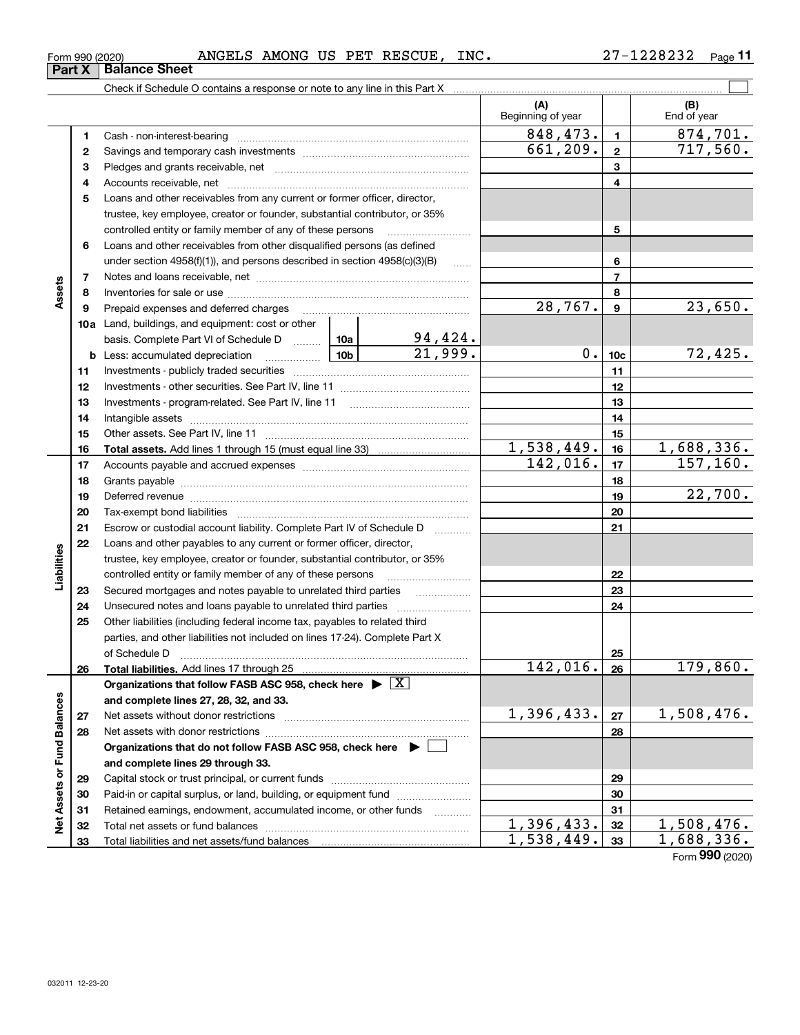Form 990 (2020) ANGELS AMONG US PET RESCUE, INC. 27-1228232

## Part X Balance Sheet

Check if Schedule O contains a response or note to any line in this Part X ☐

| | | | | | (A) Beginning of year | | (B) End of year |
|---|---|---|---|---|---|---|---|
| Assets | 1 | Cash - non-interest-bearing | | | 848,473. | 1 | 874,701. |
| | 2 | Savings and temporary cash investments | | | 661,209. | 2 | 717,560. |
| | 3 | Pledges and grants receivable, net | | | | 3 | |
| | 4 | Accounts receivable, net | | | | 4 | |
| | 5 | Loans and other receivables from any current or former officer, director, trustee, key employee, creator or founder, substantial contributor, or 35% controlled entity or family member of any of these persons | | | | 5 | |
| | 6 | Loans and other receivables from other disqualified persons (as defined under section 4958(f)(1)), and persons described in section 4958(c)(3)(B) | | | | 6 | |
| | 7 | Notes and loans receivable, net | | | | 7 | |
| | 8 | Inventories for sale or use | | | | 8 | |
| | 9 | Prepaid expenses and deferred charges | | | 28,767. | 9 | 23,650. |
| | 10a | Land, buildings, and equipment: cost or other basis. Complete Part VI of Schedule D | 10a | 94,424. | | | |
| | b | Less: accumulated depreciation | 10b | 21,999. | 0. | 10c | 72,425. |
| | 11 | Investments - publicly traded securities | | | | 11 | |
| | 12 | Investments - other securities. See Part IV, line 11 | | | | 12 | |
| | 13 | Investments - program-related. See Part IV, line 11 | | | | 13 | |
| | 14 | Intangible assets | | | | 14 | |
| | 15 | Other assets. See Part IV, line 11 | | | | 15 | |
| | 16 | **Total assets.** Add lines 1 through 15 (must equal line 33) | | | 1,538,449. | 16 | 1,688,336. |
| Liabilities | 17 | Accounts payable and accrued expenses | | | 142,016. | 17 | 157,160. |
| | 18 | Grants payable | | | | 18 | |
| | 19 | Deferred revenue | | | | 19 | 22,700. |
| | 20 | Tax-exempt bond liabilities | | | | 20 | |
| | 21 | Escrow or custodial account liability. Complete Part IV of Schedule D | | | | 21 | |
| | 22 | Loans and other payables to any current or former officer, director, trustee, key employee, creator or founder, substantial contributor, or 35% controlled entity or family member of any of these persons | | | | 22 | |
| | 23 | Secured mortgages and notes payable to unrelated third parties | | | | 23 | |
| | 24 | Unsecured notes and loans payable to unrelated third parties | | | | 24 | |
| | 25 | Other liabilities (including federal income tax, payables to related third parties, and other liabilities not included on lines 17-24). Complete Part X of Schedule D | | | | 25 | |
| | 26 | **Total liabilities.** Add lines 17 through 25 | | | 142,016. | 26 | 179,860. |
| Net Assets or Fund Balances | | **Organizations that follow FASB ASC 958, check here** ☒ **and complete lines 27, 28, 32, and 33.** | | | | | |
| | 27 | Net assets without donor restrictions | | | 1,396,433. | 27 | 1,508,476. |
| | 28 | Net assets with donor restrictions | | | | 28 | |
| | | **Organizations that do not follow FASB ASC 958, check here** ☐ **and complete lines 29 through 33.** | | | | | |
| | 29 | Capital stock or trust principal, or current funds | | | | 29 | |
| | 30 | Paid-in or capital surplus, or land, building, or equipment fund | | | | 30 | |
| | 31 | Retained earnings, endowment, accumulated income, or other funds | | | | 31 | |
| | 32 | Total net assets or fund balances | | | 1,396,433. | 32 | 1,508,476. |
| | 33 | Total liabilities and net assets/fund balances | | | 1,538,449. | 33 | 1,688,336. |

Form **990** (2020)

032011 12-23-20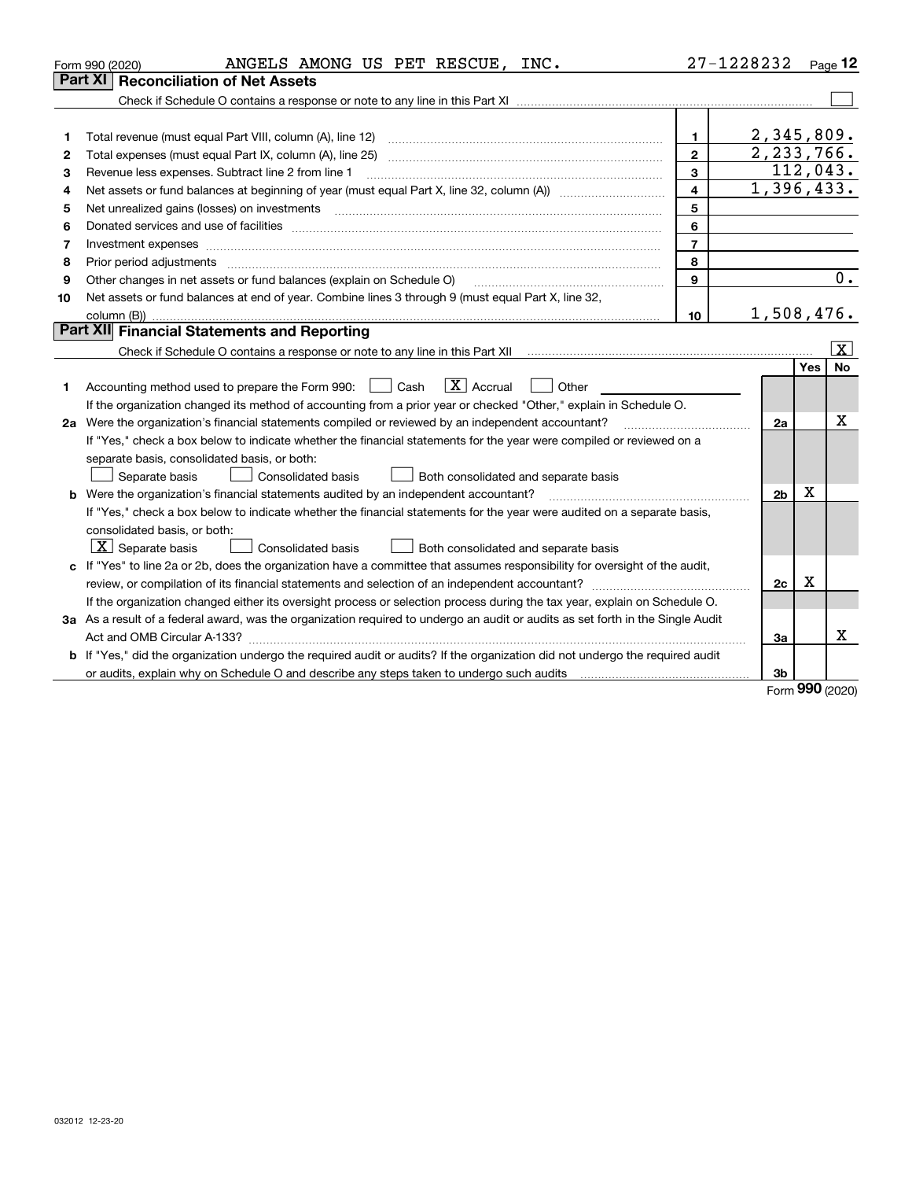Form 990 (2020) ANGELS AMONG US PET RESCUE, INC. 27-1228232 Page 12

## Part XI Reconciliation of Net Assets

Check if Schedule O contains a response or note to any line in this Part XI ☐

| | | | |
|---|---|---|---|
| 1 | Total revenue (must equal Part VIII, column (A), line 12) | 1 | 2,345,809. |
| 2 | Total expenses (must equal Part IX, column (A), line 25) | 2 | 2,233,766. |
| 3 | Revenue less expenses. Subtract line 2 from line 1 | 3 | 112,043. |
| 4 | Net assets or fund balances at beginning of year (must equal Part X, line 32, column (A)) | 4 | 1,396,433. |
| 5 | Net unrealized gains (losses) on investments | 5 | |
| 6 | Donated services and use of facilities | 6 | |
| 7 | Investment expenses | 7 | |
| 8 | Prior period adjustments | 8 | |
| 9 | Other changes in net assets or fund balances (explain on Schedule O) | 9 | 0. |
| 10 | Net assets or fund balances at end of year. Combine lines 3 through 9 (must equal Part X, line 32, column (B)) | 10 | 1,508,476. |

## Part XII Financial Statements and Reporting

Check if Schedule O contains a response or note to any line in this Part XII ☒

| | | | Yes | No |
|---|---|---|---|---|
| 1 | Accounting method used to prepare the Form 990: ☐ Cash ☒ Accrual ☐ Other<br>If the organization changed its method of accounting from a prior year or checked "Other," explain in Schedule O. | | | |
| 2a | Were the organization's financial statements compiled or reviewed by an independent accountant?<br>If "Yes," check a box below to indicate whether the financial statements for the year were compiled or reviewed on a separate basis, consolidated basis, or both:<br>☐ Separate basis ☐ Consolidated basis ☐ Both consolidated and separate basis | 2a | | X |
| b | Were the organization's financial statements audited by an independent accountant?<br>If "Yes," check a box below to indicate whether the financial statements for the year were audited on a separate basis, consolidated basis, or both:<br>☒ Separate basis ☐ Consolidated basis ☐ Both consolidated and separate basis | 2b | X | |
| c | If "Yes" to line 2a or 2b, does the organization have a committee that assumes responsibility for oversight of the audit, review, or compilation of its financial statements and selection of an independent accountant?<br>If the organization changed either its oversight process or selection process during the tax year, explain on Schedule O. | 2c | X | |
| 3a | As a result of a federal award, was the organization required to undergo an audit or audits as set forth in the Single Audit Act and OMB Circular A-133? | 3a | | X |
| b | If "Yes," did the organization undergo the required audit or audits? If the organization did not undergo the required audit or audits, explain why on Schedule O and describe any steps taken to undergo such audits | 3b | | |

Form 990 (2020)

032012 12-23-20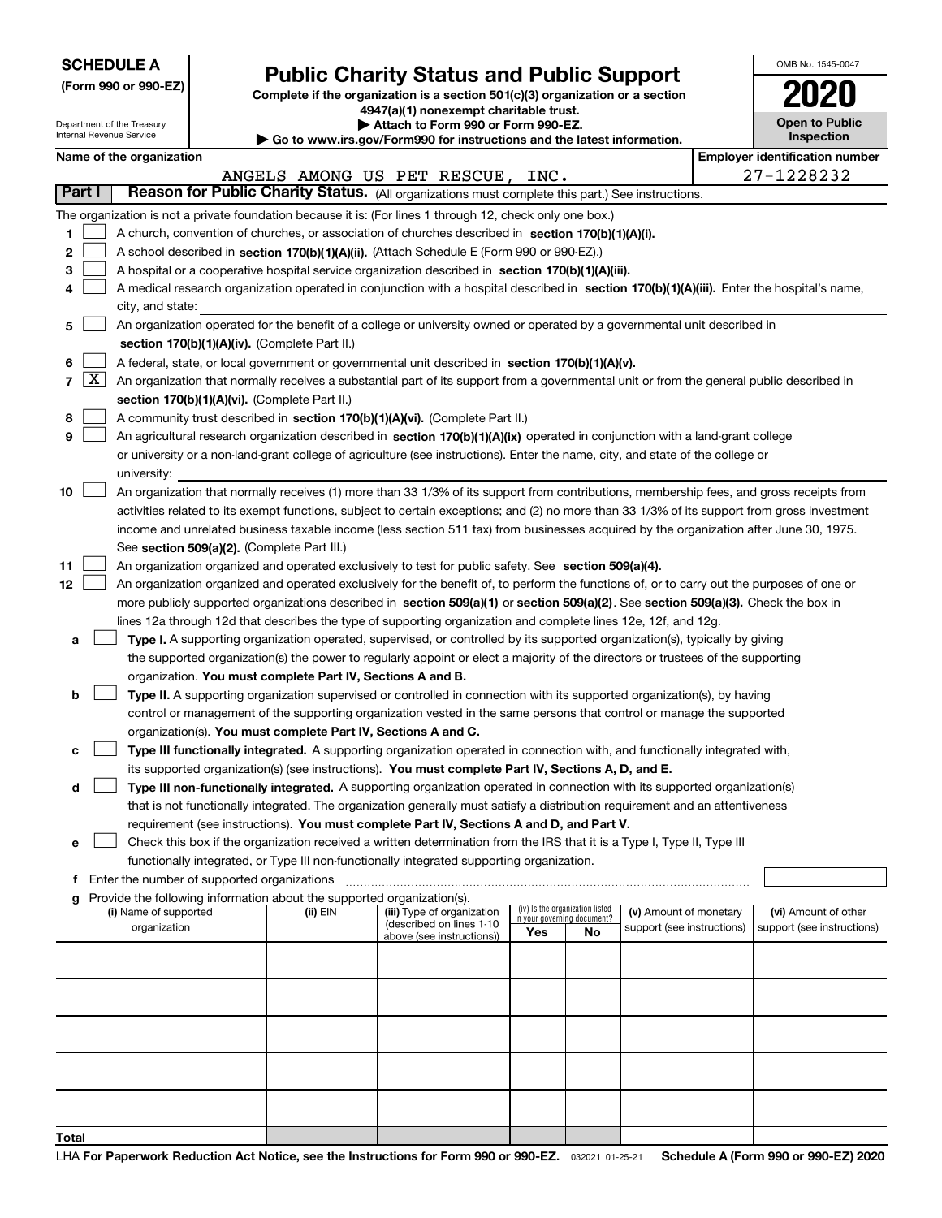**SCHEDULE A**
**(Form 990 or 990-EZ)**

Department of the Treasury
Internal Revenue Service

# Public Charity Status and Public Support

**Complete if the organization is a section 501(c)(3) organization or a section 4947(a)(1) nonexempt charitable trust.**
**▶ Attach to Form 990 or Form 990-EZ.**
**▶ Go to www.irs.gov/Form990 for instructions and the latest information.**

OMB No. 1545-0047
**2020**
**Open to Public Inspection**

**Name of the organization:** ANGELS AMONG US PET RESCUE, INC.
**Employer identification number:** 27-1228232

## Part I Reason for Public Charity Status. (All organizations must complete this part.) See instructions.

The organization is not a private foundation because it is: (For lines 1 through 12, check only one box.)

1 ☐ A church, convention of churches, or association of churches described in **section 170(b)(1)(A)(i).**

2 ☐ A school described in **section 170(b)(1)(A)(ii).** (Attach Schedule E (Form 990 or 990-EZ).)

3 ☐ A hospital or a cooperative hospital service organization described in **section 170(b)(1)(A)(iii).**

4 ☐ A medical research organization operated in conjunction with a hospital described in **section 170(b)(1)(A)(iii).** Enter the hospital's name, city, and state:

5 ☐ An organization operated for the benefit of a college or university owned or operated by a governmental unit described in **section 170(b)(1)(A)(iv).** (Complete Part II.)

6 ☐ A federal, state, or local government or governmental unit described in **section 170(b)(1)(A)(v).**

7 ☒ An organization that normally receives a substantial part of its support from a governmental unit or from the general public described in **section 170(b)(1)(A)(vi).** (Complete Part II.)

8 ☐ A community trust described in **section 170(b)(1)(A)(vi).** (Complete Part II.)

9 ☐ An agricultural research organization described in **section 170(b)(1)(A)(ix)** operated in conjunction with a land-grant college or university or a non-land-grant college of agriculture (see instructions). Enter the name, city, and state of the college or university:

10 ☐ An organization that normally receives (1) more than 33 1/3% of its support from contributions, membership fees, and gross receipts from activities related to its exempt functions, subject to certain exceptions; and (2) no more than 33 1/3% of its support from gross investment income and unrelated business taxable income (less section 511 tax) from businesses acquired by the organization after June 30, 1975. See **section 509(a)(2).** (Complete Part III.)

11 ☐ An organization organized and operated exclusively to test for public safety. See **section 509(a)(4).**

12 ☐ An organization organized and operated exclusively for the benefit of, to perform the functions of, or to carry out the purposes of one or more publicly supported organizations described in **section 509(a)(1)** or **section 509(a)(2)**. See **section 509(a)(3).** Check the box in lines 12a through 12d that describes the type of supporting organization and complete lines 12e, 12f, and 12g.

a ☐ **Type I.** A supporting organization operated, supervised, or controlled by its supported organization(s), typically by giving the supported organization(s) the power to regularly appoint or elect a majority of the directors or trustees of the supporting organization. **You must complete Part IV, Sections A and B.**

b ☐ **Type II.** A supporting organization supervised or controlled in connection with its supported organization(s), by having control or management of the supporting organization vested in the same persons that control or manage the supported organization(s). **You must complete Part IV, Sections A and C.**

c ☐ **Type III functionally integrated.** A supporting organization operated in connection with, and functionally integrated with, its supported organization(s) (see instructions). **You must complete Part IV, Sections A, D, and E.**

d ☐ **Type III non-functionally integrated.** A supporting organization operated in connection with its supported organization(s) that is not functionally integrated. The organization generally must satisfy a distribution requirement and an attentiveness requirement (see instructions). **You must complete Part IV, Sections A and D, and Part V.**

e ☐ Check this box if the organization received a written determination from the IRS that it is a Type I, Type II, Type III functionally integrated, or Type III non-functionally integrated supporting organization.

f Enter the number of supported organizations

g Provide the following information about the supported organization(s).

| (i) Name of supported organization | (ii) EIN | (iii) Type of organization (described on lines 1-10 above (see instructions)) | (iv) Is the organization listed in your governing document? Yes | No | (v) Amount of monetary support (see instructions) | (vi) Amount of other support (see instructions) |
|---|---|---|---|---|---|---|
| | | | | | | |
| | | | | | | |
| | | | | | | |
| | | | | | | |
| | | | | | | |
| **Total** | | | | | | |

LHA **For Paperwork Reduction Act Notice, see the Instructions for Form 990 or 990-EZ.** 032021 01-25-21 **Schedule A (Form 990 or 990-EZ) 2020**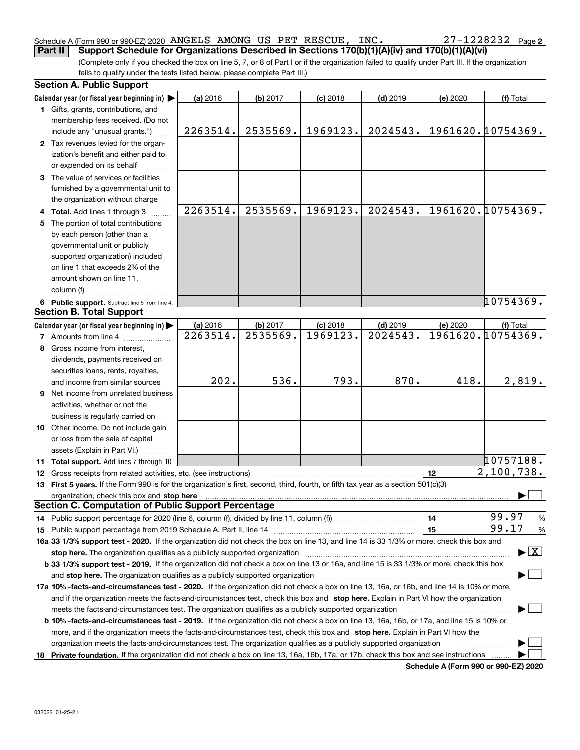Schedule A (Form 990 or 990-EZ) 2020 ANGELS AMONG US PET RESCUE, INC. 27-1228232 Page 2

**Part II** **Support Schedule for Organizations Described in Sections 170(b)(1)(A)(iv) and 170(b)(1)(A)(vi)**

(Complete only if you checked the box on line 5, 7, or 8 of Part I or if the organization failed to qualify under Part III. If the organization fails to qualify under the tests listed below, please complete Part III.)

### Section A. Public Support

| Calendar year (or fiscal year beginning in) ▶ | (a) 2016 | (b) 2017 | (c) 2018 | (d) 2019 | (e) 2020 | (f) Total |
|---|---|---|---|---|---|---|
| **1** Gifts, grants, contributions, and membership fees received. (Do not include any "unusual grants.") | 2263514. | 2535569. | 1969123. | 2024543. | 1961620. | 10754369. |
| **2** Tax revenues levied for the organization's benefit and either paid to or expended on its behalf | | | | | | |
| **3** The value of services or facilities furnished by a governmental unit to the organization without charge | | | | | | |
| **4 Total.** Add lines 1 through 3 | 2263514. | 2535569. | 1969123. | 2024543. | 1961620. | 10754369. |
| **5** The portion of total contributions by each person (other than a governmental unit or publicly supported organization) included on line 1 that exceeds 2% of the amount shown on line 11, column (f) | | | | | | |
| **6 Public support.** Subtract line 5 from line 4. | | | | | | 10754369. |

### Section B. Total Support

| Calendar year (or fiscal year beginning in) ▶ | (a) 2016 | (b) 2017 | (c) 2018 | (d) 2019 | (e) 2020 | (f) Total |
|---|---|---|---|---|---|---|
| **7** Amounts from line 4 | 2263514. | 2535569. | 1969123. | 2024543. | 1961620. | 10754369. |
| **8** Gross income from interest, dividends, payments received on securities loans, rents, royalties, and income from similar sources | 202. | 536. | 793. | 870. | 418. | 2,819. |
| **9** Net income from unrelated business activities, whether or not the business is regularly carried on | | | | | | |
| **10** Other income. Do not include gain or loss from the sale of capital assets (Explain in Part VI.) | | | | | | |
| **11 Total support.** Add lines 7 through 10 | | | | | | 10757188. |

**12** Gross receipts from related activities, etc. (see instructions) | **12** | 2,100,738.

**13 First 5 years.** If the Form 990 is for the organization's first, second, third, fourth, or fifth tax year as a section 501(c)(3) organization, check this box and **stop here** ☐

### Section C. Computation of Public Support Percentage

**14** Public support percentage for 2020 (line 6, column (f), divided by line 11, column (f)) | **14** | 99.97 %

**15** Public support percentage from 2019 Schedule A, Part II, line 14 | **15** | 99.17 %

**16a 33 1/3% support test - 2020.** If the organization did not check the box on line 13, and line 14 is 33 1/3% or more, check this box and **stop here.** The organization qualifies as a publicly supported organization ☒

**b 33 1/3% support test - 2019.** If the organization did not check a box on line 13 or 16a, and line 15 is 33 1/3% or more, check this box and **stop here.** The organization qualifies as a publicly supported organization ☐

**17a 10% -facts-and-circumstances test - 2020.** If the organization did not check a box on line 13, 16a, or 16b, and line 14 is 10% or more, and if the organization meets the facts-and-circumstances test, check this box and **stop here.** Explain in Part VI how the organization meets the facts-and-circumstances test. The organization qualifies as a publicly supported organization ☐

**b 10% -facts-and-circumstances test - 2019.** If the organization did not check a box on line 13, 16a, 16b, or 17a, and line 15 is 10% or more, and if the organization meets the facts-and-circumstances test, check this box and **stop here.** Explain in Part VI how the organization meets the facts-and-circumstances test. The organization qualifies as a publicly supported organization ☐

**18 Private foundation.** If the organization did not check a box on line 13, 16a, 16b, 17a, or 17b, check this box and see instructions ☐

**Schedule A (Form 990 or 990-EZ) 2020**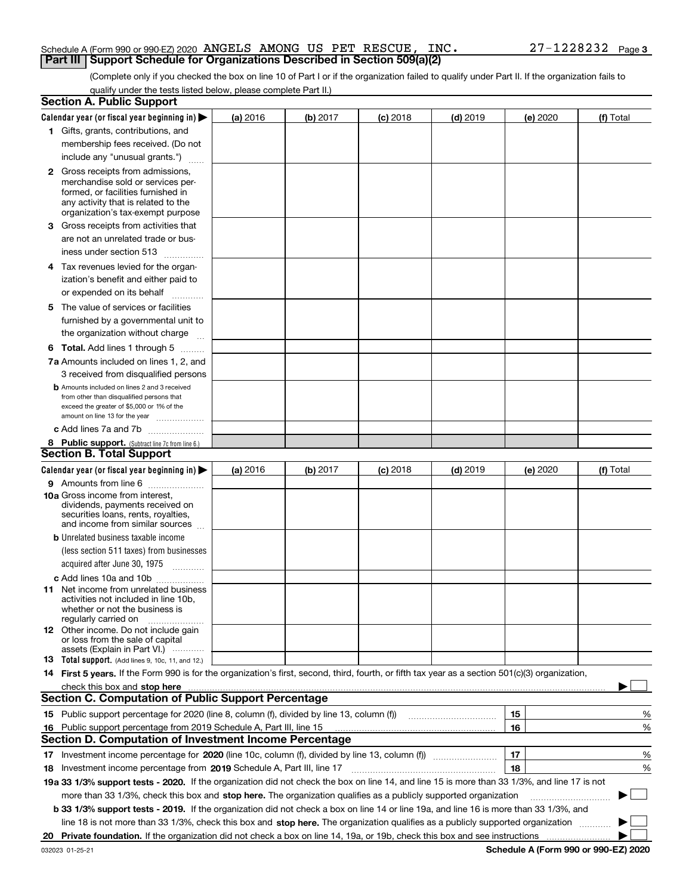Schedule A (Form 990 or 990-EZ) 2020 ANGELS AMONG US PET RESCUE, INC. 27-1228232 Page 3

**Part III Support Schedule for Organizations Described in Section 509(a)(2)**

(Complete only if you checked the box on line 10 of Part I or if the organization failed to qualify under Part II. If the organization fails to qualify under the tests listed below, please complete Part II.)

## Section A. Public Support

| Calendar year (or fiscal year beginning in) ▶ | (a) 2016 | (b) 2017 | (c) 2018 | (d) 2019 | (e) 2020 | (f) Total |
|---|---|---|---|---|---|---|
| **1** Gifts, grants, contributions, and membership fees received. (Do not include any "unusual grants.") | | | | | | |
| **2** Gross receipts from admissions, merchandise sold or services performed, or facilities furnished in any activity that is related to the organization's tax-exempt purpose | | | | | | |
| **3** Gross receipts from activities that are not an unrelated trade or business under section 513 | | | | | | |
| **4** Tax revenues levied for the organization's benefit and either paid to or expended on its behalf | | | | | | |
| **5** The value of services or facilities furnished by a governmental unit to the organization without charge | | | | | | |
| **6 Total.** Add lines 1 through 5 | | | | | | |
| **7a** Amounts included on lines 1, 2, and 3 received from disqualified persons | | | | | | |
| **b** Amounts included on lines 2 and 3 received from other than disqualified persons that exceed the greater of $5,000 or 1% of the amount on line 13 for the year | | | | | | |
| **c** Add lines 7a and 7b | | | | | | |
| **8 Public support.** (Subtract line 7c from line 6.) | | | | | | |

## Section B. Total Support

| Calendar year (or fiscal year beginning in) ▶ | (a) 2016 | (b) 2017 | (c) 2018 | (d) 2019 | (e) 2020 | (f) Total |
|---|---|---|---|---|---|---|
| **9** Amounts from line 6 | | | | | | |
| **10a** Gross income from interest, dividends, payments received on securities loans, rents, royalties, and income from similar sources | | | | | | |
| **b** Unrelated business taxable income (less section 511 taxes) from businesses acquired after June 30, 1975 | | | | | | |
| **c** Add lines 10a and 10b | | | | | | |
| **11** Net income from unrelated business activities not included in line 10b, whether or not the business is regularly carried on | | | | | | |
| **12** Other income. Do not include gain or loss from the sale of capital assets (Explain in Part VI.) | | | | | | |
| **13 Total support.** (Add lines 9, 10c, 11, and 12.) | | | | | | |

**14 First 5 years.** If the Form 990 is for the organization's first, second, third, fourth, or fifth tax year as a section 501(c)(3) organization, check this box and **stop here** ▶ ☐

## Section C. Computation of Public Support Percentage

| | | | |
|---|---|---|---|
| **15** | Public support percentage for 2020 (line 8, column (f), divided by line 13, column (f)) | 15 | % |
| **16** | Public support percentage from 2019 Schedule A, Part III, line 15 | 16 | % |

## Section D. Computation of Investment Income Percentage

| | | | |
|---|---|---|---|
| **17** | Investment income percentage for **2020** (line 10c, column (f), divided by line 13, column (f)) | 17 | % |
| **18** | Investment income percentage from **2019** Schedule A, Part III, line 17 | 18 | % |

**19a 33 1/3% support tests - 2020.** If the organization did not check the box on line 14, and line 15 is more than 33 1/3%, and line 17 is not more than 33 1/3%, check this box and **stop here.** The organization qualifies as a publicly supported organization ▶ ☐

**b 33 1/3% support tests - 2019.** If the organization did not check a box on line 14 or line 19a, and line 16 is more than 33 1/3%, and line 18 is not more than 33 1/3%, check this box and **stop here.** The organization qualifies as a publicly supported organization ▶ ☐

**20 Private foundation.** If the organization did not check a box on line 14, 19a, or 19b, check this box and see instructions ▶ ☐

032023 01-25-21 **Schedule A (Form 990 or 990-EZ) 2020**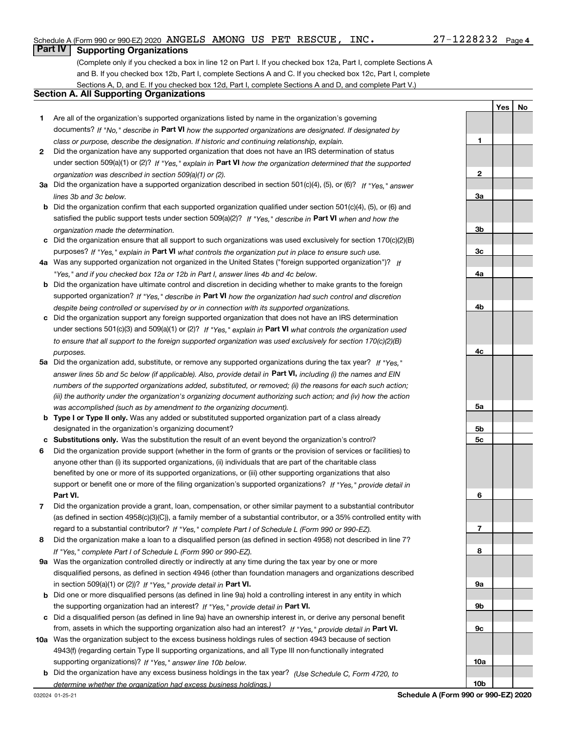Schedule A (Form 990 or 990-EZ) 2020 ANGELS AMONG US PET RESCUE, INC. 27-1228232 Page 4

## Part IV Supporting Organizations

(Complete only if you checked a box in line 12 on Part I. If you checked box 12a, Part I, complete Sections A and B. If you checked box 12b, Part I, complete Sections A and C. If you checked box 12c, Part I, complete Sections A, D, and E. If you checked box 12d, Part I, complete Sections A and D, and complete Part V.)

### Section A. All Supporting Organizations

| | | | Yes | No |
|---|---|---|---|---|
| **1** | Are all of the organization's supported organizations listed by name in the organization's governing documents? *If "No," describe in* **Part VI** *how the supported organizations are designated. If designated by class or purpose, describe the designation. If historic and continuing relationship, explain.* | 1 | | |
| **2** | Did the organization have any supported organization that does not have an IRS determination of status under section 509(a)(1) or (2)? *If "Yes," explain in* **Part VI** *how the organization determined that the supported organization was described in section 509(a)(1) or (2).* | 2 | | |
| **3a** | Did the organization have a supported organization described in section 501(c)(4), (5), or (6)? *If "Yes," answer lines 3b and 3c below.* | 3a | | |
| **b** | Did the organization confirm that each supported organization qualified under section 501(c)(4), (5), or (6) and satisfied the public support tests under section 509(a)(2)? *If "Yes," describe in* **Part VI** *when and how the organization made the determination.* | 3b | | |
| **c** | Did the organization ensure that all support to such organizations was used exclusively for section 170(c)(2)(B) purposes? *If "Yes," explain in* **Part VI** *what controls the organization put in place to ensure such use.* | 3c | | |
| **4a** | Was any supported organization not organized in the United States ("foreign supported organization")? *If "Yes," and if you checked box 12a or 12b in Part I, answer lines 4b and 4c below.* | 4a | | |
| **b** | Did the organization have ultimate control and discretion in deciding whether to make grants to the foreign supported organization? *If "Yes," describe in* **Part VI** *how the organization had such control and discretion despite being controlled or supervised by or in connection with its supported organizations.* | 4b | | |
| **c** | Did the organization support any foreign supported organization that does not have an IRS determination under sections 501(c)(3) and 509(a)(1) or (2)? *If "Yes," explain in* **Part VI** *what controls the organization used to ensure that all support to the foreign supported organization was used exclusively for section 170(c)(2)(B) purposes.* | 4c | | |
| **5a** | Did the organization add, substitute, or remove any supported organizations during the tax year? *If "Yes," answer lines 5b and 5c below (if applicable). Also, provide detail in* **Part VI,** *including (i) the names and EIN numbers of the supported organizations added, substituted, or removed; (ii) the reasons for each such action; (iii) the authority under the organization's organizing document authorizing such action; and (iv) how the action was accomplished (such as by amendment to the organizing document).* | 5a | | |
| **b** | **Type I or Type II only.** Was any added or substituted supported organization part of a class already designated in the organization's organizing document? | 5b | | |
| **c** | **Substitutions only.** Was the substitution the result of an event beyond the organization's control? | 5c | | |
| **6** | Did the organization provide support (whether in the form of grants or the provision of services or facilities) to anyone other than (i) its supported organizations, (ii) individuals that are part of the charitable class benefited by one or more of its supported organizations, or (iii) other supporting organizations that also support or benefit one or more of the filing organization's supported organizations? *If "Yes," provide detail in* **Part VI.** | 6 | | |
| **7** | Did the organization provide a grant, loan, compensation, or other similar payment to a substantial contributor (as defined in section 4958(c)(3)(C)), a family member of a substantial contributor, or a 35% controlled entity with regard to a substantial contributor? *If "Yes," complete Part I of Schedule L (Form 990 or 990-EZ).* | 7 | | |
| **8** | Did the organization make a loan to a disqualified person (as defined in section 4958) not described in line 7? *If "Yes," complete Part I of Schedule L (Form 990 or 990-EZ).* | 8 | | |
| **9a** | Was the organization controlled directly or indirectly at any time during the tax year by one or more disqualified persons, as defined in section 4946 (other than foundation managers and organizations described in section 509(a)(1) or (2))? *If "Yes," provide detail in* **Part VI.** | 9a | | |
| **b** | Did one or more disqualified persons (as defined in line 9a) hold a controlling interest in any entity in which the supporting organization had an interest? *If "Yes," provide detail in* **Part VI.** | 9b | | |
| **c** | Did a disqualified person (as defined in line 9a) have an ownership interest in, or derive any personal benefit from, assets in which the supporting organization also had an interest? *If "Yes," provide detail in* **Part VI.** | 9c | | |
| **10a** | Was the organization subject to the excess business holdings rules of section 4943 because of section 4943(f) (regarding certain Type II supporting organizations, and all Type III non-functionally integrated supporting organizations)? *If "Yes," answer line 10b below.* | 10a | | |
| **b** | Did the organization have any excess business holdings in the tax year? *(Use Schedule C, Form 4720, to determine whether the organization had excess business holdings.)* | 10b | | |

032024 01-25-21 **Schedule A (Form 990 or 990-EZ) 2020**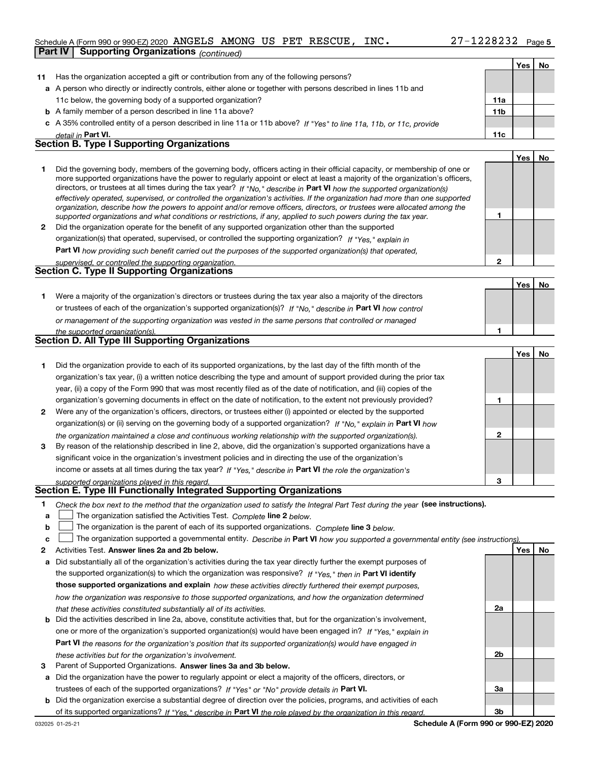Schedule A (Form 990 or 990-EZ) 2020 ANGELS AMONG US PET RESCUE, INC. 27-1228232 Page 5

**Part IV | Supporting Organizations** *(continued)*

| | | | Yes | No |
|---|---|---|---|---|
| **11** | Has the organization accepted a gift or contribution from any of the following persons? | | | |
| **a** | A person who directly or indirectly controls, either alone or together with persons described in lines 11b and 11c below, the governing body of a supported organization? | **11a** | | |
| **b** | A family member of a person described in line 11a above? | **11b** | | |
| **c** | A 35% controlled entity of a person described in line 11a or 11b above? *If "Yes" to line 11a, 11b, or 11c, provide detail in* **Part VI.** | **11c** | | |

## Section B. Type I Supporting Organizations

| | | | Yes | No |
|---|---|---|---|---|
| **1** | Did the governing body, members of the governing body, officers acting in their official capacity, or membership of one or more supported organizations have the power to regularly appoint or elect at least a majority of the organization's officers, directors, or trustees at all times during the tax year? *If "No," describe in* **Part VI** *how the supported organization(s) effectively operated, supervised, or controlled the organization's activities. If the organization had more than one supported organization, describe how the powers to appoint and/or remove officers, directors, or trustees were allocated among the supported organizations and what conditions or restrictions, if any, applied to such powers during the tax year.* | **1** | | |
| **2** | Did the organization operate for the benefit of any supported organization other than the supported organization(s) that operated, supervised, or controlled the supporting organization? *If "Yes," explain in* **Part VI** *how providing such benefit carried out the purposes of the supported organization(s) that operated, supervised, or controlled the supporting organization.* | **2** | | |

## Section C. Type II Supporting Organizations

| | | | Yes | No |
|---|---|---|---|---|
| **1** | Were a majority of the organization's directors or trustees during the tax year also a majority of the directors or trustees of each of the organization's supported organization(s)? *If "No," describe in* **Part VI** *how control or management of the supporting organization was vested in the same persons that controlled or managed the supported organization(s).* | **1** | | |

## Section D. All Type III Supporting Organizations

| | | | Yes | No |
|---|---|---|---|---|
| **1** | Did the organization provide to each of its supported organizations, by the last day of the fifth month of the organization's tax year, (i) a written notice describing the type and amount of support provided during the prior tax year, (ii) a copy of the Form 990 that was most recently filed as of the date of notification, and (iii) copies of the organization's governing documents in effect on the date of notification, to the extent not previously provided? | **1** | | |
| **2** | Were any of the organization's officers, directors, or trustees either (i) appointed or elected by the supported organization(s) or (ii) serving on the governing body of a supported organization? *If "No," explain in* **Part VI** *how the organization maintained a close and continuous working relationship with the supported organization(s).* | **2** | | |
| **3** | By reason of the relationship described in line 2, above, did the organization's supported organizations have a significant voice in the organization's investment policies and in directing the use of the organization's income or assets at all times during the tax year? *If "Yes," describe in* **Part VI** *the role the organization's supported organizations played in this regard.* | **3** | | |

## Section E. Type III Functionally Integrated Supporting Organizations

**1** *Check the box next to the method that the organization used to satisfy the Integral Part Test during the year* **(see instructions).**

- **a** ☐ The organization satisfied the Activities Test. *Complete* **line 2** *below.*
- **b** ☐ The organization is the parent of each of its supported organizations. *Complete* **line 3** *below.*
- **c** ☐ The organization supported a governmental entity. *Describe in* **Part VI** *how you supported a governmental entity (see instructions).*

| | | | Yes | No |
|---|---|---|---|---|
| **2** | Activities Test. **Answer lines 2a and 2b below.** | | | |
| **a** | Did substantially all of the organization's activities during the tax year directly further the exempt purposes of the supported organization(s) to which the organization was responsive? *If "Yes," then in* **Part VI identify those supported organizations and explain** *how these activities directly furthered their exempt purposes, how the organization was responsive to those supported organizations, and how the organization determined that these activities constituted substantially all of its activities.* | **2a** | | |
| **b** | Did the activities described in line 2a, above, constitute activities that, but for the organization's involvement, one or more of the organization's supported organization(s) would have been engaged in? *If "Yes," explain in* **Part VI** *the reasons for the organization's position that its supported organization(s) would have engaged in these activities but for the organization's involvement.* | **2b** | | |
| **3** | Parent of Supported Organizations. **Answer lines 3a and 3b below.** | | | |
| **a** | Did the organization have the power to regularly appoint or elect a majority of the officers, directors, or trustees of each of the supported organizations? *If "Yes" or "No" provide details in* **Part VI.** | **3a** | | |
| **b** | Did the organization exercise a substantial degree of direction over the policies, programs, and activities of each of its supported organizations? *If "Yes," describe in* **Part VI** *the role played by the organization in this regard.* | **3b** | | |

032025 01-25-21 **Schedule A (Form 990 or 990-EZ) 2020**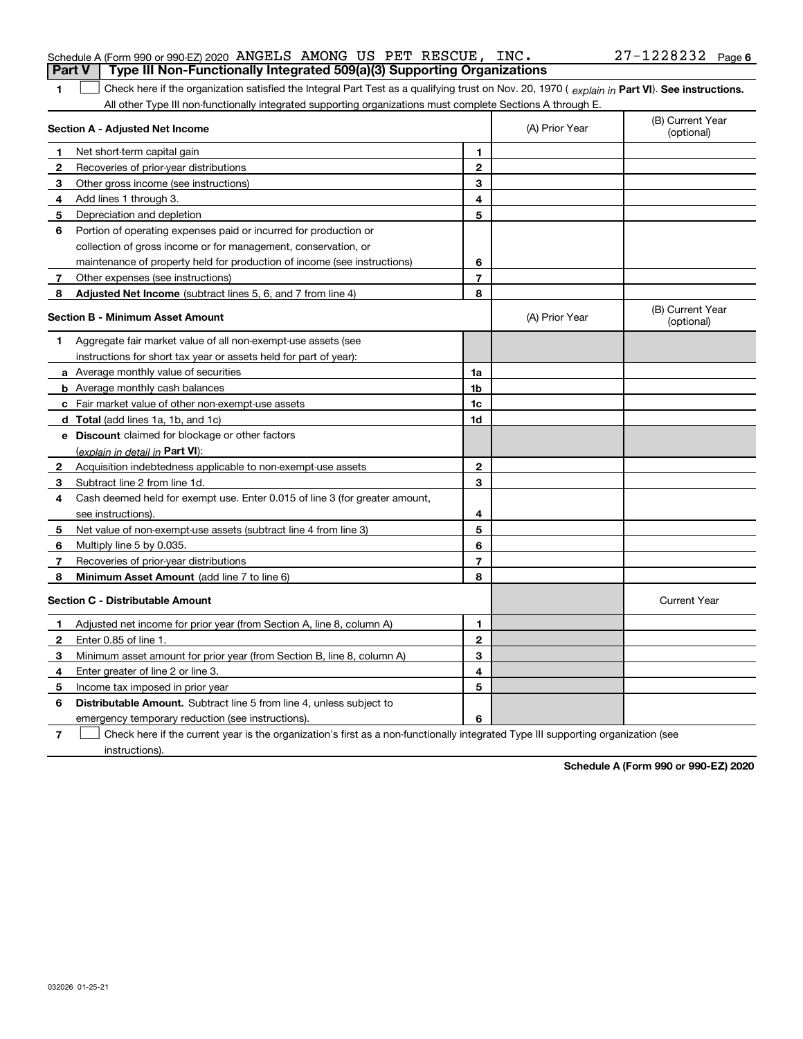Schedule A (Form 990 or 990-EZ) 2020 ANGELS AMONG US PET RESCUE, INC. 27-1228232 Page 6

## Part V Type III Non-Functionally Integrated 509(a)(3) Supporting Organizations

1 ☐ Check here if the organization satisfied the Integral Part Test as a qualifying trust on Nov. 20, 1970 ( *explain in* **Part VI**). **See instructions.** All other Type III non-functionally integrated supporting organizations must complete Sections A through E.

| **Section A - Adjusted Net Income** | | | (A) Prior Year | (B) Current Year (optional) |
|---|---|---|---|---|
| 1 | Net short-term capital gain | 1 | | |
| 2 | Recoveries of prior-year distributions | 2 | | |
| 3 | Other gross income (see instructions) | 3 | | |
| 4 | Add lines 1 through 3. | 4 | | |
| 5 | Depreciation and depletion | 5 | | |
| 6 | Portion of operating expenses paid or incurred for production or collection of gross income or for management, conservation, or maintenance of property held for production of income (see instructions) | 6 | | |
| 7 | Other expenses (see instructions) | 7 | | |
| 8 | **Adjusted Net Income** (subtract lines 5, 6, and 7 from line 4) | 8 | | |

| **Section B - Minimum Asset Amount** | | | (A) Prior Year | (B) Current Year (optional) |
|---|---|---|---|---|
| 1 | Aggregate fair market value of all non-exempt-use assets (see instructions for short tax year or assets held for part of year): | | | |
| a | Average monthly value of securities | 1a | | |
| b | Average monthly cash balances | 1b | | |
| c | Fair market value of other non-exempt-use assets | 1c | | |
| d | **Total** (add lines 1a, 1b, and 1c) | 1d | | |
| e | **Discount** claimed for blockage or other factors (*explain in detail in* **Part VI**): | | | |
| 2 | Acquisition indebtedness applicable to non-exempt-use assets | 2 | | |
| 3 | Subtract line 2 from line 1d. | 3 | | |
| 4 | Cash deemed held for exempt use. Enter 0.015 of line 3 (for greater amount, see instructions). | 4 | | |
| 5 | Net value of non-exempt-use assets (subtract line 4 from line 3) | 5 | | |
| 6 | Multiply line 5 by 0.035. | 6 | | |
| 7 | Recoveries of prior-year distributions | 7 | | |
| 8 | **Minimum Asset Amount** (add line 7 to line 6) | 8 | | |

| **Section C - Distributable Amount** | | | | Current Year |
|---|---|---|---|---|
| 1 | Adjusted net income for prior year (from Section A, line 8, column A) | 1 | | |
| 2 | Enter 0.85 of line 1. | 2 | | |
| 3 | Minimum asset amount for prior year (from Section B, line 8, column A) | 3 | | |
| 4 | Enter greater of line 2 or line 3. | 4 | | |
| 5 | Income tax imposed in prior year | 5 | | |
| 6 | **Distributable Amount.** Subtract line 5 from line 4, unless subject to emergency temporary reduction (see instructions). | 6 | | |

7 ☐ Check here if the current year is the organization's first as a non-functionally integrated Type III supporting organization (see instructions).

**Schedule A (Form 990 or 990-EZ) 2020**

032026 01-25-21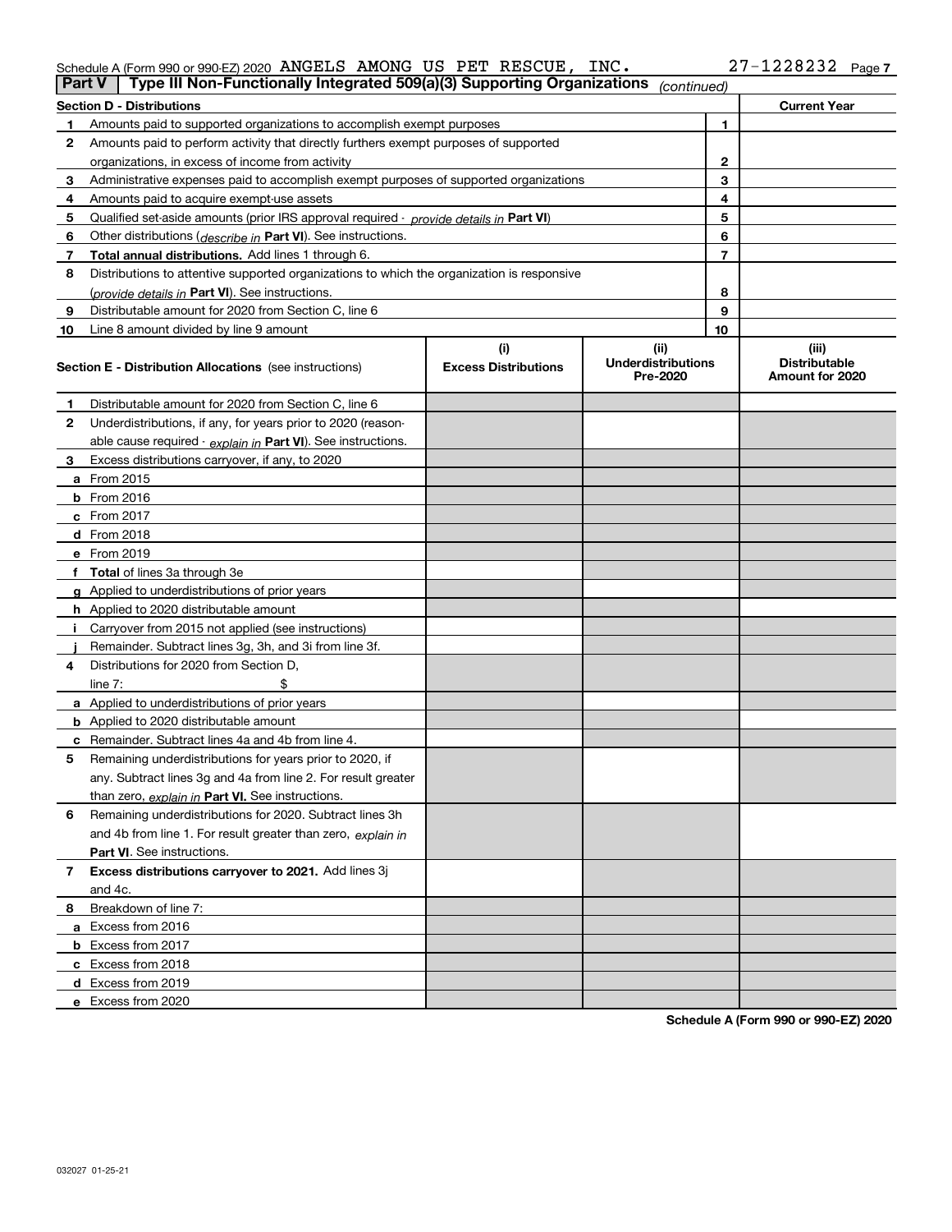Schedule A (Form 990 or 990-EZ) 2020 ANGELS AMONG US PET RESCUE, INC. 27-1228232

**Part V** Type III Non-Functionally Integrated 509(a)(3) Supporting Organizations *(continued)*

| Section D - Distributions | | | Current Year |
|---|---|---|---|
| 1 | Amounts paid to supported organizations to accomplish exempt purposes | 1 | |
| 2 | Amounts paid to perform activity that directly furthers exempt purposes of supported organizations, in excess of income from activity | 2 | |
| 3 | Administrative expenses paid to accomplish exempt purposes of supported organizations | 3 | |
| 4 | Amounts paid to acquire exempt-use assets | 4 | |
| 5 | Qualified set-aside amounts (prior IRS approval required - *provide details in* **Part VI**) | 5 | |
| 6 | Other distributions (*describe in* **Part VI**). See instructions. | 6 | |
| 7 | **Total annual distributions.** Add lines 1 through 6. | 7 | |
| 8 | Distributions to attentive supported organizations to which the organization is responsive (*provide details in* **Part VI**). See instructions. | 8 | |
| 9 | Distributable amount for 2020 from Section C, line 6 | 9 | |
| 10 | Line 8 amount divided by line 9 amount | 10 | |

| Section E - Distribution Allocations (see instructions) | (i) Excess Distributions | (ii) Underdistributions Pre-2020 | (iii) Distributable Amount for 2020 |
|---|---|---|---|
| **1** Distributable amount for 2020 from Section C, line 6 | | | |
| **2** Underdistributions, if any, for years prior to 2020 (reasonable cause required - *explain in* **Part VI**). See instructions. | | | |
| **3** Excess distributions carryover, if any, to 2020 | | | |
| **a** From 2015 | | | |
| **b** From 2016 | | | |
| **c** From 2017 | | | |
| **d** From 2018 | | | |
| **e** From 2019 | | | |
| **f Total** of lines 3a through 3e | | | |
| **g** Applied to underdistributions of prior years | | | |
| **h** Applied to 2020 distributable amount | | | |
| **i** Carryover from 2015 not applied (see instructions) | | | |
| **j** Remainder. Subtract lines 3g, 3h, and 3i from line 3f. | | | |
| **4** Distributions for 2020 from Section D, line 7: $ | | | |
| **a** Applied to underdistributions of prior years | | | |
| **b** Applied to 2020 distributable amount | | | |
| **c** Remainder. Subtract lines 4a and 4b from line 4. | | | |
| **5** Remaining underdistributions for years prior to 2020, if any. Subtract lines 3g and 4a from line 2. For result greater than zero, *explain in* **Part VI.** See instructions. | | | |
| **6** Remaining underdistributions for 2020. Subtract lines 3h and 4b from line 1. For result greater than zero, *explain in* **Part VI**. See instructions. | | | |
| **7 Excess distributions carryover to 2021.** Add lines 3j and 4c. | | | |
| **8** Breakdown of line 7: | | | |
| **a** Excess from 2016 | | | |
| **b** Excess from 2017 | | | |
| **c** Excess from 2018 | | | |
| **d** Excess from 2019 | | | |
| **e** Excess from 2020 | | | |

**Schedule A (Form 990 or 990-EZ) 2020**

032027 01-25-21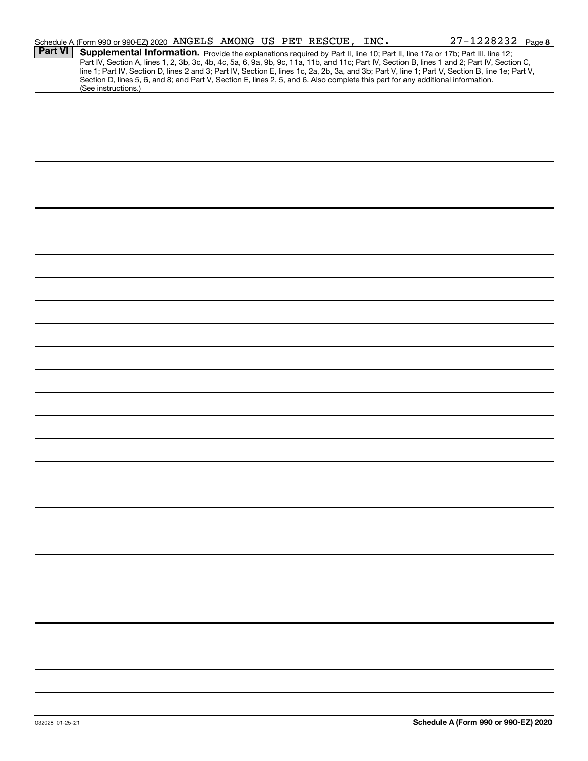Schedule A (Form 990 or 990-EZ) 2020 ANGELS AMONG US PET RESCUE, INC. 27-1228232 Page 8

**Part VI** **Supplemental Information.** Provide the explanations required by Part II, line 10; Part II, line 17a or 17b; Part III, line 12; Part IV, Section A, lines 1, 2, 3b, 3c, 4b, 4c, 5a, 6, 9a, 9b, 9c, 11a, 11b, and 11c; Part IV, Section B, lines 1 and 2; Part IV, Section C, line 1; Part IV, Section D, lines 2 and 3; Part IV, Section E, lines 1c, 2a, 2b, 3a, and 3b; Part V, line 1; Part V, Section B, line 1e; Part V, Section D, lines 5, 6, and 8; and Part V, Section E, lines 2, 5, and 6. Also complete this part for any additional information. (See instructions.)

032028 01-25-21

**Schedule A (Form 990 or 990-EZ) 2020**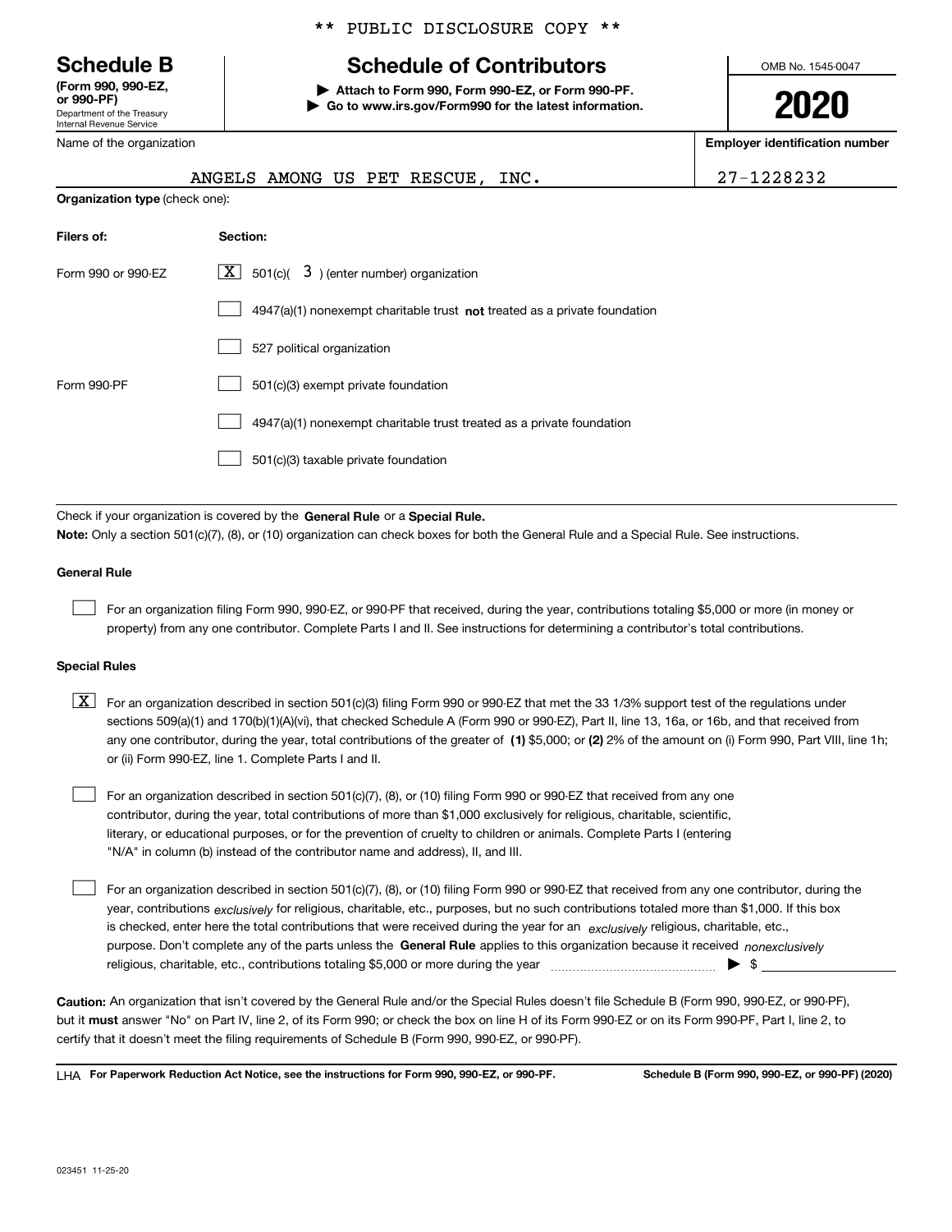** PUBLIC DISCLOSURE COPY **

# Schedule B

**(Form 990, 990-EZ, or 990-PF)**
Department of the Treasury
Internal Revenue Service

## Schedule of Contributors

▶ Attach to Form 990, Form 990-EZ, or Form 990-PF.
▶ Go to www.irs.gov/Form990 for the latest information.

OMB No. 1545-0047

**2020**

Name of the organization: ANGELS AMONG US PET RESCUE, INC.

**Employer identification number:** 27-1228232

**Organization type** (check one):

| Filers of: | Section: |
|---|---|
| Form 990 or 990-EZ | [X] 501(c)( 3 ) (enter number) organization |
| | [ ] 4947(a)(1) nonexempt charitable trust **not** treated as a private foundation |
| | [ ] 527 political organization |
| Form 990-PF | [ ] 501(c)(3) exempt private foundation |
| | [ ] 4947(a)(1) nonexempt charitable trust treated as a private foundation |
| | [ ] 501(c)(3) taxable private foundation |

Check if your organization is covered by the **General Rule** or a **Special Rule.**

**Note:** Only a section 501(c)(7), (8), or (10) organization can check boxes for both the General Rule and a Special Rule. See instructions.

### General Rule

[ ] For an organization filing Form 990, 990-EZ, or 990-PF that received, during the year, contributions totaling $5,000 or more (in money or property) from any one contributor. Complete Parts I and II. See instructions for determining a contributor's total contributions.

### Special Rules

[X] For an organization described in section 501(c)(3) filing Form 990 or 990-EZ that met the 33 1/3% support test of the regulations under sections 509(a)(1) and 170(b)(1)(A)(vi), that checked Schedule A (Form 990 or 990-EZ), Part II, line 13, 16a, or 16b, and that received from any one contributor, during the year, total contributions of the greater of **(1)** $5,000; or **(2)** 2% of the amount on (i) Form 990, Part VIII, line 1h; or (ii) Form 990-EZ, line 1. Complete Parts I and II.

[ ] For an organization described in section 501(c)(7), (8), or (10) filing Form 990 or 990-EZ that received from any one contributor, during the year, total contributions of more than $1,000 exclusively for religious, charitable, scientific, literary, or educational purposes, or for the prevention of cruelty to children or animals. Complete Parts I (entering "N/A" in column (b) instead of the contributor name and address), II, and III.

[ ] For an organization described in section 501(c)(7), (8), or (10) filing Form 990 or 990-EZ that received from any one contributor, during the year, contributions *exclusively* for religious, charitable, etc., purposes, but no such contributions totaled more than $1,000. If this box is checked, enter here the total contributions that were received during the year for an *exclusively* religious, charitable, etc., purpose. Don't complete any of the parts unless the **General Rule** applies to this organization because it received *nonexclusively* religious, charitable, etc., contributions totaling $5,000 or more during the year ▶ $ ________

**Caution:** An organization that isn't covered by the General Rule and/or the Special Rules doesn't file Schedule B (Form 990, 990-EZ, or 990-PF), but it **must** answer "No" on Part IV, line 2, of its Form 990; or check the box on line H of its Form 990-EZ or on its Form 990-PF, Part I, line 2, to certify that it doesn't meet the filing requirements of Schedule B (Form 990, 990-EZ, or 990-PF).

LHA **For Paperwork Reduction Act Notice, see the instructions for Form 990, 990-EZ, or 990-PF.** **Schedule B (Form 990, 990-EZ, or 990-PF) (2020)**

023451 11-25-20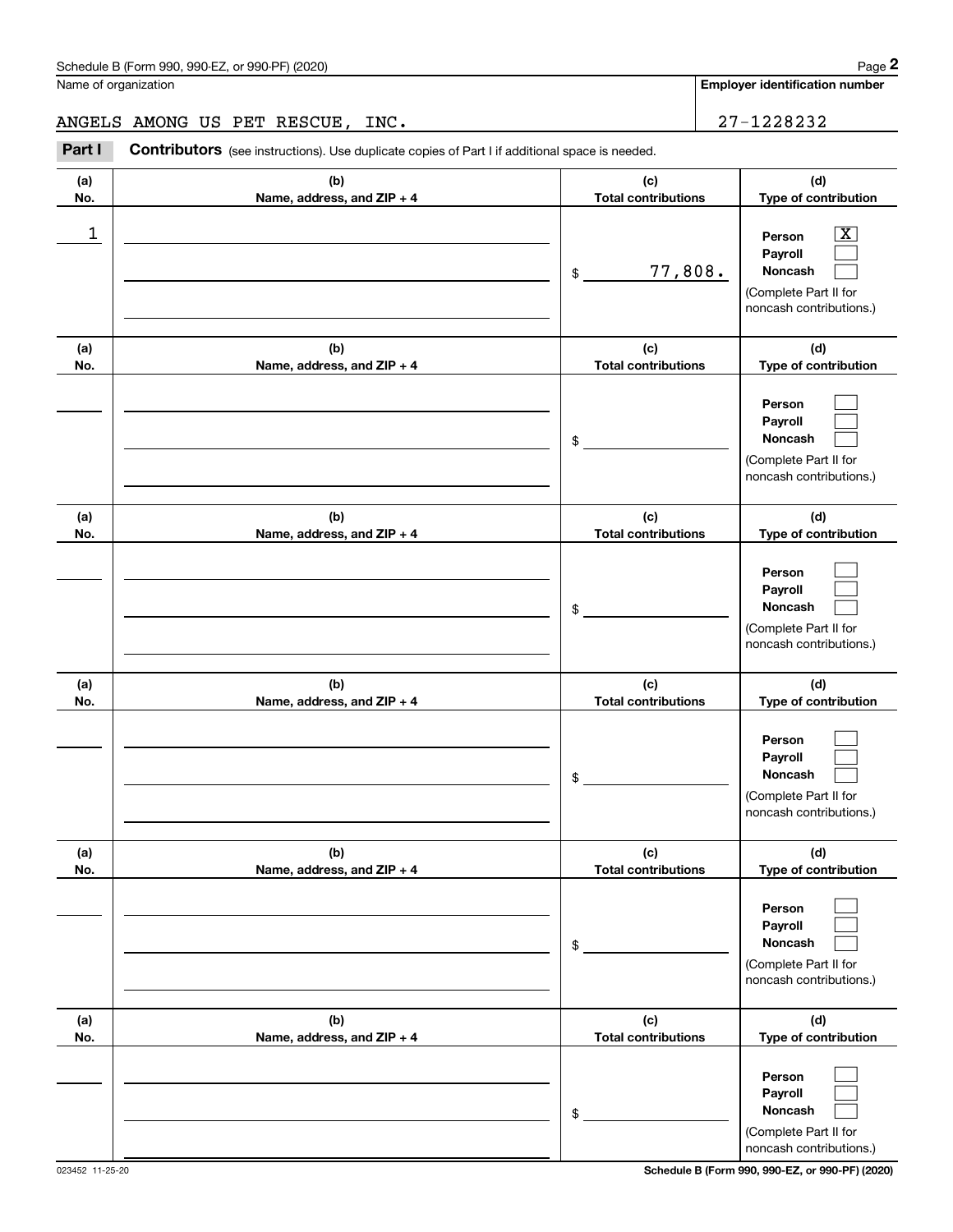Name of organization

**Employer identification number**

ANGELS AMONG US PET RESCUE, INC.

27-1228232

**Part I** **Contributors** (see instructions). Use duplicate copies of Part I if additional space is needed.

| (a) No. | (b) Name, address, and ZIP + 4 | (c) Total contributions | (d) Type of contribution |
|---|---|---|---|
| 1 | | $ 77,808. | Person [X] Payroll [ ] Noncash [ ] (Complete Part II for noncash contributions.) |
| | | $ | Person [ ] Payroll [ ] Noncash [ ] (Complete Part II for noncash contributions.) |
| | | $ | Person [ ] Payroll [ ] Noncash [ ] (Complete Part II for noncash contributions.) |
| | | $ | Person [ ] Payroll [ ] Noncash [ ] (Complete Part II for noncash contributions.) |
| | | $ | Person [ ] Payroll [ ] Noncash [ ] (Complete Part II for noncash contributions.) |
| | | $ | Person [ ] Payroll [ ] Noncash [ ] (Complete Part II for noncash contributions.) |

023452 11-25-20

**Schedule B (Form 990, 990-EZ, or 990-PF) (2020)**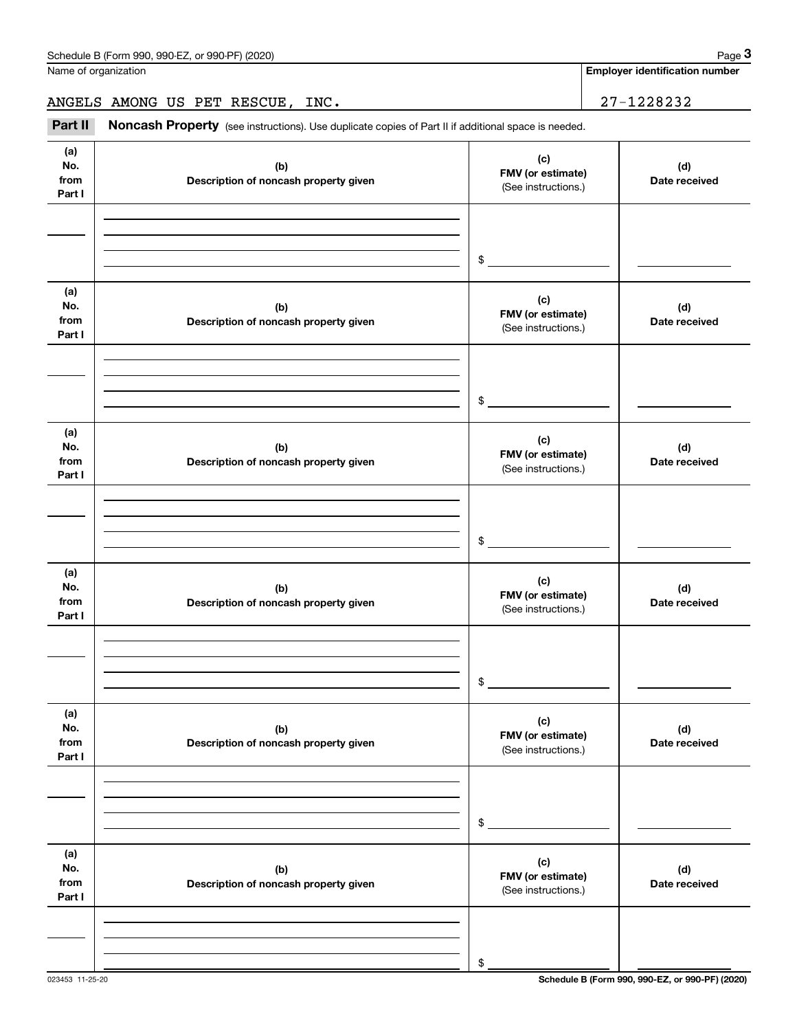Name of organization | Employer identification number

ANGELS AMONG US PET RESCUE, INC. | 27-1228232

**Part II** **Noncash Property** (see instructions). Use duplicate copies of Part II if additional space is needed.

| (a) No. from Part I | (b) Description of noncash property given | (c) FMV (or estimate) (See instructions.) | (d) Date received |
|---|---|---|---|
| | | $ | |

| (a) No. from Part I | (b) Description of noncash property given | (c) FMV (or estimate) (See instructions.) | (d) Date received |
|---|---|---|---|
| | | $ | |

| (a) No. from Part I | (b) Description of noncash property given | (c) FMV (or estimate) (See instructions.) | (d) Date received |
|---|---|---|---|
| | | $ | |

| (a) No. from Part I | (b) Description of noncash property given | (c) FMV (or estimate) (See instructions.) | (d) Date received |
|---|---|---|---|
| | | $ | |

| (a) No. from Part I | (b) Description of noncash property given | (c) FMV (or estimate) (See instructions.) | (d) Date received |
|---|---|---|---|
| | | $ | |

| (a) No. from Part I | (b) Description of noncash property given | (c) FMV (or estimate) (See instructions.) | (d) Date received |
|---|---|---|---|
| | | $ | |

023453 11-25-20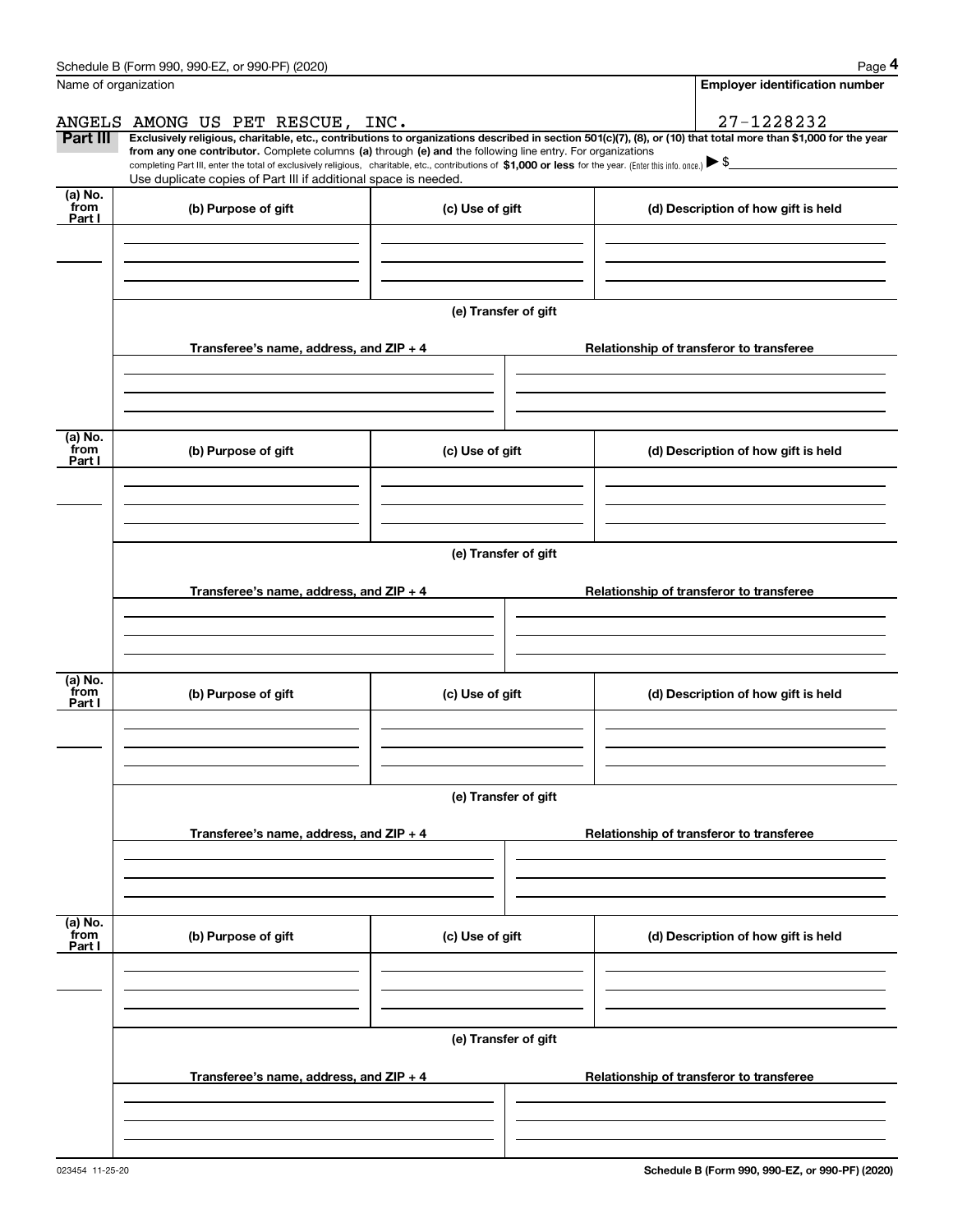Name of organization

ANGELS AMONG US PET RESCUE, INC.

**Employer identification number**

27-1228232

**Part III** **Exclusively religious, charitable, etc., contributions to organizations described in section 501(c)(7), (8), or (10) that total more than $1,000 for the year from any one contributor.** Complete columns **(a)** through **(e) and** the following line entry. For organizations completing Part III, enter the total of exclusively religious, charitable, etc., contributions of **$1,000 or less** for the year. (Enter this info. once.) ▶ $

Use duplicate copies of Part III if additional space is needed.

| (a) No. from Part I | (b) Purpose of gift | (c) Use of gift | (d) Description of how gift is held |
|---|---|---|---|
| | | | |

**(e) Transfer of gift**

| Transferee's name, address, and ZIP + 4 | Relationship of transferor to transferee |
|---|---|
| | |

| (a) No. from Part I | (b) Purpose of gift | (c) Use of gift | (d) Description of how gift is held |
|---|---|---|---|
| | | | |

**(e) Transfer of gift**

| Transferee's name, address, and ZIP + 4 | Relationship of transferor to transferee |
|---|---|
| | |

| (a) No. from Part I | (b) Purpose of gift | (c) Use of gift | (d) Description of how gift is held |
|---|---|---|---|
| | | | |

**(e) Transfer of gift**

| Transferee's name, address, and ZIP + 4 | Relationship of transferor to transferee |
|---|---|
| | |

| (a) No. from Part I | (b) Purpose of gift | (c) Use of gift | (d) Description of how gift is held |
|---|---|---|---|
| | | | |

**(e) Transfer of gift**

| Transferee's name, address, and ZIP + 4 | Relationship of transferor to transferee |
|---|---|
| | |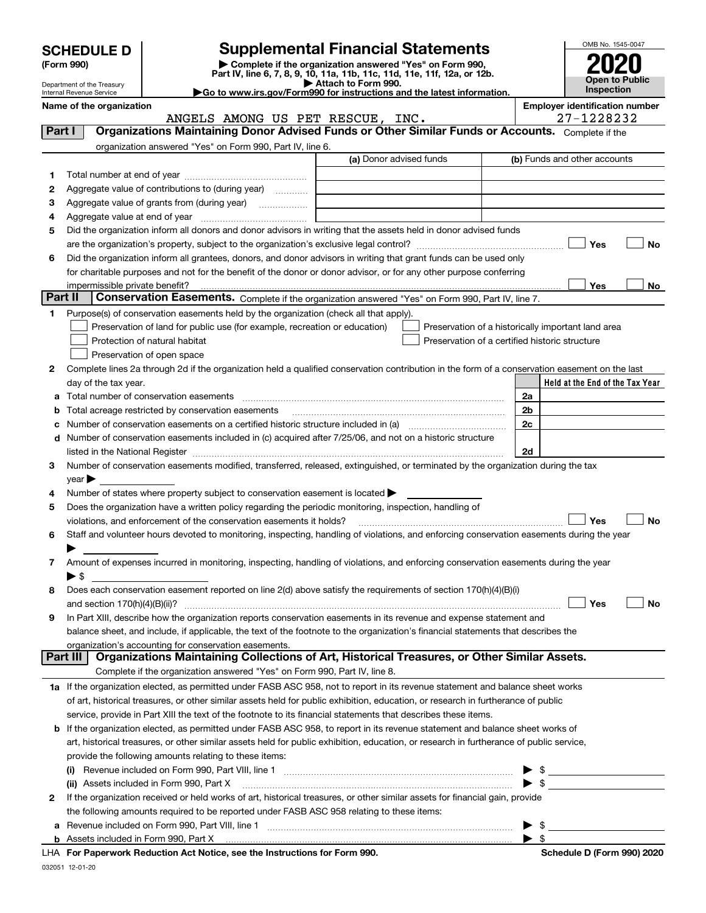# SCHEDULE D (Form 990)

Department of the Treasury
Internal Revenue Service

# Supplemental Financial Statements

▶ Complete if the organization answered "Yes" on Form 990, Part IV, line 6, 7, 8, 9, 10, 11a, 11b, 11c, 11d, 11e, 11f, 12a, or 12b.
▶ Attach to Form 990.
▶Go to www.irs.gov/Form990 for instructions and the latest information.

OMB No. 1545-0047

**2020**

**Open to Public Inspection**

**Name of the organization:** ANGELS AMONG US PET RESCUE, INC.

**Employer identification number:** 27-1228232

## Part I — Organizations Maintaining Donor Advised Funds or Other Similar Funds or Accounts.
Complete if the organization answered "Yes" on Form 990, Part IV, line 6.

| | | (a) Donor advised funds | (b) Funds and other accounts |
|---|---|---|---|
| 1 | Total number at end of year | | |
| 2 | Aggregate value of contributions to (during year) | | |
| 3 | Aggregate value of grants from (during year) | | |
| 4 | Aggregate value at end of year | | |

5 Did the organization inform all donors and donor advisors in writing that the assets held in donor advised funds are the organization's property, subject to the organization's exclusive legal control? ☐ Yes ☐ No

6 Did the organization inform all grantees, donors, and donor advisors in writing that grant funds can be used only for charitable purposes and not for the benefit of the donor or donor advisor, or for any other purpose conferring impermissible private benefit? ☐ Yes ☐ No

## Part II — Conservation Easements.
Complete if the organization answered "Yes" on Form 990, Part IV, line 7.

1 Purpose(s) of conservation easements held by the organization (check all that apply).

☐ Preservation of land for public use (for example, recreation or education)
☐ Protection of natural habitat
☐ Preservation of open space
☐ Preservation of a historically important land area
☐ Preservation of a certified historic structure

2 Complete lines 2a through 2d if the organization held a qualified conservation contribution in the form of a conservation easement on the last day of the tax year.

| | | | Held at the End of the Tax Year |
|---|---|---|---|
| a | Total number of conservation easements | 2a | |
| b | Total acreage restricted by conservation easements | 2b | |
| c | Number of conservation easements on a certified historic structure included in (a) | 2c | |
| d | Number of conservation easements included in (c) acquired after 7/25/06, and not on a historic structure listed in the National Register | 2d | |

3 Number of conservation easements modified, transferred, released, extinguished, or terminated by the organization during the tax year ▶

4 Number of states where property subject to conservation easement is located ▶

5 Does the organization have a written policy regarding the periodic monitoring, inspection, handling of violations, and enforcement of the conservation easements it holds? ☐ Yes ☐ No

6 Staff and volunteer hours devoted to monitoring, inspecting, handling of violations, and enforcing conservation easements during the year ▶

7 Amount of expenses incurred in monitoring, inspecting, handling of violations, and enforcing conservation easements during the year ▶ $

8 Does each conservation easement reported on line 2(d) above satisfy the requirements of section 170(h)(4)(B)(i) and section 170(h)(4)(B)(ii)? ☐ Yes ☐ No

9 In Part XIII, describe how the organization reports conservation easements in its revenue and expense statement and balance sheet, and include, if applicable, the text of the footnote to the organization's financial statements that describes the organization's accounting for conservation easements.

## Part III — Organizations Maintaining Collections of Art, Historical Treasures, or Other Similar Assets.
Complete if the organization answered "Yes" on Form 990, Part IV, line 8.

1a If the organization elected, as permitted under FASB ASC 958, not to report in its revenue statement and balance sheet works of art, historical treasures, or other similar assets held for public exhibition, education, or research in furtherance of public service, provide in Part XIII the text of the footnote to its financial statements that describes these items.

b If the organization elected, as permitted under FASB ASC 958, to report in its revenue statement and balance sheet works of art, historical treasures, or other similar assets held for public exhibition, education, or research in furtherance of public service, provide the following amounts relating to these items:

(i) Revenue included on Form 990, Part VIII, line 1 ▶ $

(ii) Assets included in Form 990, Part X ▶ $

2 If the organization received or held works of art, historical treasures, or other similar assets for financial gain, provide the following amounts required to be reported under FASB ASC 958 relating to these items:

a Revenue included on Form 990, Part VIII, line 1 ▶ $

b Assets included in Form 990, Part X ▶ $

LHA **For Paperwork Reduction Act Notice, see the Instructions for Form 990.** **Schedule D (Form 990) 2020**

032051 12-01-20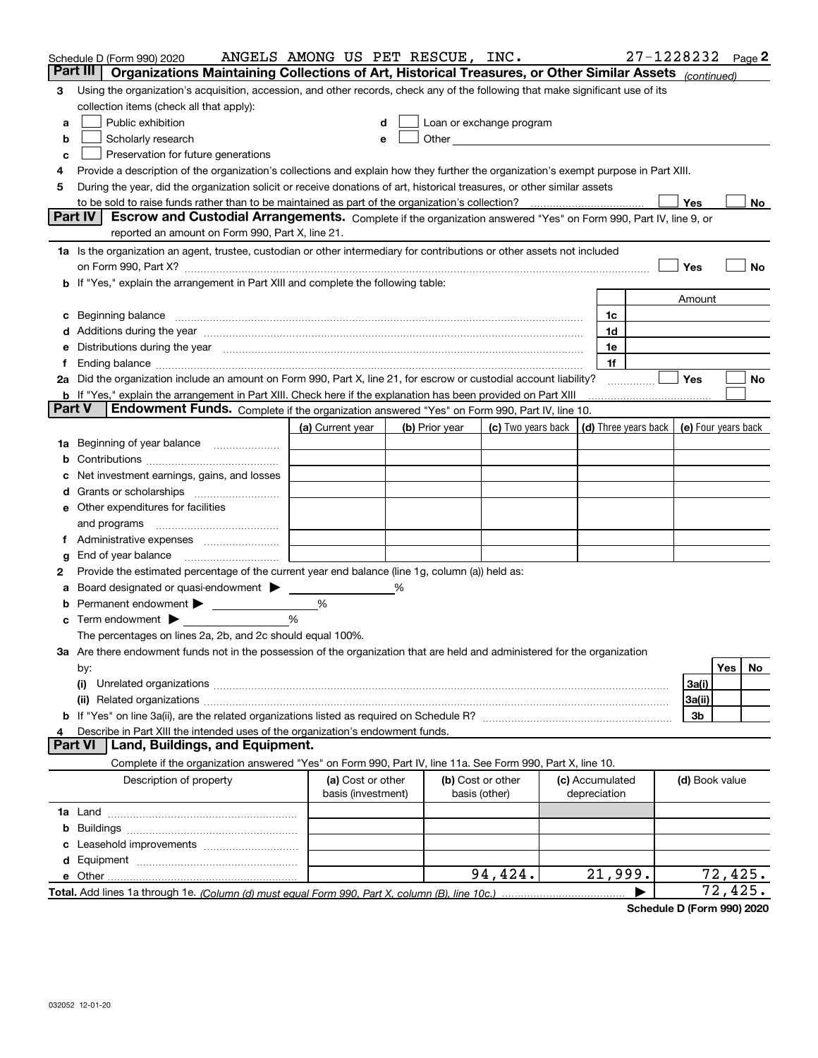Schedule D (Form 990) 2020 ANGELS AMONG US PET RESCUE, INC. 27-1228232 Page 2

**Part III** **Organizations Maintaining Collections of Art, Historical Treasures, or Other Similar Assets** *(continued)*

3 Using the organization's acquisition, accession, and other records, check any of the following that make significant use of its collection items (check all that apply):

a ☐ Public exhibition
b ☐ Scholarly research
c ☐ Preservation for future generations
d ☐ Loan or exchange program
e ☐ Other

4 Provide a description of the organization's collections and explain how they further the organization's exempt purpose in Part XIII.

5 During the year, did the organization solicit or receive donations of art, historical treasures, or other similar assets to be sold to raise funds rather than to be maintained as part of the organization's collection? ☐ Yes ☐ No

**Part IV** **Escrow and Custodial Arrangements.** Complete if the organization answered "Yes" on Form 990, Part IV, line 9, or reported an amount on Form 990, Part X, line 21.

1a Is the organization an agent, trustee, custodian or other intermediary for contributions or other assets not included on Form 990, Part X? ☐ Yes ☐ No

b If "Yes," explain the arrangement in Part XIII and complete the following table:

| | | Amount |
|---|---|---|
| c Beginning balance | 1c | |
| d Additions during the year | 1d | |
| e Distributions during the year | 1e | |
| f Ending balance | 1f | |

2a Did the organization include an amount on Form 990, Part X, line 21, for escrow or custodial account liability? ☐ Yes ☐ No

b If "Yes," explain the arrangement in Part XIII. Check here if the explanation has been provided on Part XIII ☐

**Part V** **Endowment Funds.** Complete if the organization answered "Yes" on Form 990, Part IV, line 10.

| | (a) Current year | (b) Prior year | (c) Two years back | (d) Three years back | (e) Four years back |
|---|---|---|---|---|---|
| 1a Beginning of year balance | | | | | |
| b Contributions | | | | | |
| c Net investment earnings, gains, and losses | | | | | |
| d Grants or scholarships | | | | | |
| e Other expenditures for facilities and programs | | | | | |
| f Administrative expenses | | | | | |
| g End of year balance | | | | | |

2 Provide the estimated percentage of the current year end balance (line 1g, column (a)) held as:

a Board designated or quasi-endowment ▶ ______ %
b Permanent endowment ▶ ______ %
c Term endowment ▶ ______ %

The percentages on lines 2a, 2b, and 2c should equal 100%.

3a Are there endowment funds not in the possession of the organization that are held and administered for the organization by:

| | | Yes | No |
|---|---|---|---|
| (i) Unrelated organizations | 3a(i) | | |
| (ii) Related organizations | 3a(ii) | | |
| b If "Yes" on line 3a(ii), are the related organizations listed as required on Schedule R? | 3b | | |

4 Describe in Part XIII the intended uses of the organization's endowment funds.

**Part VI** **Land, Buildings, and Equipment.**

Complete if the organization answered "Yes" on Form 990, Part IV, line 11a. See Form 990, Part X, line 10.

| Description of property | (a) Cost or other basis (investment) | (b) Cost or other basis (other) | (c) Accumulated depreciation | (d) Book value |
|---|---|---|---|---|
| 1a Land | | | | |
| b Buildings | | | | |
| c Leasehold improvements | | | | |
| d Equipment | | | | |
| e Other | | 94,424. | 21,999. | 72,425. |
| **Total.** Add lines 1a through 1e. *(Column (d) must equal Form 990, Part X, column (B), line 10c.)* ▶ | | | | 72,425. |

**Schedule D (Form 990) 2020**

032052 12-01-20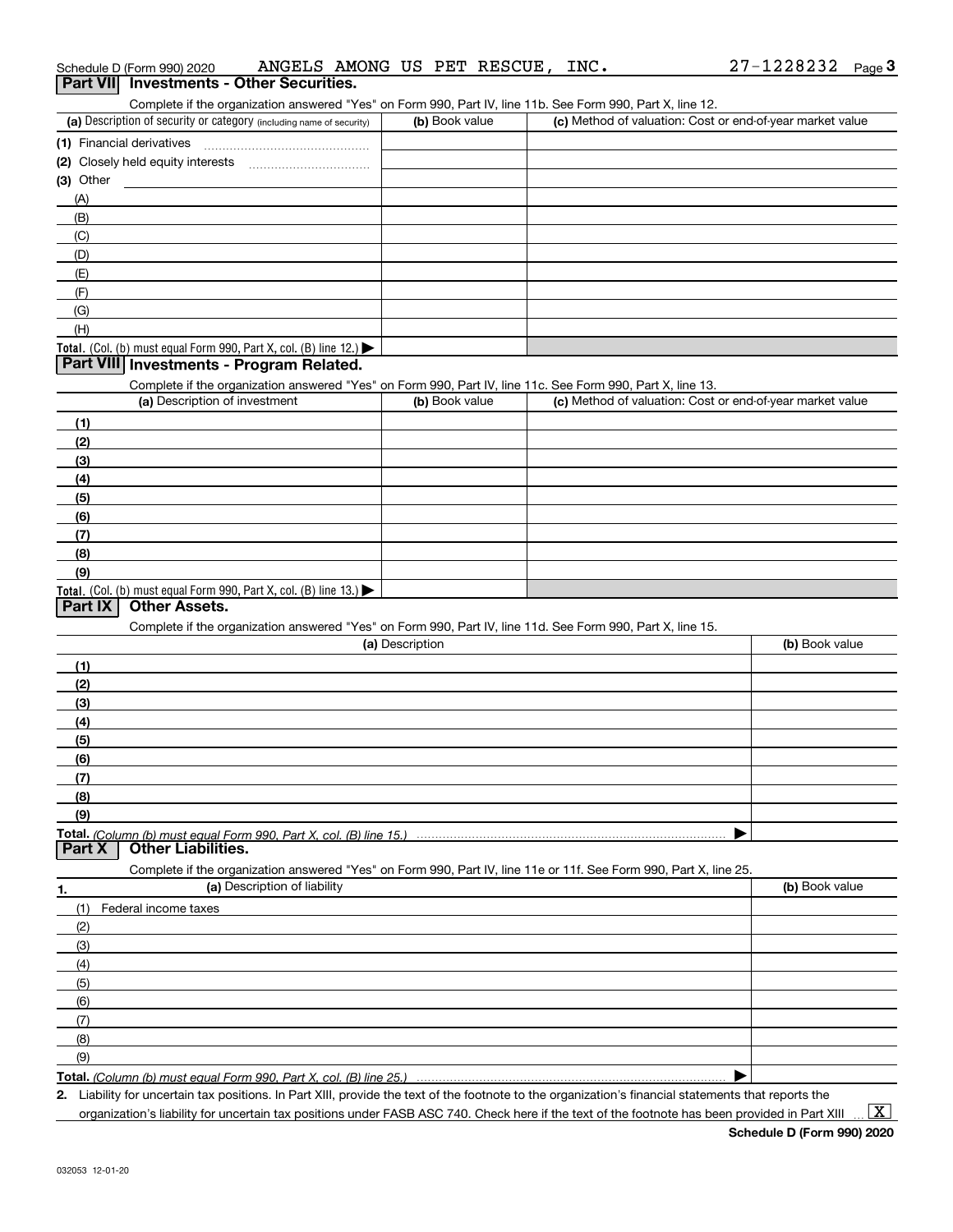Schedule D (Form 990) 2020 ANGELS AMONG US PET RESCUE, INC. 27-1228232 Page 3

## Part VII Investments - Other Securities.

Complete if the organization answered "Yes" on Form 990, Part IV, line 11b. See Form 990, Part X, line 12.

| (a) Description of security or category (including name of security) | (b) Book value | (c) Method of valuation: Cost or end-of-year market value |
|---|---|---|
| (1) Financial derivatives | | |
| (2) Closely held equity interests | | |
| (3) Other | | |
| (A) | | |
| (B) | | |
| (C) | | |
| (D) | | |
| (E) | | |
| (F) | | |
| (G) | | |
| (H) | | |
| **Total.** (Col. (b) must equal Form 990, Part X, col. (B) line 12.) ▶ | | |

## Part VIII Investments - Program Related.

Complete if the organization answered "Yes" on Form 990, Part IV, line 11c. See Form 990, Part X, line 13.

| (a) Description of investment | (b) Book value | (c) Method of valuation: Cost or end-of-year market value |
|---|---|---|
| (1) | | |
| (2) | | |
| (3) | | |
| (4) | | |
| (5) | | |
| (6) | | |
| (7) | | |
| (8) | | |
| (9) | | |
| **Total.** (Col. (b) must equal Form 990, Part X, col. (B) line 13.) ▶ | | |

## Part IX Other Assets.

Complete if the organization answered "Yes" on Form 990, Part IV, line 11d. See Form 990, Part X, line 15.

| (a) Description | (b) Book value |
|---|---|
| (1) | |
| (2) | |
| (3) | |
| (4) | |
| (5) | |
| (6) | |
| (7) | |
| (8) | |
| (9) | |
| **Total.** *(Column (b) must equal Form 990, Part X, col. (B) line 15.)* ▶ | |

## Part X Other Liabilities.

Complete if the organization answered "Yes" on Form 990, Part IV, line 11e or 11f. See Form 990, Part X, line 25.

| 1. (a) Description of liability | (b) Book value |
|---|---|
| (1) Federal income taxes | |
| (2) | |
| (3) | |
| (4) | |
| (5) | |
| (6) | |
| (7) | |
| (8) | |
| (9) | |
| **Total.** *(Column (b) must equal Form 990, Part X, col. (B) line 25.)* ▶ | |

**2.** Liability for uncertain tax positions. In Part XIII, provide the text of the footnote to the organization's financial statements that reports the organization's liability for uncertain tax positions under FASB ASC 740. Check here if the text of the footnote has been provided in Part XIII ... [X]

**Schedule D (Form 990) 2020**

032053 12-01-20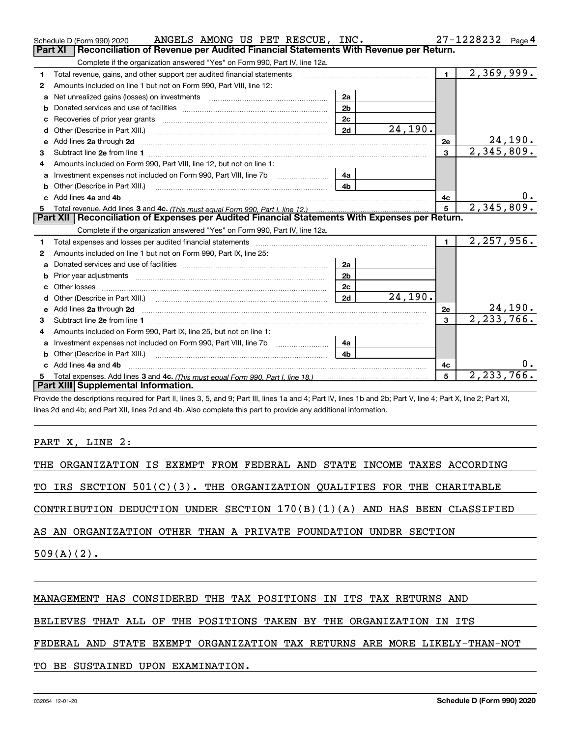Schedule D (Form 990) 2020 ANGELS AMONG US PET RESCUE, INC. 27-1228232 Page 4

## Part XI Reconciliation of Revenue per Audited Financial Statements With Revenue per Return.

Complete if the organization answered "Yes" on Form 990, Part IV, line 12a.

| | | | | | |
|---|---|---|---|---|---|
| 1 | Total revenue, gains, and other support per audited financial statements | | | 1 | 2,369,999. |
| 2 | Amounts included on line 1 but not on Form 990, Part VIII, line 12: | | | | |
| a | Net unrealized gains (losses) on investments | 2a | | | |
| b | Donated services and use of facilities | 2b | | | |
| c | Recoveries of prior year grants | 2c | | | |
| d | Other (Describe in Part XIII.) | 2d | 24,190. | | |
| e | Add lines 2a through 2d | | | 2e | 24,190. |
| 3 | Subtract line 2e from line 1 | | | 3 | 2,345,809. |
| 4 | Amounts included on Form 990, Part VIII, line 12, but not on line 1: | | | | |
| a | Investment expenses not included on Form 990, Part VIII, line 7b | 4a | | | |
| b | Other (Describe in Part XIII.) | 4b | | | |
| c | Add lines 4a and 4b | | | 4c | 0. |
| 5 | Total revenue. Add lines 3 and 4c. *(This must equal Form 990, Part I, line 12.)* | | | 5 | 2,345,809. |

## Part XII Reconciliation of Expenses per Audited Financial Statements With Expenses per Return.

Complete if the organization answered "Yes" on Form 990, Part IV, line 12a.

| | | | | | |
|---|---|---|---|---|---|
| 1 | Total expenses and losses per audited financial statements | | | 1 | 2,257,956. |
| 2 | Amounts included on line 1 but not on Form 990, Part IX, line 25: | | | | |
| a | Donated services and use of facilities | 2a | | | |
| b | Prior year adjustments | 2b | | | |
| c | Other losses | 2c | | | |
| d | Other (Describe in Part XIII.) | 2d | 24,190. | | |
| e | Add lines 2a through 2d | | | 2e | 24,190. |
| 3 | Subtract line 2e from line 1 | | | 3 | 2,233,766. |
| 4 | Amounts included on Form 990, Part IX, line 25, but not on line 1: | | | | |
| a | Investment expenses not included on Form 990, Part VIII, line 7b | 4a | | | |
| b | Other (Describe in Part XIII.) | 4b | | | |
| c | Add lines 4a and 4b | | | 4c | 0. |
| 5 | Total expenses. Add lines 3 and 4c. *(This must equal Form 990, Part I, line 18.)* | | | 5 | 2,233,766. |

## Part XIII Supplemental Information.

Provide the descriptions required for Part II, lines 3, 5, and 9; Part III, lines 1a and 4; Part IV, lines 1b and 2b; Part V, line 4; Part X, line 2; Part XI, lines 2d and 4b; and Part XII, lines 2d and 4b. Also complete this part to provide any additional information.

PART X, LINE 2:

THE ORGANIZATION IS EXEMPT FROM FEDERAL AND STATE INCOME TAXES ACCORDING TO IRS SECTION 501(C)(3). THE ORGANIZATION QUALIFIES FOR THE CHARITABLE CONTRIBUTION DEDUCTION UNDER SECTION 170(B)(1)(A) AND HAS BEEN CLASSIFIED AS AN ORGANIZATION OTHER THAN A PRIVATE FOUNDATION UNDER SECTION 509(A)(2).

MANAGEMENT HAS CONSIDERED THE TAX POSITIONS IN ITS TAX RETURNS AND BELIEVES THAT ALL OF THE POSITIONS TAKEN BY THE ORGANIZATION IN ITS FEDERAL AND STATE EXEMPT ORGANIZATION TAX RETURNS ARE MORE LIKELY-THAN-NOT TO BE SUSTAINED UPON EXAMINATION.

032054 12-01-20 **Schedule D (Form 990) 2020**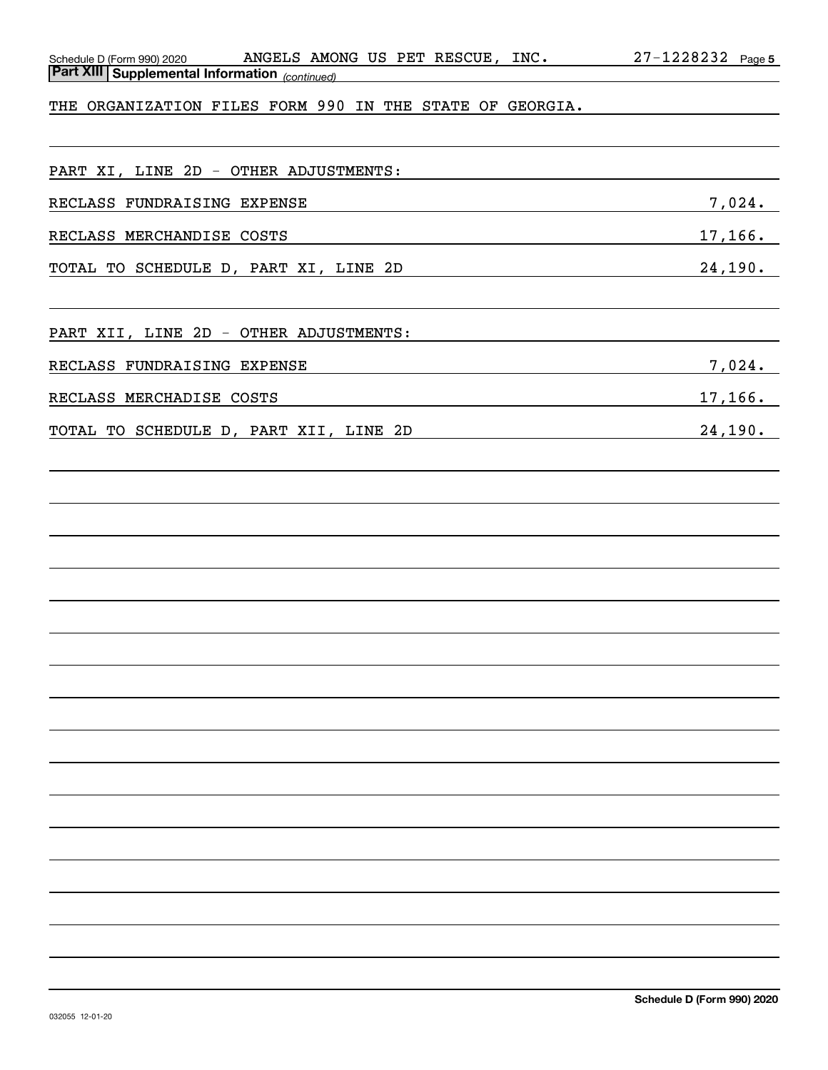Schedule D (Form 990) 2020 ANGELS AMONG US PET RESCUE, INC. 27-1228232 Page 5

**Part XIII | Supplemental Information** *(continued)*

THE ORGANIZATION FILES FORM 990 IN THE STATE OF GEORGIA.

PART XI, LINE 2D - OTHER ADJUSTMENTS:

| | |
|---|---|
| RECLASS FUNDRAISING EXPENSE | 7,024. |
| RECLASS MERCHANDISE COSTS | 17,166. |
| TOTAL TO SCHEDULE D, PART XI, LINE 2D | 24,190. |

PART XII, LINE 2D - OTHER ADJUSTMENTS:

| | |
|---|---|
| RECLASS FUNDRAISING EXPENSE | 7,024. |
| RECLASS MERCHADISE COSTS | 17,166. |
| TOTAL TO SCHEDULE D, PART XII, LINE 2D | 24,190. |

**Schedule D (Form 990) 2020**

032055 12-01-20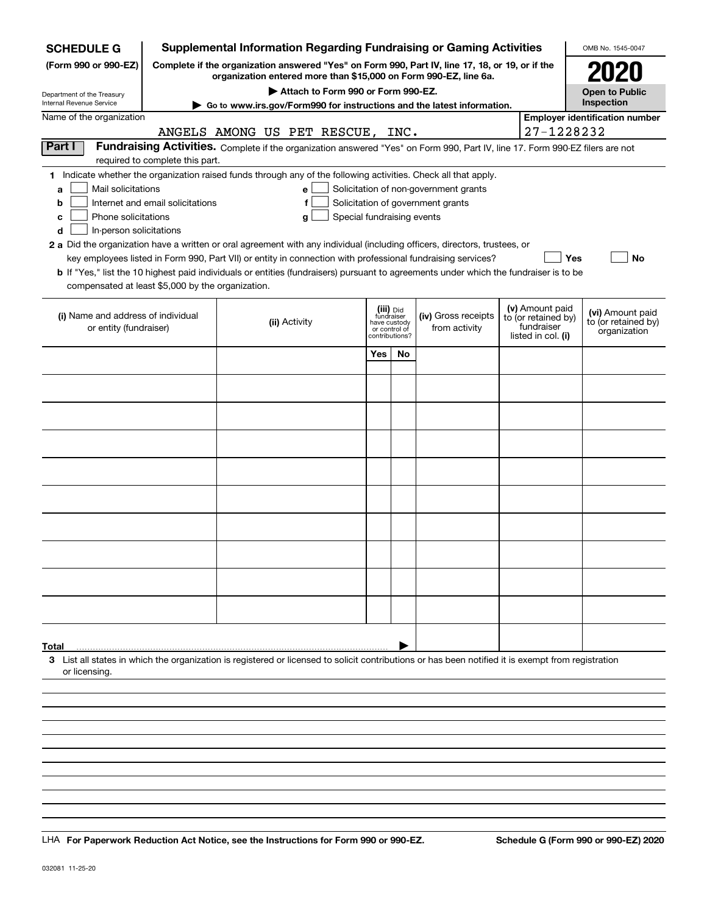**SCHEDULE G**
**(Form 990 or 990-EZ)**

Department of the Treasury
Internal Revenue Service

# Supplemental Information Regarding Fundraising or Gaming Activities

**Complete if the organization answered "Yes" on Form 990, Part IV, line 17, 18, or 19, or if the organization entered more than $15,000 on Form 990-EZ, line 6a.**

**▶ Attach to Form 990 or Form 990-EZ.**

**▶ Go to www.irs.gov/Form990 for instructions and the latest information.**

OMB No. 1545-0047

**2020**

**Open to Public Inspection**

Name of the organization: ANGELS AMONG US PET RESCUE, INC.

**Employer identification number**: 27-1228232

**Part I** **Fundraising Activities.** Complete if the organization answered "Yes" on Form 990, Part IV, line 17. Form 990-EZ filers are not required to complete this part.

**1** Indicate whether the organization raised funds through any of the following activities. Check all that apply.

- **a** ☐ Mail solicitations
- **b** ☐ Internet and email solicitations
- **c** ☐ Phone solicitations
- **d** ☐ In-person solicitations
- **e** ☐ Solicitation of non-government grants
- **f** ☐ Solicitation of government grants
- **g** ☐ Special fundraising events

**2 a** Did the organization have a written or oral agreement with any individual (including officers, directors, trustees, or key employees listed in Form 990, Part VII) or entity in connection with professional fundraising services? ☐ **Yes** ☐ **No**

**b** If "Yes," list the 10 highest paid individuals or entities (fundraisers) pursuant to agreements under which the fundraiser is to be compensated at least $5,000 by the organization.

| (i) Name and address of individual or entity (fundraiser) | (ii) Activity | (iii) Did fundraiser have custody or control of contributions? Yes | No | (iv) Gross receipts from activity | (v) Amount paid to (or retained by) fundraiser listed in col. (i) | (vi) Amount paid to (or retained by) organization |
|---|---|---|---|---|---|---|
| | | | | | | |
| | | | | | | |
| | | | | | | |
| | | | | | | |
| | | | | | | |
| | | | | | | |
| | | | | | | |
| | | | | | | |
| | | | | | | |
| | | | | | | |
| **Total** ▶ | | | | | | |

**3** List all states in which the organization is registered or licensed to solicit contributions or has been notified it is exempt from registration or licensing.

LHA **For Paperwork Reduction Act Notice, see the Instructions for Form 990 or 990-EZ.** **Schedule G (Form 990 or 990-EZ) 2020**

032081 11-25-20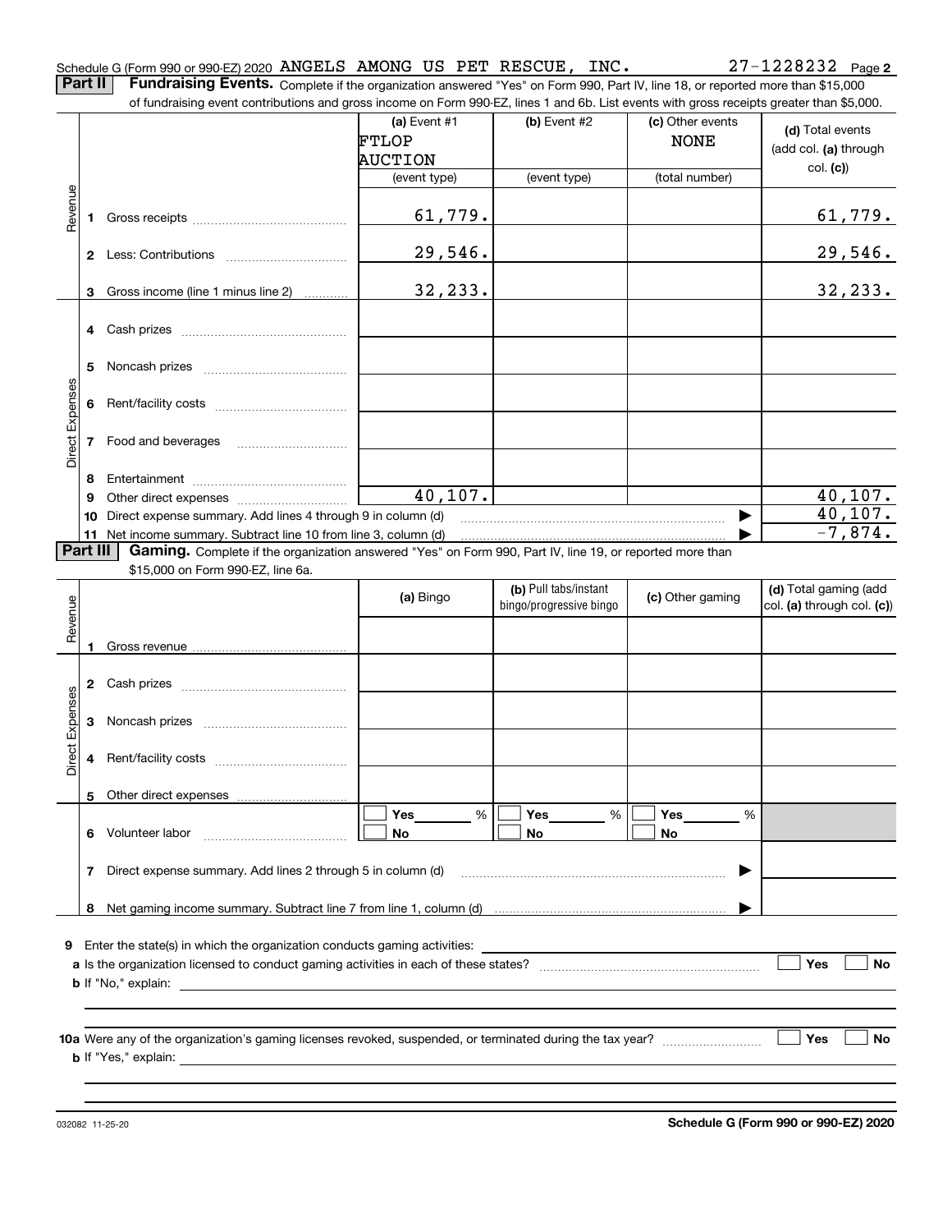Schedule G (Form 990 or 990-EZ) 2020 ANGELS AMONG US PET RESCUE, INC. 27-1228232 Page 2

**Part II** **Fundraising Events.** Complete if the organization answered "Yes" on Form 990, Part IV, line 18, or reported more than $15,000 of fundraising event contributions and gross income on Form 990-EZ, lines 1 and 6b. List events with gross receipts greater than $5,000.

| | | (a) Event #1 FTLOP AUCTION (event type) | (b) Event #2 (event type) | (c) Other events NONE (total number) | (d) Total events (add col. (a) through col. (c)) |
|---|---|---|---|---|---|
| Revenue | 1 Gross receipts | 61,779. | | | 61,779. |
| | 2 Less: Contributions | 29,546. | | | 29,546. |
| | 3 Gross income (line 1 minus line 2) | 32,233. | | | 32,233. |
| Direct Expenses | 4 Cash prizes | | | | |
| | 5 Noncash prizes | | | | |
| | 6 Rent/facility costs | | | | |
| | 7 Food and beverages | | | | |
| | 8 Entertainment | | | | |
| | 9 Other direct expenses | 40,107. | | | 40,107. |
| | 10 Direct expense summary. Add lines 4 through 9 in column (d) | | | | 40,107. |
| | 11 Net income summary. Subtract line 10 from line 3, column (d) | | | | -7,874. |

**Part III** **Gaming.** Complete if the organization answered "Yes" on Form 990, Part IV, line 19, or reported more than $15,000 on Form 990-EZ, line 6a.

| | | (a) Bingo | (b) Pull tabs/instant bingo/progressive bingo | (c) Other gaming | (d) Total gaming (add col. (a) through col. (c)) |
|---|---|---|---|---|---|
| Revenue | 1 Gross revenue | | | | |
| Direct Expenses | 2 Cash prizes | | | | |
| | 3 Noncash prizes | | | | |
| | 4 Rent/facility costs | | | | |
| | 5 Other direct expenses | | | | |
| | 6 Volunteer labor | Yes ___ % No | Yes ___ % No | Yes ___ % No | |
| | 7 Direct expense summary. Add lines 2 through 5 in column (d) | | | | |
| | 8 Net gaming income summary. Subtract line 7 from line 1, column (d) | | | | |

**9** Enter the state(s) in which the organization conducts gaming activities: ______

**a** Is the organization licensed to conduct gaming activities in each of these states? ☐ Yes ☐ No

**b** If "No," explain: ______

**10a** Were any of the organization's gaming licenses revoked, suspended, or terminated during the tax year? ☐ Yes ☐ No

**b** If "Yes," explain: ______

032082 11-25-20 **Schedule G (Form 990 or 990-EZ) 2020**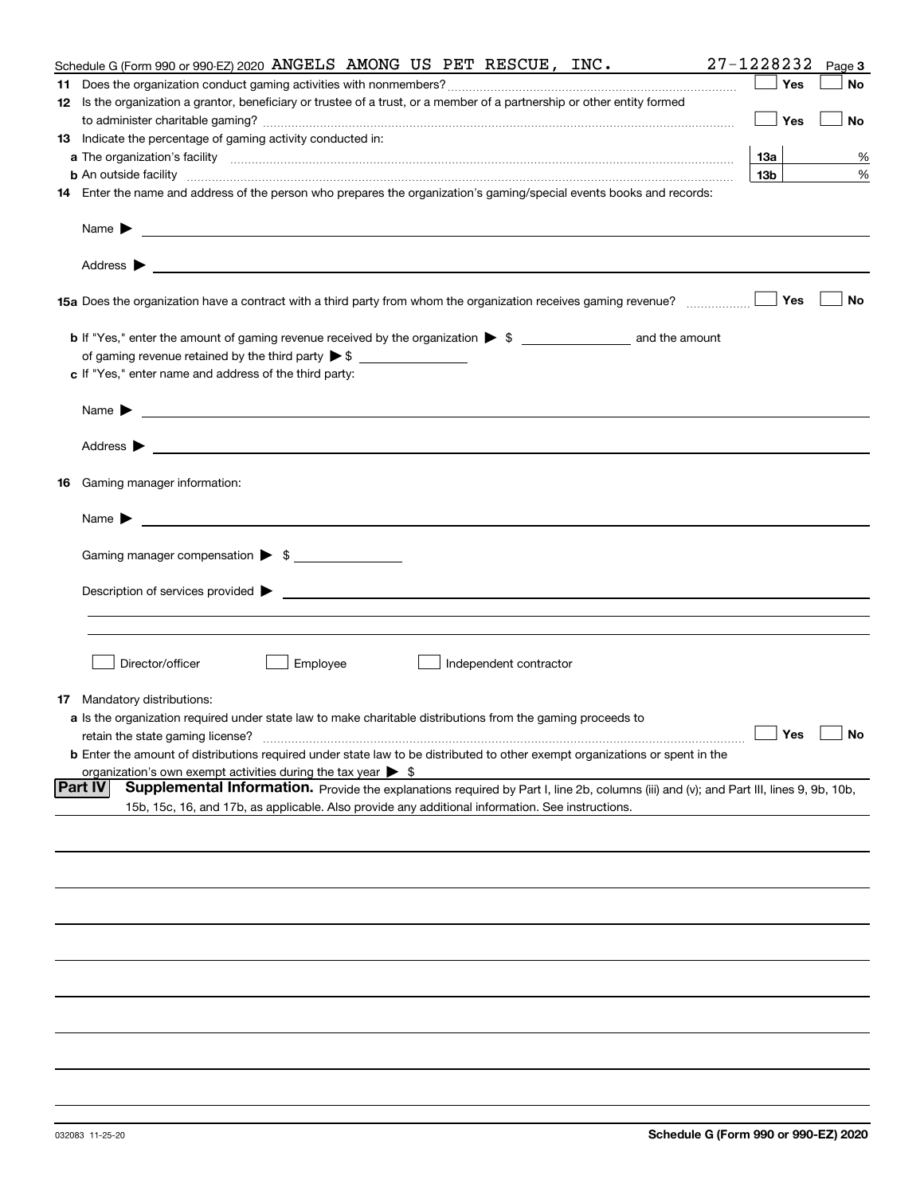Schedule G (Form 990 or 990-EZ) 2020 ANGELS AMONG US PET RESCUE, INC. 27-1228232 Page 3

**11** Does the organization conduct gaming activities with nonmembers? ☐ Yes ☐ No

**12** Is the organization a grantor, beneficiary or trustee of a trust, or a member of a partnership or other entity formed to administer charitable gaming? ☐ Yes ☐ No

**13** Indicate the percentage of gaming activity conducted in:

**a** The organization's facility **13a** %

**b** An outside facility **13b** %

**14** Enter the name and address of the person who prepares the organization's gaming/special events books and records:

Name ▶

Address ▶

**15a** Does the organization have a contract with a third party from whom the organization receives gaming revenue? ☐ Yes ☐ No

**b** If "Yes," enter the amount of gaming revenue received by the organization ▶ $ ________ and the amount of gaming revenue retained by the third party ▶ $ ________

**c** If "Yes," enter name and address of the third party:

Name ▶

Address ▶

**16** Gaming manager information:

Name ▶

Gaming manager compensation ▶ $ ________

Description of services provided ▶

☐ Director/officer ☐ Employee ☐ Independent contractor

**17** Mandatory distributions:

**a** Is the organization required under state law to make charitable distributions from the gaming proceeds to retain the state gaming license? ☐ Yes ☐ No

**b** Enter the amount of distributions required under state law to be distributed to other exempt organizations or spent in the organization's own exempt activities during the tax year ▶ $

**Part IV** **Supplemental Information.** Provide the explanations required by Part I, line 2b, columns (iii) and (v); and Part III, lines 9, 9b, 10b, 15b, 15c, 16, and 17b, as applicable. Also provide any additional information. See instructions.

032083 11-25-20 **Schedule G (Form 990 or 990-EZ) 2020**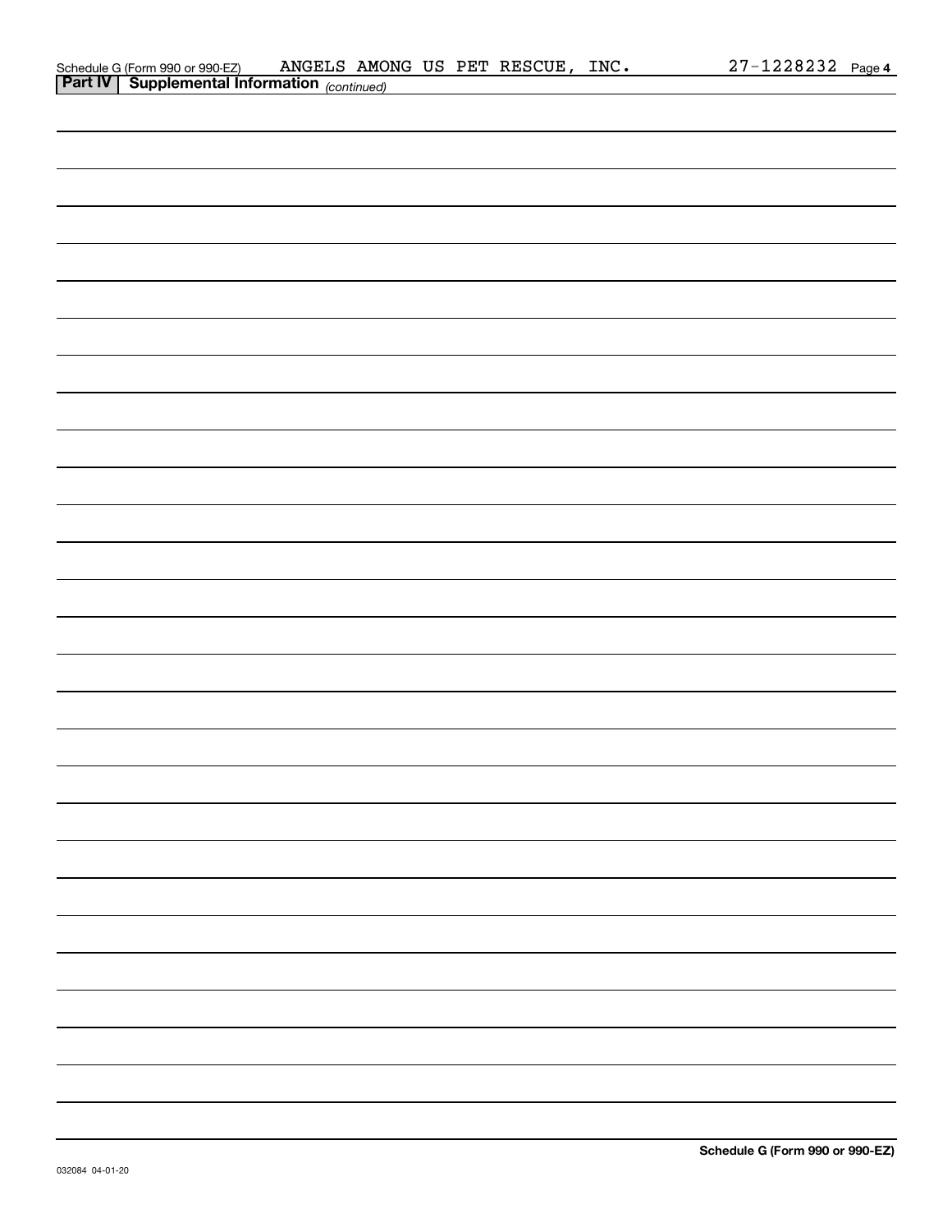Schedule G (Form 990 or 990-EZ) ANGELS AMONG US PET RESCUE, INC. 27-1228232 Page **4**

**Part IV | Supplemental Information** *(continued)*

032084 04-01-20

**Schedule G (Form 990 or 990-EZ)**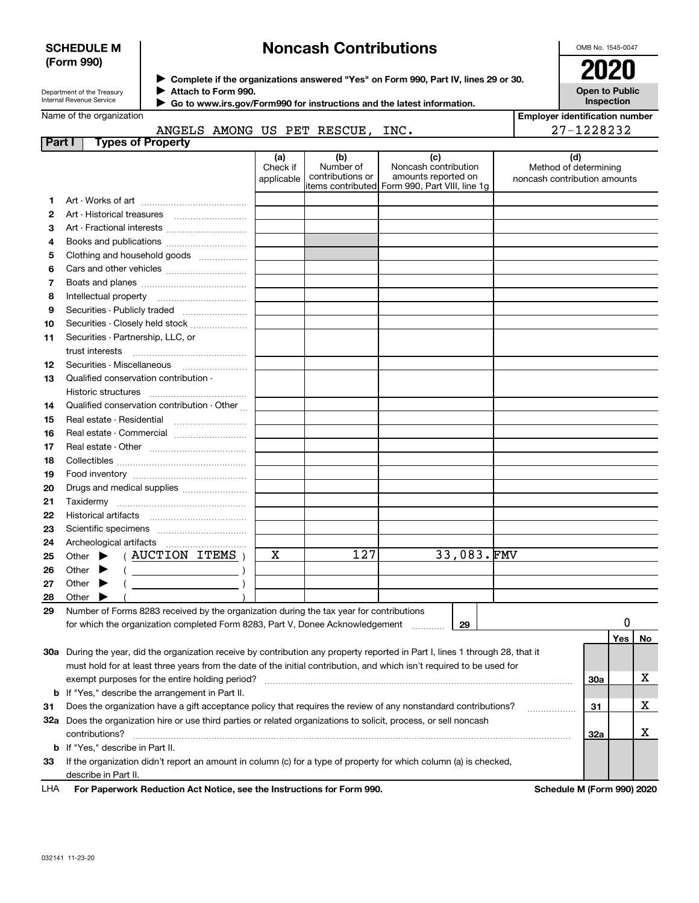**SCHEDULE M (Form 990)**

Department of the Treasury
Internal Revenue Service

# Noncash Contributions

▶ Complete if the organizations answered "Yes" on Form 990, Part IV, lines 29 or 30.
▶ Attach to Form 990.
▶ Go to www.irs.gov/Form990 for instructions and the latest information.

OMB No. 1545-0047

**2020**

**Open to Public Inspection**

Name of the organization: ANGELS AMONG US PET RESCUE, INC.

Employer identification number: 27-1228232

**Part I Types of Property**

| | | (a) Check if applicable | (b) Number of contributions or items contributed | (c) Noncash contribution amounts reported on Form 990, Part VIII, line 1g | (d) Method of determining noncash contribution amounts |
|---|---|---|---|---|---|
| 1 | Art - Works of art | | | | |
| 2 | Art - Historical treasures | | | | |
| 3 | Art - Fractional interests | | | | |
| 4 | Books and publications | | | | |
| 5 | Clothing and household goods | | | | |
| 6 | Cars and other vehicles | | | | |
| 7 | Boats and planes | | | | |
| 8 | Intellectual property | | | | |
| 9 | Securities - Publicly traded | | | | |
| 10 | Securities - Closely held stock | | | | |
| 11 | Securities - Partnership, LLC, or trust interests | | | | |
| 12 | Securities - Miscellaneous | | | | |
| 13 | Qualified conservation contribution - Historic structures | | | | |
| 14 | Qualified conservation contribution - Other | | | | |
| 15 | Real estate - Residential | | | | |
| 16 | Real estate - Commercial | | | | |
| 17 | Real estate - Other | | | | |
| 18 | Collectibles | | | | |
| 19 | Food inventory | | | | |
| 20 | Drugs and medical supplies | | | | |
| 21 | Taxidermy | | | | |
| 22 | Historical artifacts | | | | |
| 23 | Scientific specimens | | | | |
| 24 | Archeological artifacts | | | | |
| 25 | Other ▶ ( AUCTION ITEMS ) | X | 127 | 33,083. | FMV |
| 26 | Other ▶ ( ) | | | | |
| 27 | Other ▶ ( ) | | | | |
| 28 | Other ▶ ( ) | | | | |

**29** Number of Forms 8283 received by the organization during the tax year for contributions for which the organization completed Form 8283, Part V, Donee Acknowledgement ..... **29** | 0

| | | | Yes | No |
|---|---|---|---|---|
| **30a** | During the year, did the organization receive by contribution any property reported in Part I, lines 1 through 28, that it must hold for at least three years from the date of the initial contribution, and which isn't required to be used for exempt purposes for the entire holding period? | 30a | | X |
| **b** | If "Yes," describe the arrangement in Part II. | | | |
| **31** | Does the organization have a gift acceptance policy that requires the review of any nonstandard contributions? | 31 | | X |
| **32a** | Does the organization hire or use third parties or related organizations to solicit, process, or sell noncash contributions? | 32a | | X |
| **b** | If "Yes," describe in Part II. | | | |
| **33** | If the organization didn't report an amount in column (c) for a type of property for which column (a) is checked, describe in Part II. | | | |

LHA **For Paperwork Reduction Act Notice, see the Instructions for Form 990.** **Schedule M (Form 990) 2020**

032141 11-23-20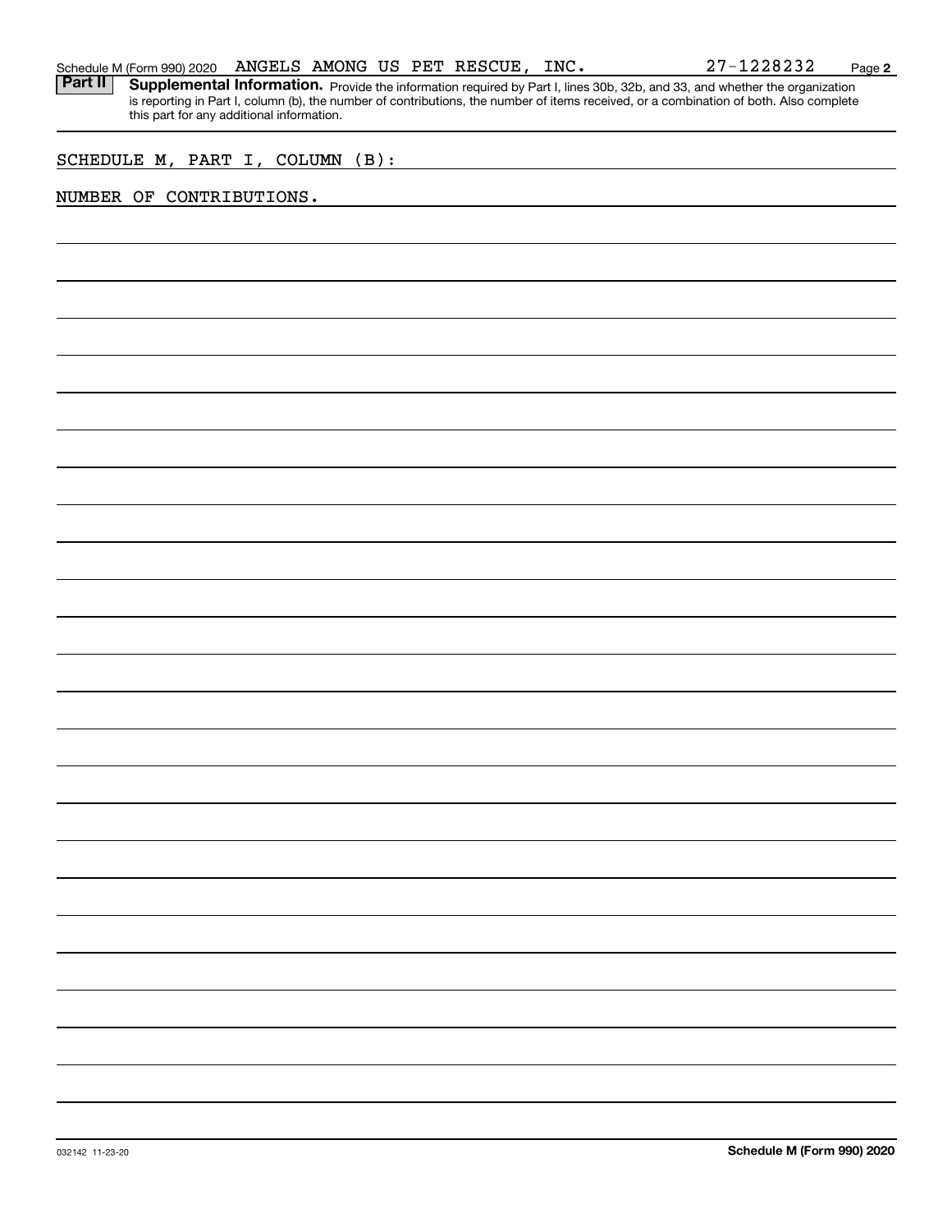Schedule M (Form 990) 2020 ANGELS AMONG US PET RESCUE, INC. 27-1228232

**Part II** **Supplemental Information.** Provide the information required by Part I, lines 30b, 32b, and 33, and whether the organization is reporting in Part I, column (b), the number of contributions, the number of items received, or a combination of both. Also complete this part for any additional information.

SCHEDULE M, PART I, COLUMN (B):

NUMBER OF CONTRIBUTIONS.

032142 11-23-20

**Schedule M (Form 990) 2020**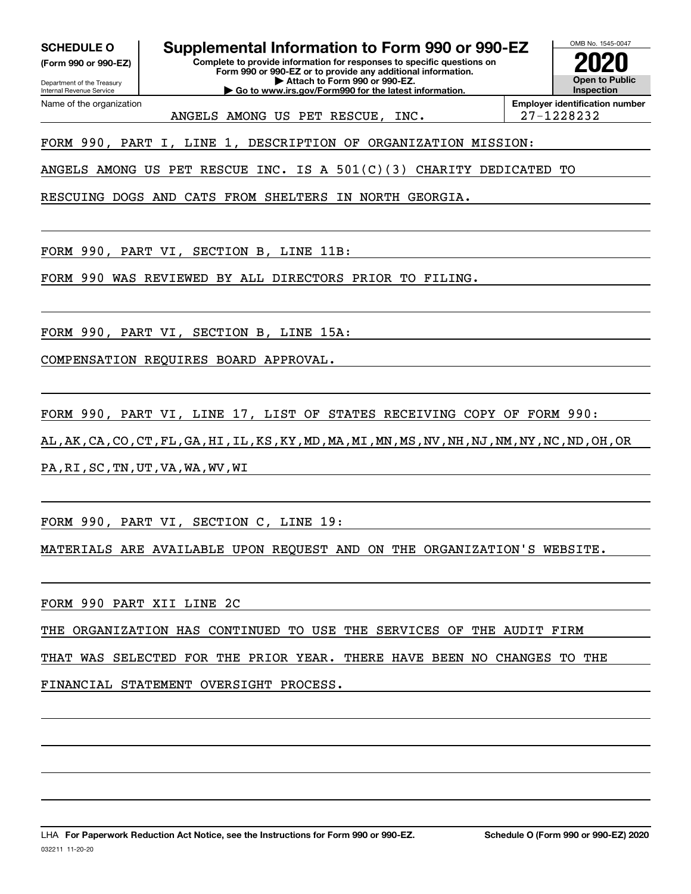**SCHEDULE O**
**(Form 990 or 990-EZ)**

Department of the Treasury
Internal Revenue Service

# Supplemental Information to Form 990 or 990-EZ

**Complete to provide information for responses to specific questions on Form 990 or 990-EZ or to provide any additional information.**
**▶ Attach to Form 990 or 990-EZ.**
**▶ Go to www.irs.gov/Form990 for the latest information.**

OMB No. 1545-0047

**2020**

**Open to Public Inspection**

| Name of the organization | Employer identification number |
|---|---|
| ANGELS AMONG US PET RESCUE, INC. | 27-1228232 |

FORM 990, PART I, LINE 1, DESCRIPTION OF ORGANIZATION MISSION:

ANGELS AMONG US PET RESCUE INC. IS A 501(C)(3) CHARITY DEDICATED TO RESCUING DOGS AND CATS FROM SHELTERS IN NORTH GEORGIA.

FORM 990, PART VI, SECTION B, LINE 11B:

FORM 990 WAS REVIEWED BY ALL DIRECTORS PRIOR TO FILING.

FORM 990, PART VI, SECTION B, LINE 15A:

COMPENSATION REQUIRES BOARD APPROVAL.

FORM 990, PART VI, LINE 17, LIST OF STATES RECEIVING COPY OF FORM 990:

AL,AK,CA,CO,CT,FL,GA,HI,IL,KS,KY,MD,MA,MI,MN,MS,NV,NH,NJ,NM,NY,NC,ND,OH,OR PA,RI,SC,TN,UT,VA,WA,WV,WI

FORM 990, PART VI, SECTION C, LINE 19:

MATERIALS ARE AVAILABLE UPON REQUEST AND ON THE ORGANIZATION'S WEBSITE.

FORM 990 PART XII LINE 2C

THE ORGANIZATION HAS CONTINUED TO USE THE SERVICES OF THE AUDIT FIRM THAT WAS SELECTED FOR THE PRIOR YEAR. THERE HAVE BEEN NO CHANGES TO THE FINANCIAL STATEMENT OVERSIGHT PROCESS.

LHA **For Paperwork Reduction Act Notice, see the Instructions for Form 990 or 990-EZ.** **Schedule O (Form 990 or 990-EZ) 2020**

032211 11-20-20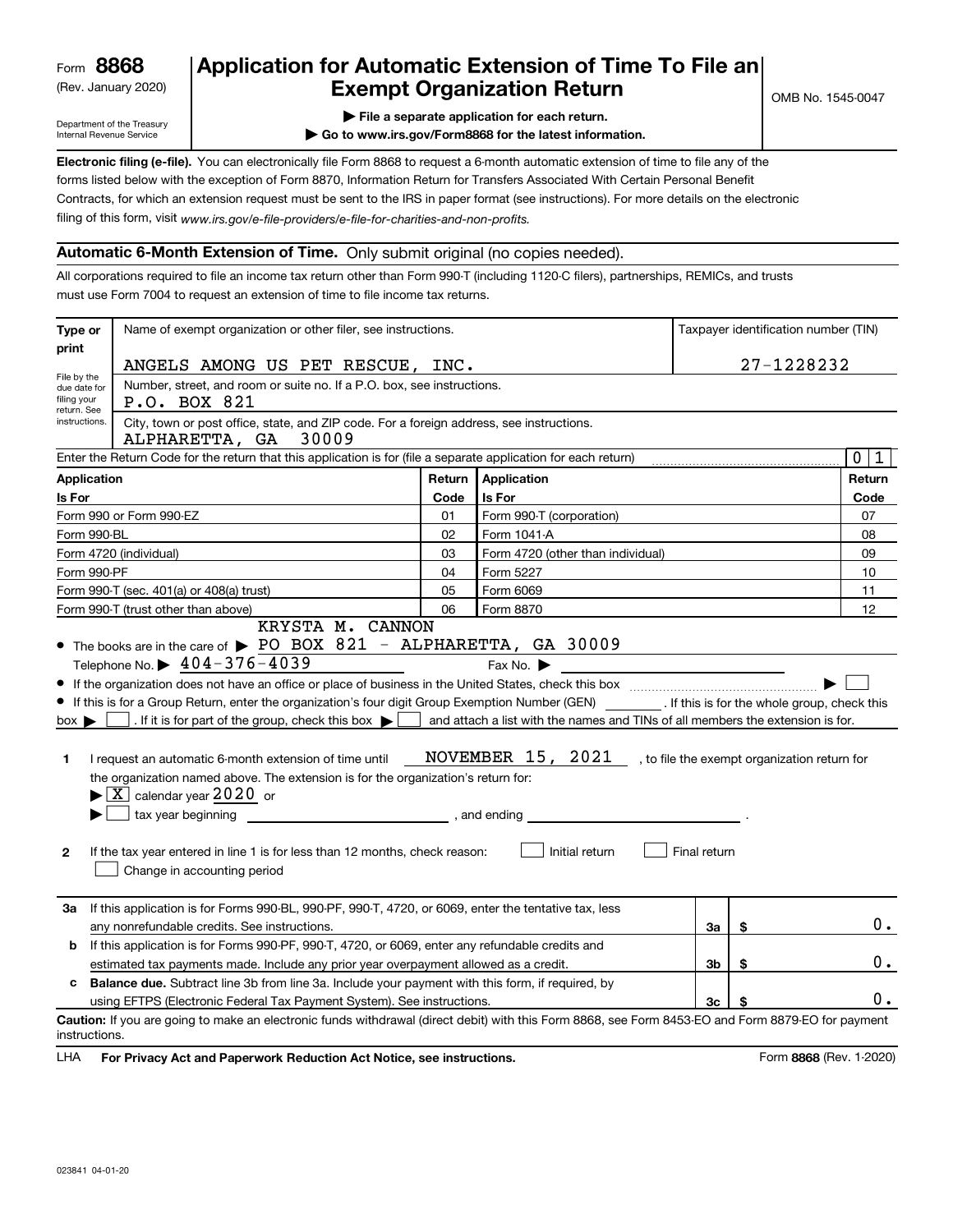Form **8868**
(Rev. January 2020)

Department of the Treasury
Internal Revenue Service

# Application for Automatic Extension of Time To File an Exempt Organization Return

▶ **File a separate application for each return.**
▶ **Go to www.irs.gov/Form8868 for the latest information.**

OMB No. 1545-0047

**Electronic filing (e-file).** You can electronically file Form 8868 to request a 6-month automatic extension of time to file any of the forms listed below with the exception of Form 8870, Information Return for Transfers Associated With Certain Personal Benefit Contracts, for which an extension request must be sent to the IRS in paper format (see instructions). For more details on the electronic filing of this form, visit *www.irs.gov/e-file-providers/e-file-for-charities-and-non-profits.*

## Automatic 6-Month Extension of Time. Only submit original (no copies needed).

All corporations required to file an income tax return other than Form 990-T (including 1120-C filers), partnerships, REMICs, and trusts must use Form 7004 to request an extension of time to file income tax returns.

| | | |
|---|---|---|
| **Type or print** | Name of exempt organization or other filer, see instructions. ANGELS AMONG US PET RESCUE, INC. | Taxpayer identification number (TIN) 27-1228232 |
| File by the due date for filing your return. See instructions. | Number, street, and room or suite no. If a P.O. box, see instructions. P.O. BOX 821 | |
| | City, town or post office, state, and ZIP code. For a foreign address, see instructions. ALPHARETTA, GA 30009 | |

Enter the Return Code for the return that this application is for (file a separate application for each return) .......... 0 1

| Application Is For | Return Code | Application Is For | Return Code |
|---|---|---|---|
| Form 990 or Form 990-EZ | 01 | Form 990-T (corporation) | 07 |
| Form 990-BL | 02 | Form 1041-A | 08 |
| Form 4720 (individual) | 03 | Form 4720 (other than individual) | 09 |
| Form 990-PF | 04 | Form 5227 | 10 |
| Form 990-T (sec. 401(a) or 408(a) trust) | 05 | Form 6069 | 11 |
| Form 990-T (trust other than above) | 06 | Form 8870 | 12 |

- The books are in the care of ▶ KRYSTA M. CANNON PO BOX 821 - ALPHARETTA, GA 30009
  Telephone No. ▶ 404-376-4039 Fax No. ▶
- If the organization does not have an office or place of business in the United States, check this box .......... ▶ ☐
- If this is for a Group Return, enter the organization's four digit Group Exemption Number (GEN) ________ . If this is for the whole group, check this box ▶ ☐ . If it is for part of the group, check this box ▶ ☐ and attach a list with the names and TINs of all members the extension is for.

**1** I request an automatic 6-month extension of time until NOVEMBER 15, 2021 , to file the exempt organization return for the organization named above. The extension is for the organization's return for:
▶ ☒ calendar year 2020 or
▶ ☐ tax year beginning ________________ , and ending ________________ .

**2** If the tax year entered in line 1 is for less than 12 months, check reason: ☐ Initial return ☐ Final return
☐ Change in accounting period

| | | | |
|---|---|---|---|
| **3a** | If this application is for Forms 990-BL, 990-PF, 990-T, 4720, or 6069, enter the tentative tax, less any nonrefundable credits. See instructions. | **3a** | $ 0. |
| **b** | If this application is for Forms 990-PF, 990-T, 4720, or 6069, enter any refundable credits and estimated tax payments made. Include any prior year overpayment allowed as a credit. | **3b** | $ 0. |
| **c** | **Balance due.** Subtract line 3b from line 3a. Include your payment with this form, if required, by using EFTPS (Electronic Federal Tax Payment System). See instructions. | **3c** | $ 0. |

**Caution:** If you are going to make an electronic funds withdrawal (direct debit) with this Form 8868, see Form 8453-EO and Form 8879-EO for payment instructions.

LHA **For Privacy Act and Paperwork Reduction Act Notice, see instructions.** Form **8868** (Rev. 1-2020)

023841 04-01-20